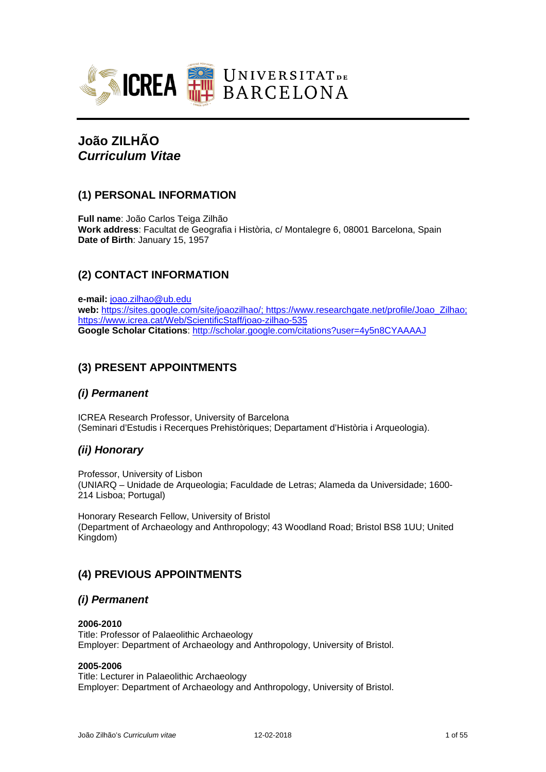# João ZILHÃO
# *Curriculum Vitae*

## (1) PERSONAL INFORMATION

**Full name**: João Carlos Teiga Zilhão
**Work address**: Facultat de Geografia i Història, c/ Montalegre 6, 08001 Barcelona, Spain
**Date of Birth**: January 15, 1957

## (2) CONTACT INFORMATION

**e-mail:** joao.zilhao@ub.edu
**web:** https://sites.google.com/site/joaozilhao/; https://www.researchgate.net/profile/Joao_Zilhao; https://www.icrea.cat/Web/ScientificStaff/joao-zilhao-535
**Google Scholar Citations**: http://scholar.google.com/citations?user=4y5n8CYAAAAJ

## (3) PRESENT APPOINTMENTS

### *(i) Permanent*

ICREA Research Professor, University of Barcelona
(Seminari d'Estudis i Recerques Prehistòriques; Departament d'Història i Arqueologia).

### *(ii) Honorary*

Professor, University of Lisbon
(UNIARQ – Unidade de Arqueologia; Faculdade de Letras; Alameda da Universidade; 1600-214 Lisboa; Portugal)

Honorary Research Fellow, University of Bristol
(Department of Archaeology and Anthropology; 43 Woodland Road; Bristol BS8 1UU; United Kingdom)

## (4) PREVIOUS APPOINTMENTS

### *(i) Permanent*

**2006-2010**
Title: Professor of Palaeolithic Archaeology
Employer: Department of Archaeology and Anthropology, University of Bristol.

**2005-2006**
Title: Lecturer in Palaeolithic Archaeology
Employer: Department of Archaeology and Anthropology, University of Bristol.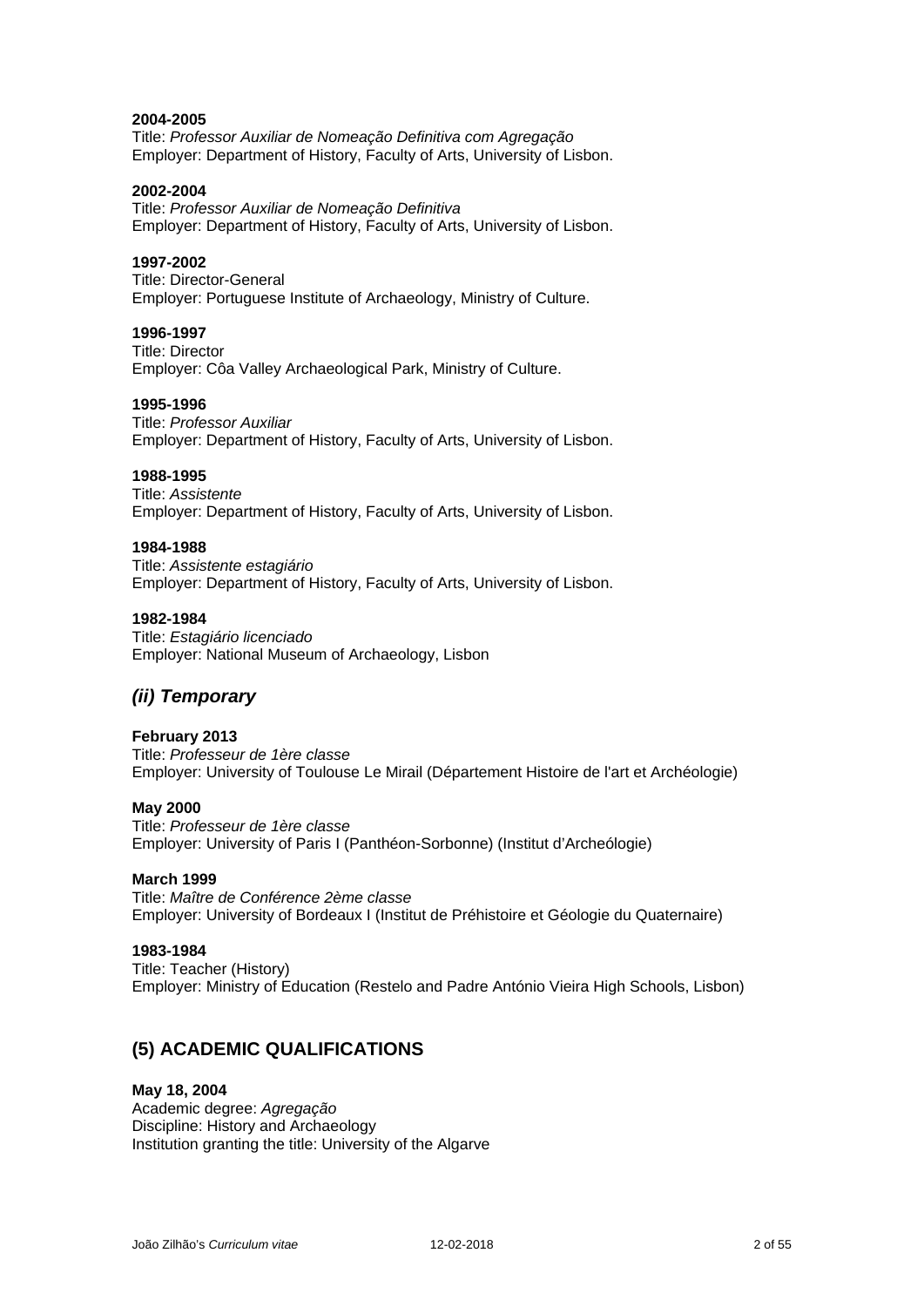**2004-2005**
Title: *Professor Auxiliar de Nomeação Definitiva com Agregação*
Employer: Department of History, Faculty of Arts, University of Lisbon.

**2002-2004**
Title: *Professor Auxiliar de Nomeação Definitiva*
Employer: Department of History, Faculty of Arts, University of Lisbon.

**1997-2002**
Title: Director-General
Employer: Portuguese Institute of Archaeology, Ministry of Culture.

**1996-1997**
Title: Director
Employer: Côa Valley Archaeological Park, Ministry of Culture.

**1995-1996**
Title: *Professor Auxiliar*
Employer: Department of History, Faculty of Arts, University of Lisbon.

**1988-1995**
Title: *Assistente*
Employer: Department of History, Faculty of Arts, University of Lisbon.

**1984-1988**
Title: *Assistente estagiário*
Employer: Department of History, Faculty of Arts, University of Lisbon.

**1982-1984**
Title: *Estagiário licenciado*
Employer: National Museum of Archaeology, Lisbon

### *(ii) Temporary*

**February 2013**
Title: *Professeur de 1ère classe*
Employer: University of Toulouse Le Mirail (Département Histoire de l'art et Archéologie)

**May 2000**
Title: *Professeur de 1ère classe*
Employer: University of Paris I (Panthéon-Sorbonne) (Institut d'Archeólogie)

**March 1999**
Title: *Maître de Conférence 2ème classe*
Employer: University of Bordeaux I (Institut de Préhistoire et Géologie du Quaternaire)

**1983-1984**
Title: Teacher (History)
Employer: Ministry of Education (Restelo and Padre António Vieira High Schools, Lisbon)

## (5) ACADEMIC QUALIFICATIONS

**May 18, 2004**
Academic degree: *Agregação*
Discipline: History and Archaeology
Institution granting the title: University of the Algarve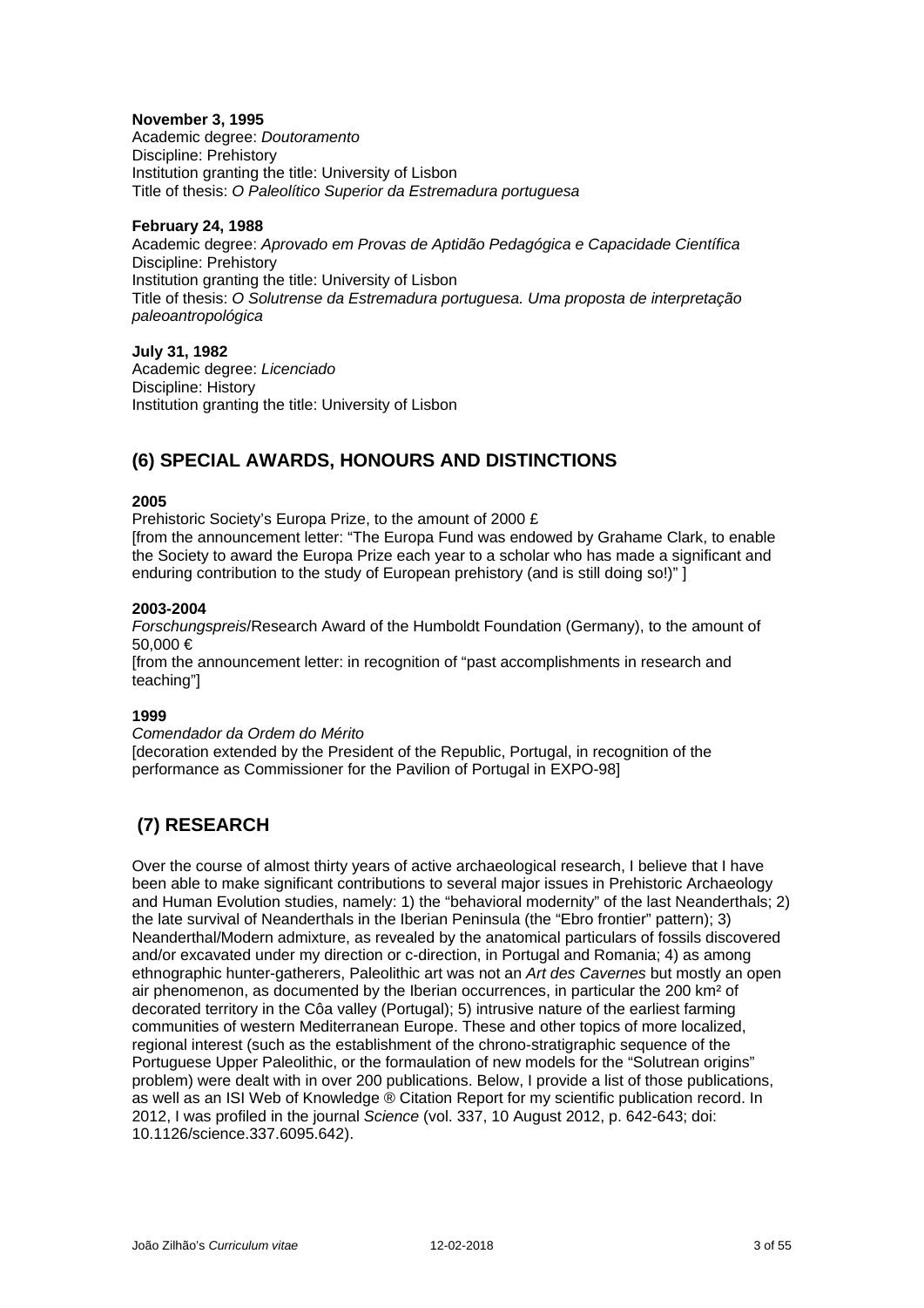**November 3, 1995**
Academic degree: *Doutoramento*
Discipline: Prehistory
Institution granting the title: University of Lisbon
Title of thesis: *O Paleolítico Superior da Estremadura portuguesa*

**February 24, 1988**
Academic degree: *Aprovado em Provas de Aptidão Pedagógica e Capacidade Científica*
Discipline: Prehistory
Institution granting the title: University of Lisbon
Title of thesis: *O Solutrense da Estremadura portuguesa. Uma proposta de interpretação paleoantropológica*

**July 31, 1982**
Academic degree: *Licenciado*
Discipline: History
Institution granting the title: University of Lisbon

## (6) SPECIAL AWARDS, HONOURS AND DISTINCTIONS

**2005**
Prehistoric Society's Europa Prize, to the amount of 2000 £
[from the announcement letter: "The Europa Fund was endowed by Grahame Clark, to enable the Society to award the Europa Prize each year to a scholar who has made a significant and enduring contribution to the study of European prehistory (and is still doing so!)" ]

**2003-2004**
*Forschungspreis*/Research Award of the Humboldt Foundation (Germany), to the amount of 50,000 €
[from the announcement letter: in recognition of "past accomplishments in research and teaching"]

**1999**
*Comendador da Ordem do Mérito*
[decoration extended by the President of the Republic, Portugal, in recognition of the performance as Commissioner for the Pavilion of Portugal in EXPO-98]

## (7) RESEARCH

Over the course of almost thirty years of active archaeological research, I believe that I have been able to make significant contributions to several major issues in Prehistoric Archaeology and Human Evolution studies, namely: 1) the "behavioral modernity" of the last Neanderthals; 2) the late survival of Neanderthals in the Iberian Peninsula (the "Ebro frontier" pattern); 3) Neanderthal/Modern admixture, as revealed by the anatomical particulars of fossils discovered and/or excavated under my direction or c-direction, in Portugal and Romania; 4) as among ethnographic hunter-gatherers, Paleolithic art was not an *Art des Cavernes* but mostly an open air phenomenon, as documented by the Iberian occurrences, in particular the 200 km² of decorated territory in the Côa valley (Portugal); 5) intrusive nature of the earliest farming communities of western Mediterranean Europe. These and other topics of more localized, regional interest (such as the establishment of the chrono-stratigraphic sequence of the Portuguese Upper Paleolithic, or the formaulation of new models for the "Solutrean origins" problem) were dealt with in over 200 publications. Below, I provide a list of those publications, as well as an ISI Web of Knowledge ® Citation Report for my scientific publication record. In 2012, I was profiled in the journal *Science* (vol. 337, 10 August 2012, p. 642-643; doi: 10.1126/science.337.6095.642).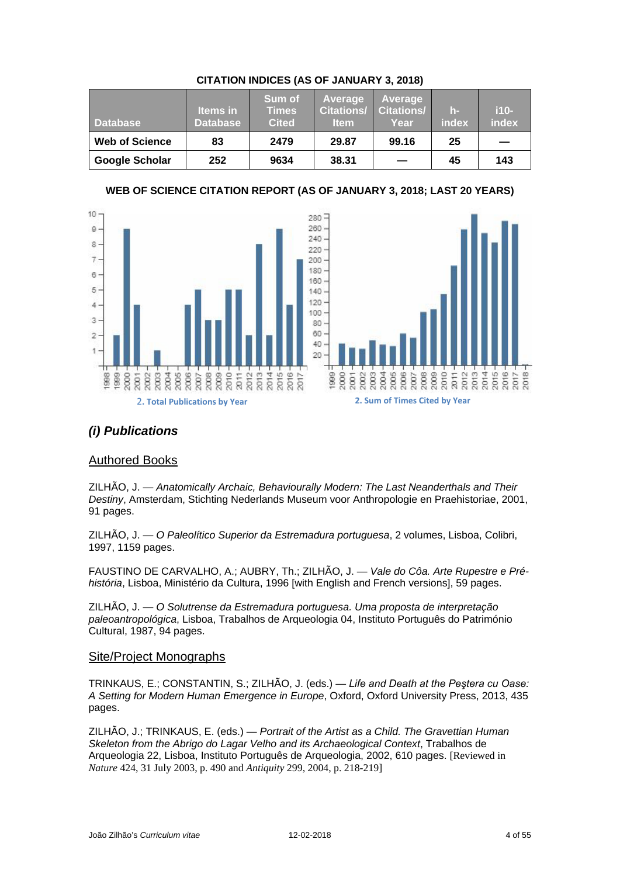**CITATION INDICES (AS OF JANUARY 3, 2018)**

| Database | Items in Database | Sum of Times Cited | Average Citations/ Item | Average Citations/ Year | h-index | i10-index |
|---|---|---|---|---|---|---|
| Web of Science | 83 | 2479 | 29.87 | 99.16 | 25 | — |
| Google Scholar | 252 | 9634 | 38.31 | — | 45 | 143 |

**WEB OF SCIENCE CITATION REPORT (AS OF JANUARY 3, 2018; LAST 20 YEARS)**

2. Total Publications by Year

2. Sum of Times Cited by Year

## *(i) Publications*

### Authored Books

ZILHÃO, J. — *Anatomically Archaic, Behaviourally Modern: The Last Neanderthals and Their Destiny*, Amsterdam, Stichting Nederlands Museum voor Anthropologie en Praehistoriae, 2001, 91 pages.

ZILHÃO, J. — *O Paleolítico Superior da Estremadura portuguesa*, 2 volumes, Lisboa, Colibri, 1997, 1159 pages.

FAUSTINO DE CARVALHO, A.; AUBRY, Th.; ZILHÃO, J. — *Vale do Côa. Arte Rupestre e Pré-história*, Lisboa, Ministério da Cultura, 1996 [with English and French versions], 59 pages.

ZILHÃO, J. — *O Solutrense da Estremadura portuguesa. Uma proposta de interpretação paleoantropológica*, Lisboa, Trabalhos de Arqueologia 04, Instituto Português do Património Cultural, 1987, 94 pages.

### Site/Project Monographs

TRINKAUS, E.; CONSTANTIN, S.; ZILHÃO, J. (eds.) — *Life and Death at the Peştera cu Oase: A Setting for Modern Human Emergence in Europe*, Oxford, Oxford University Press, 2013, 435 pages.

ZILHÃO, J.; TRINKAUS, E. (eds.) — *Portrait of the Artist as a Child. The Gravettian Human Skeleton from the Abrigo do Lagar Velho and its Archaeological Context*, Trabalhos de Arqueologia 22, Lisboa, Instituto Português de Arqueologia, 2002, 610 pages. [Reviewed in *Nature* 424, 31 July 2003, p. 490 and *Antiquity* 299, 2004, p. 218-219]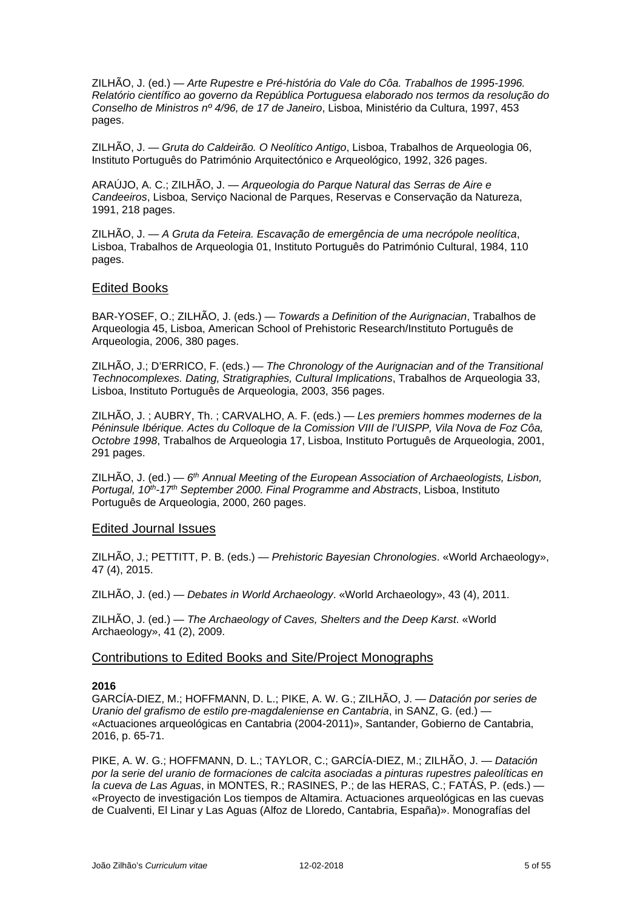ZILHÃO, J. (ed.) — *Arte Rupestre e Pré-história do Vale do Côa. Trabalhos de 1995-1996. Relatório científico ao governo da República Portuguesa elaborado nos termos da resolução do Conselho de Ministros nº 4/96, de 17 de Janeiro*, Lisboa, Ministério da Cultura, 1997, 453 pages.

ZILHÃO, J. — *Gruta do Caldeirão. O Neolítico Antigo*, Lisboa, Trabalhos de Arqueologia 06, Instituto Português do Património Arquitectónico e Arqueológico, 1992, 326 pages.

ARAÚJO, A. C.; ZILHÃO, J. — *Arqueologia do Parque Natural das Serras de Aire e Candeeiros*, Lisboa, Serviço Nacional de Parques, Reservas e Conservação da Natureza, 1991, 218 pages.

ZILHÃO, J. — *A Gruta da Feteira. Escavação de emergência de uma necrópole neolítica*, Lisboa, Trabalhos de Arqueologia 01, Instituto Português do Património Cultural, 1984, 110 pages.

## Edited Books

BAR-YOSEF, O.; ZILHÃO, J. (eds.) — *Towards a Definition of the Aurignacian*, Trabalhos de Arqueologia 45, Lisboa, American School of Prehistoric Research/Instituto Português de Arqueologia, 2006, 380 pages.

ZILHÃO, J.; D'ERRICO, F. (eds.) — *The Chronology of the Aurignacian and of the Transitional Technocomplexes. Dating, Stratigraphies, Cultural Implications*, Trabalhos de Arqueologia 33, Lisboa, Instituto Português de Arqueologia, 2003, 356 pages.

ZILHÃO, J. ; AUBRY, Th. ; CARVALHO, A. F. (eds.) — *Les premiers hommes modernes de la Péninsule Ibérique. Actes du Colloque de la Comission VIII de l'UISPP, Vila Nova de Foz Côa, Octobre 1998*, Trabalhos de Arqueologia 17, Lisboa, Instituto Português de Arqueologia, 2001, 291 pages.

ZILHÃO, J. (ed.) — *6th Annual Meeting of the European Association of Archaeologists, Lisbon, Portugal, 10th-17th September 2000. Final Programme and Abstracts*, Lisboa, Instituto Português de Arqueologia, 2000, 260 pages.

## Edited Journal Issues

ZILHÃO, J.; PETTITT, P. B. (eds.) — *Prehistoric Bayesian Chronologies*. «World Archaeology», 47 (4), 2015.

ZILHÃO, J. (ed.) — *Debates in World Archaeology*. «World Archaeology», 43 (4), 2011.

ZILHÃO, J. (ed.) — *The Archaeology of Caves, Shelters and the Deep Karst*. «World Archaeology», 41 (2), 2009.

## Contributions to Edited Books and Site/Project Monographs

**2016**

GARCÍA-DIEZ, M.; HOFFMANN, D. L.; PIKE, A. W. G.; ZILHÃO, J. — *Datación por series de Uranio del grafismo de estilo pre-magdaleniense en Cantabria*, in SANZ, G. (ed.) — «Actuaciones arqueológicas en Cantabria (2004-2011)», Santander, Gobierno de Cantabria, 2016, p. 65-71.

PIKE, A. W. G.; HOFFMANN, D. L.; TAYLOR, C.; GARCÍA-DIEZ, M.; ZILHÃO, J. — *Datación por la serie del uranio de formaciones de calcita asociadas a pinturas rupestres paleolíticas en la cueva de Las Aguas*, in MONTES, R.; RASINES, P.; de las HERAS, C.; FATÁS, P. (eds.) — «Proyecto de investigación Los tiempos de Altamira. Actuaciones arqueológicas en las cuevas de Cualventi, El Linar y Las Aguas (Alfoz de Lloredo, Cantabria, España)». Monografías del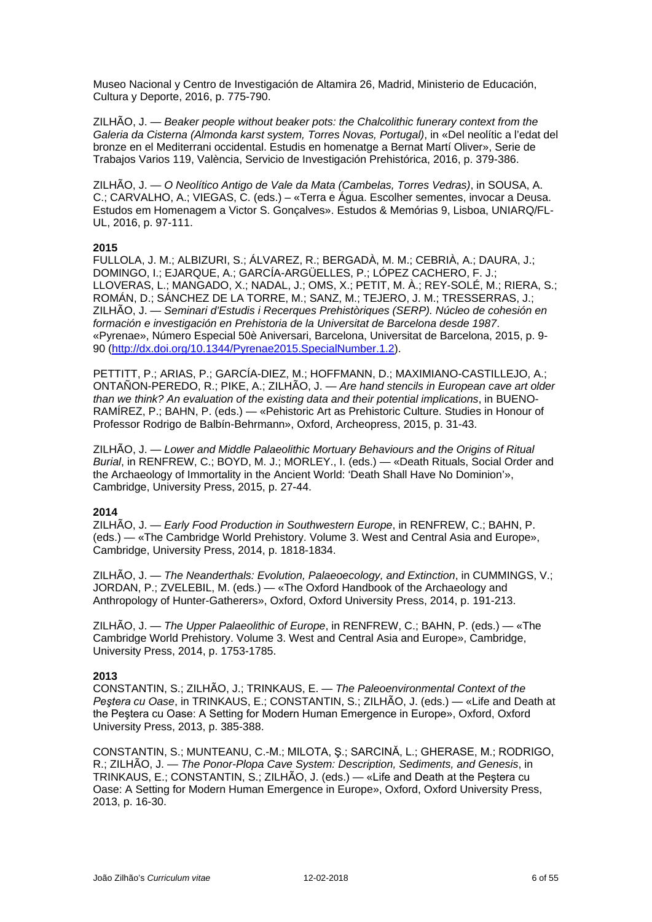Museo Nacional y Centro de Investigación de Altamira 26, Madrid, Ministerio de Educación, Cultura y Deporte, 2016, p. 775-790.

ZILHÃO, J. — *Beaker people without beaker pots: the Chalcolithic funerary context from the Galeria da Cisterna (Almonda karst system, Torres Novas, Portugal)*, in «Del neolític a l'edat del bronze en el Mediterrani occidental. Estudis en homenatge a Bernat Martí Oliver», Serie de Trabajos Varios 119, València, Servicio de Investigación Prehistórica, 2016, p. 379-386.

ZILHÃO, J. — *O Neolítico Antigo de Vale da Mata (Cambelas, Torres Vedras)*, in SOUSA, A. C.; CARVALHO, A.; VIEGAS, C. (eds.) – «Terra e Água. Escolher sementes, invocar a Deusa. Estudos em Homenagem a Victor S. Gonçalves». Estudos & Memórias 9, Lisboa, UNIARQ/FL-UL, 2016, p. 97-111.

**2015**

FULLOLA, J. M.; ALBIZURI, S.; ÁLVAREZ, R.; BERGADÀ, M. M.; CEBRIÀ, A.; DAURA, J.; DOMINGO, I.; EJARQUE, A.; GARCÍA-ARGÜELLES, P.; LÓPEZ CACHERO, F. J.; LLOVERAS, L.; MANGADO, X.; NADAL, J.; OMS, X.; PETIT, M. À.; REY-SOLÉ, M.; RIERA, S.; ROMÁN, D.; SÁNCHEZ DE LA TORRE, M.; SANZ, M.; TEJERO, J. M.; TRESSERRAS, J.; ZILHÃO, J. — *Seminari d'Estudis i Recerques Prehistòriques (SERP). Núcleo de cohesión en formación e investigación en Prehistoria de la Universitat de Barcelona desde 1987*. «Pyrenae», Número Especial 50è Aniversari, Barcelona, Universitat de Barcelona, 2015, p. 9-90 (http://dx.doi.org/10.1344/Pyrenae2015.SpecialNumber.1.2).

PETTITT, P.; ARIAS, P.; GARCÍA-DIEZ, M.; HOFFMANN, D.; MAXIMIANO-CASTILLEJO, A.; ONTAÑON-PEREDO, R.; PIKE, A.; ZILHÃO, J. — *Are hand stencils in European cave art older than we think? An evaluation of the existing data and their potential implications*, in BUENO-RAMÍREZ, P.; BAHN, P. (eds.) — «Pehistoric Art as Prehistoric Culture. Studies in Honour of Professor Rodrigo de Balbín-Behrmann», Oxford, Archeopress, 2015, p. 31-43.

ZILHÃO, J. — *Lower and Middle Palaeolithic Mortuary Behaviours and the Origins of Ritual Burial*, in RENFREW, C.; BOYD, M. J.; MORLEY., I. (eds.) — «Death Rituals, Social Order and the Archaeology of Immortality in the Ancient World: 'Death Shall Have No Dominion'», Cambridge, University Press, 2015, p. 27-44.

**2014**

ZILHÃO, J. — *Early Food Production in Southwestern Europe*, in RENFREW, C.; BAHN, P. (eds.) — «The Cambridge World Prehistory. Volume 3. West and Central Asia and Europe», Cambridge, University Press, 2014, p. 1818-1834.

ZILHÃO, J. — *The Neanderthals: Evolution, Palaeoecology, and Extinction*, in CUMMINGS, V.; JORDAN, P.; ZVELEBIL, M. (eds.) — «The Oxford Handbook of the Archaeology and Anthropology of Hunter-Gatherers», Oxford, Oxford University Press, 2014, p. 191-213.

ZILHÃO, J. — *The Upper Palaeolithic of Europe*, in RENFREW, C.; BAHN, P. (eds.) — «The Cambridge World Prehistory. Volume 3. West and Central Asia and Europe», Cambridge, University Press, 2014, p. 1753-1785.

**2013**

CONSTANTIN, S.; ZILHÃO, J.; TRINKAUS, E. — *The Paleoenvironmental Context of the Peştera cu Oase*, in TRINKAUS, E.; CONSTANTIN, S.; ZILHÃO, J. (eds.) — «Life and Death at the Peştera cu Oase: A Setting for Modern Human Emergence in Europe», Oxford, Oxford University Press, 2013, p. 385-388.

CONSTANTIN, S.; MUNTEANU, C.-M.; MILOTA, Ş.; SARCINĂ, L.; GHERASE, M.; RODRIGO, R.; ZILHÃO, J. — *The Ponor-Plopa Cave System: Description, Sediments, and Genesis*, in TRINKAUS, E.; CONSTANTIN, S.; ZILHÃO, J. (eds.) — «Life and Death at the Peştera cu Oase: A Setting for Modern Human Emergence in Europe», Oxford, Oxford University Press, 2013, p. 16-30.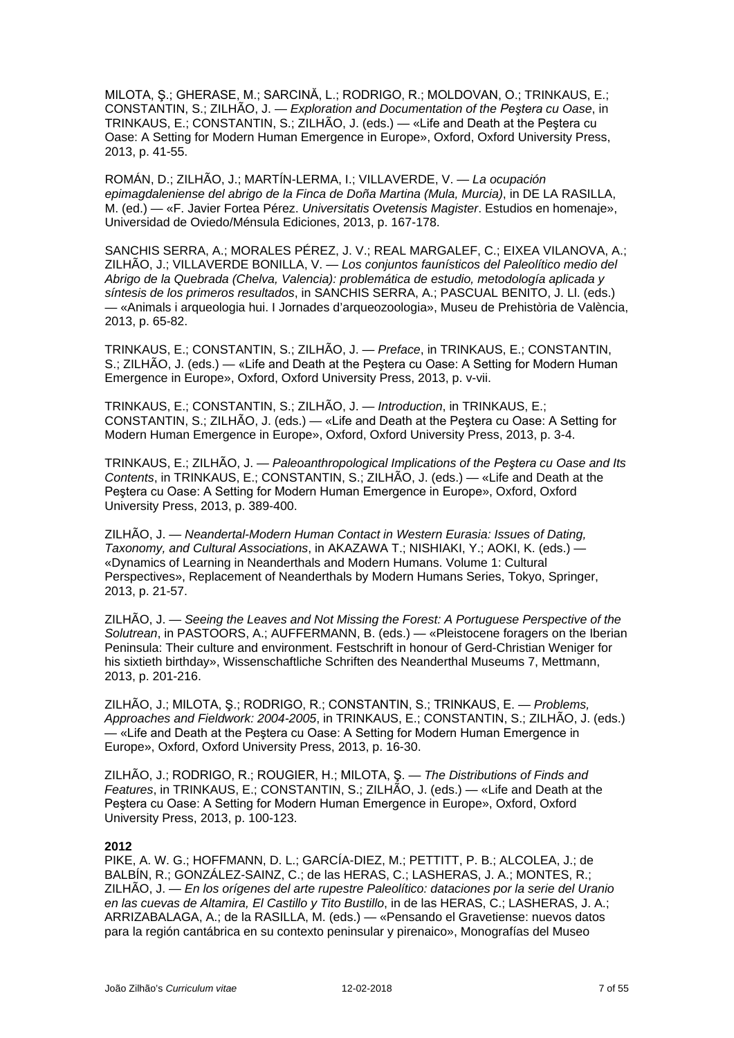MILOTA, Ş.; GHERASE, M.; SARCINĂ, L.; RODRIGO, R.; MOLDOVAN, O.; TRINKAUS, E.; CONSTANTIN, S.; ZILHÃO, J. — *Exploration and Documentation of the Peştera cu Oase*, in TRINKAUS, E.; CONSTANTIN, S.; ZILHÃO, J. (eds.) — «Life and Death at the Peştera cu Oase: A Setting for Modern Human Emergence in Europe», Oxford, Oxford University Press, 2013, p. 41-55.

ROMÁN, D.; ZILHÃO, J.; MARTÍN-LERMA, I.; VILLAVERDE, V. — *La ocupación epimagdaleniense del abrigo de la Finca de Doña Martina (Mula, Murcia)*, in DE LA RASILLA, M. (ed.) — «F. Javier Fortea Pérez. *Universitatis Ovetensis Magister*. Estudios en homenaje», Universidad de Oviedo/Ménsula Ediciones, 2013, p. 167-178.

SANCHIS SERRA, A.; MORALES PÉREZ, J. V.; REAL MARGALEF, C.; EIXEA VILANOVA, A.; ZILHÃO, J.; VILLAVERDE BONILLA, V. — *Los conjuntos faunísticos del Paleolítico medio del Abrigo de la Quebrada (Chelva, Valencia): problemática de estudio, metodología aplicada y síntesis de los primeros resultados*, in SANCHIS SERRA, A.; PASCUAL BENITO, J. Ll. (eds.) — «Animals i arqueologia hui. I Jornades d'arqueozoologia», Museu de Prehistòria de València, 2013, p. 65-82.

TRINKAUS, E.; CONSTANTIN, S.; ZILHÃO, J. — *Preface*, in TRINKAUS, E.; CONSTANTIN, S.; ZILHÃO, J. (eds.) — «Life and Death at the Peştera cu Oase: A Setting for Modern Human Emergence in Europe», Oxford, Oxford University Press, 2013, p. v-vii.

TRINKAUS, E.; CONSTANTIN, S.; ZILHÃO, J. — *Introduction*, in TRINKAUS, E.; CONSTANTIN, S.; ZILHÃO, J. (eds.) — «Life and Death at the Peştera cu Oase: A Setting for Modern Human Emergence in Europe», Oxford, Oxford University Press, 2013, p. 3-4.

TRINKAUS, E.; ZILHÃO, J. — *Paleoanthropological Implications of the Peştera cu Oase and Its Contents*, in TRINKAUS, E.; CONSTANTIN, S.; ZILHÃO, J. (eds.) — «Life and Death at the Peştera cu Oase: A Setting for Modern Human Emergence in Europe», Oxford, Oxford University Press, 2013, p. 389-400.

ZILHÃO, J. — *Neandertal-Modern Human Contact in Western Eurasia: Issues of Dating, Taxonomy, and Cultural Associations*, in AKAZAWA T.; NISHIAKI, Y.; AOKI, K. (eds.) — «Dynamics of Learning in Neanderthals and Modern Humans. Volume 1: Cultural Perspectives», Replacement of Neanderthals by Modern Humans Series, Tokyo, Springer, 2013, p. 21-57.

ZILHÃO, J. — *Seeing the Leaves and Not Missing the Forest: A Portuguese Perspective of the Solutrean*, in PASTOORS, A.; AUFFERMANN, B. (eds.) — «Pleistocene foragers on the Iberian Peninsula: Their culture and environment. Festschrift in honour of Gerd-Christian Weniger for his sixtieth birthday», Wissenschaftliche Schriften des Neanderthal Museums 7, Mettmann, 2013, p. 201-216.

ZILHÃO, J.; MILOTA, Ş.; RODRIGO, R.; CONSTANTIN, S.; TRINKAUS, E. — *Problems, Approaches and Fieldwork: 2004-2005*, in TRINKAUS, E.; CONSTANTIN, S.; ZILHÃO, J. (eds.) — «Life and Death at the Peştera cu Oase: A Setting for Modern Human Emergence in Europe», Oxford, Oxford University Press, 2013, p. 16-30.

ZILHÃO, J.; RODRIGO, R.; ROUGIER, H.; MILOTA, Ş. — *The Distributions of Finds and Features*, in TRINKAUS, E.; CONSTANTIN, S.; ZILHÃO, J. (eds.) — «Life and Death at the Peştera cu Oase: A Setting for Modern Human Emergence in Europe», Oxford, Oxford University Press, 2013, p. 100-123.

**2012**

PIKE, A. W. G.; HOFFMANN, D. L.; GARCÍA-DIEZ, M.; PETTITT, P. B.; ALCOLEA, J.; de BALBÍN, R.; GONZÁLEZ-SAINZ, C.; de las HERAS, C.; LASHERAS, J. A.; MONTES, R.; ZILHÃO, J. — *En los orígenes del arte rupestre Paleolítico: dataciones por la serie del Uranio en las cuevas de Altamira, El Castillo y Tito Bustillo*, in de las HERAS, C.; LASHERAS, J. A.; ARRIZABALAGA, A.; de la RASILLA, M. (eds.) — «Pensando el Gravetiense: nuevos datos para la región cantábrica en su contexto peninsular y pirenaico», Monografías del Museo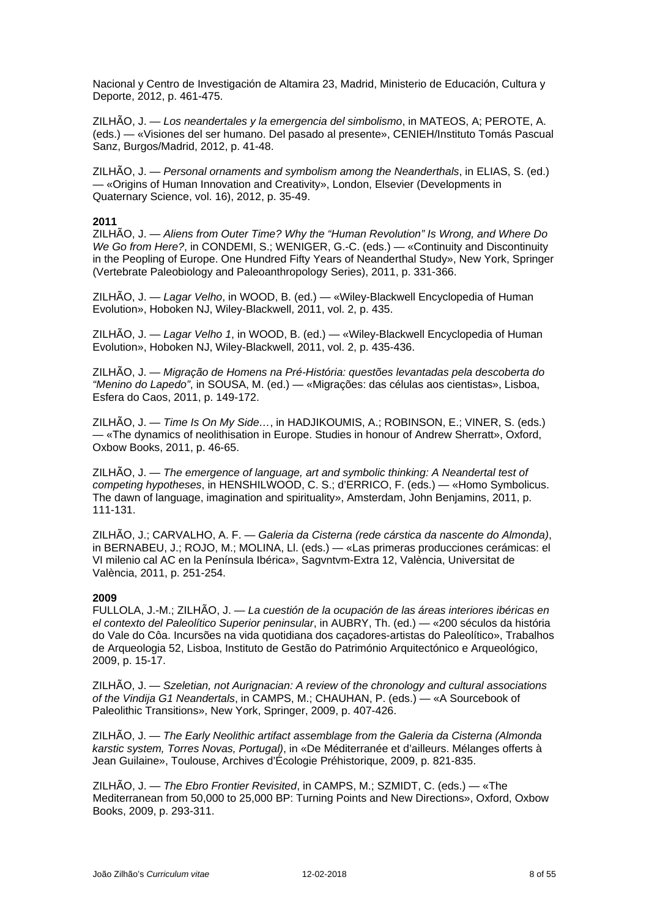Nacional y Centro de Investigación de Altamira 23, Madrid, Ministerio de Educación, Cultura y Deporte, 2012, p. 461-475.

ZILHÃO, J. — *Los neandertales y la emergencia del simbolismo*, in MATEOS, A; PEROTE, A. (eds.) — «Visiones del ser humano. Del pasado al presente», CENIEH/Instituto Tomás Pascual Sanz, Burgos/Madrid, 2012, p. 41-48.

ZILHÃO, J. — *Personal ornaments and symbolism among the Neanderthals*, in ELIAS, S. (ed.) — «Origins of Human Innovation and Creativity», London, Elsevier (Developments in Quaternary Science, vol. 16), 2012, p. 35-49.

**2011**

ZILHÃO, J. — *Aliens from Outer Time? Why the "Human Revolution" Is Wrong, and Where Do We Go from Here?*, in CONDEMI, S.; WENIGER, G.-C. (eds.) — «Continuity and Discontinuity in the Peopling of Europe. One Hundred Fifty Years of Neanderthal Study», New York, Springer (Vertebrate Paleobiology and Paleoanthropology Series), 2011, p. 331-366.

ZILHÃO, J. — *Lagar Velho*, in WOOD, B. (ed.) — «Wiley-Blackwell Encyclopedia of Human Evolution», Hoboken NJ, Wiley-Blackwell, 2011, vol. 2, p. 435.

ZILHÃO, J. — *Lagar Velho 1*, in WOOD, B. (ed.) — «Wiley-Blackwell Encyclopedia of Human Evolution», Hoboken NJ, Wiley-Blackwell, 2011, vol. 2, p. 435-436.

ZILHÃO, J. — *Migração de Homens na Pré-História: questões levantadas pela descoberta do "Menino do Lapedo"*, in SOUSA, M. (ed.) — «Migrações: das células aos cientistas», Lisboa, Esfera do Caos, 2011, p. 149-172.

ZILHÃO, J. — *Time Is On My Side…*, in HADJIKOUMIS, A.; ROBINSON, E.; VINER, S. (eds.) — «The dynamics of neolithisation in Europe. Studies in honour of Andrew Sherratt», Oxford, Oxbow Books, 2011, p. 46-65.

ZILHÃO, J. — *The emergence of language, art and symbolic thinking: A Neandertal test of competing hypotheses*, in HENSHILWOOD, C. S.; d'ERRICO, F. (eds.) — «Homo Symbolicus. The dawn of language, imagination and spirituality», Amsterdam, John Benjamins, 2011, p. 111-131.

ZILHÃO, J.; CARVALHO, A. F. — *Galeria da Cisterna (rede cárstica da nascente do Almonda)*, in BERNABEU, J.; ROJO, M.; MOLINA, Ll. (eds.) — «Las primeras producciones cerámicas: el VI milenio cal AC en la Península Ibérica», Sagvntvm-Extra 12, València, Universitat de València, 2011, p. 251-254.

**2009**

FULLOLA, J.-M.; ZILHÃO, J. — *La cuestión de la ocupación de las áreas interiores ibéricas en el contexto del Paleolítico Superior peninsular*, in AUBRY, Th. (ed.) — «200 séculos da história do Vale do Côa. Incursões na vida quotidiana dos caçadores-artistas do Paleolítico», Trabalhos de Arqueologia 52, Lisboa, Instituto de Gestão do Património Arquitectónico e Arqueológico, 2009, p. 15-17.

ZILHÃO, J. — *Szeletian, not Aurignacian: A review of the chronology and cultural associations of the Vindija G1 Neandertals*, in CAMPS, M.; CHAUHAN, P. (eds.) — «A Sourcebook of Paleolithic Transitions», New York, Springer, 2009, p. 407-426.

ZILHÃO, J. — *The Early Neolithic artifact assemblage from the Galeria da Cisterna (Almonda karstic system, Torres Novas, Portugal)*, in «De Méditerranée et d'ailleurs. Mélanges offerts à Jean Guilaine», Toulouse, Archives d'Écologie Préhistorique, 2009, p. 821-835.

ZILHÃO, J. — *The Ebro Frontier Revisited*, in CAMPS, M.; SZMIDT, C. (eds.) — «The Mediterranean from 50,000 to 25,000 BP: Turning Points and New Directions», Oxford, Oxbow Books, 2009, p. 293-311.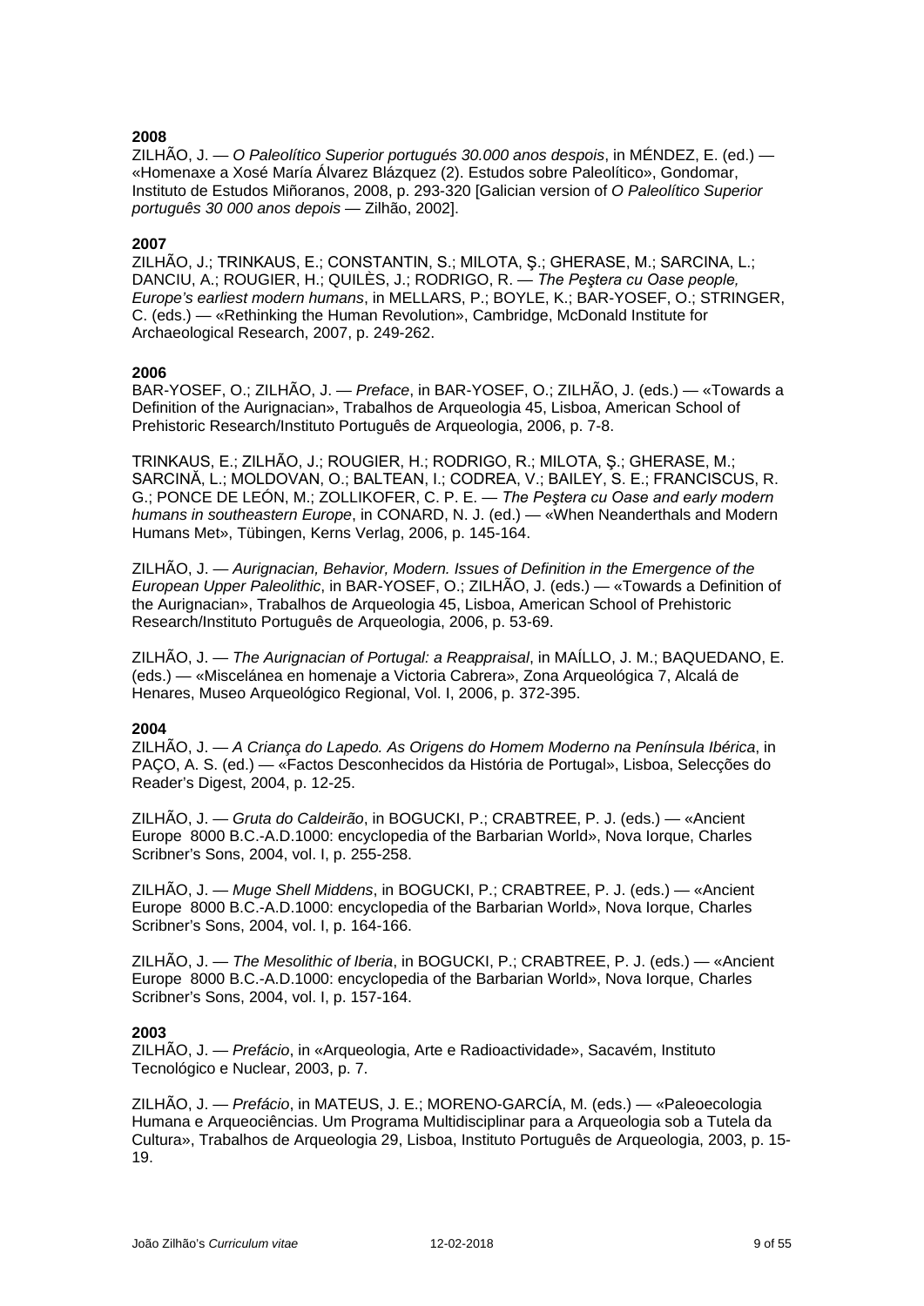**2008**
ZILHÃO, J. — *O Paleolítico Superior portugués 30.000 anos despois*, in MÉNDEZ, E. (ed.) — «Homenaxe a Xosé María Álvarez Blázquez (2). Estudos sobre Paleolítico», Gondomar, Instituto de Estudos Miñoranos, 2008, p. 293-320 [Galician version of *O Paleolítico Superior português 30 000 anos depois* — Zilhão, 2002].

**2007**
ZILHÃO, J.; TRINKAUS, E.; CONSTANTIN, S.; MILOTA, Ş.; GHERASE, M.; SARCINA, L.; DANCIU, A.; ROUGIER, H.; QUILÈS, J.; RODRIGO, R. — *The Peştera cu Oase people, Europe's earliest modern humans*, in MELLARS, P.; BOYLE, K.; BAR-YOSEF, O.; STRINGER, C. (eds.) — «Rethinking the Human Revolution», Cambridge, McDonald Institute for Archaeological Research, 2007, p. 249-262.

**2006**
BAR-YOSEF, O.; ZILHÃO, J. — *Preface*, in BAR-YOSEF, O.; ZILHÃO, J. (eds.) — «Towards a Definition of the Aurignacian», Trabalhos de Arqueologia 45, Lisboa, American School of Prehistoric Research/Instituto Português de Arqueologia, 2006, p. 7-8.

TRINKAUS, E.; ZILHÃO, J.; ROUGIER, H.; RODRIGO, R.; MILOTA, Ş.; GHERASE, M.; SARCINĂ, L.; MOLDOVAN, O.; BALTEAN, I.; CODREA, V.; BAILEY, S. E.; FRANCISCUS, R. G.; PONCE DE LEÓN, M.; ZOLLIKOFER, C. P. E. — *The Peştera cu Oase and early modern humans in southeastern Europe*, in CONARD, N. J. (ed.) — «When Neanderthals and Modern Humans Met», Tübingen, Kerns Verlag, 2006, p. 145-164.

ZILHÃO, J. — *Aurignacian, Behavior, Modern. Issues of Definition in the Emergence of the European Upper Paleolithic*, in BAR-YOSEF, O.; ZILHÃO, J. (eds.) — «Towards a Definition of the Aurignacian», Trabalhos de Arqueologia 45, Lisboa, American School of Prehistoric Research/Instituto Português de Arqueologia, 2006, p. 53-69.

ZILHÃO, J. — *The Aurignacian of Portugal: a Reappraisal*, in MAÍLLO, J. M.; BAQUEDANO, E. (eds.) — «Miscelánea en homenaje a Victoria Cabrera», Zona Arqueológica 7, Alcalá de Henares, Museo Arqueológico Regional, Vol. I, 2006, p. 372-395.

**2004**
ZILHÃO, J. — *A Criança do Lapedo. As Origens do Homem Moderno na Península Ibérica*, in PAÇO, A. S. (ed.) — «Factos Desconhecidos da História de Portugal», Lisboa, Selecções do Reader's Digest, 2004, p. 12-25.

ZILHÃO, J. — *Gruta do Caldeirão*, in BOGUCKI, P.; CRABTREE, P. J. (eds.) — «Ancient Europe 8000 B.C.-A.D.1000: encyclopedia of the Barbarian World», Nova Iorque, Charles Scribner's Sons, 2004, vol. I, p. 255-258.

ZILHÃO, J. — *Muge Shell Middens*, in BOGUCKI, P.; CRABTREE, P. J. (eds.) — «Ancient Europe 8000 B.C.-A.D.1000: encyclopedia of the Barbarian World», Nova Iorque, Charles Scribner's Sons, 2004, vol. I, p. 164-166.

ZILHÃO, J. — *The Mesolithic of Iberia*, in BOGUCKI, P.; CRABTREE, P. J. (eds.) — «Ancient Europe 8000 B.C.-A.D.1000: encyclopedia of the Barbarian World», Nova Iorque, Charles Scribner's Sons, 2004, vol. I, p. 157-164.

**2003**
ZILHÃO, J. — *Prefácio*, in «Arqueologia, Arte e Radioactividade», Sacavém, Instituto Tecnológico e Nuclear, 2003, p. 7.

ZILHÃO, J. — *Prefácio*, in MATEUS, J. E.; MORENO-GARCÍA, M. (eds.) — «Paleoecologia Humana e Arqueociências. Um Programa Multidisciplinar para a Arqueologia sob a Tutela da Cultura», Trabalhos de Arqueologia 29, Lisboa, Instituto Português de Arqueologia, 2003, p. 15-19.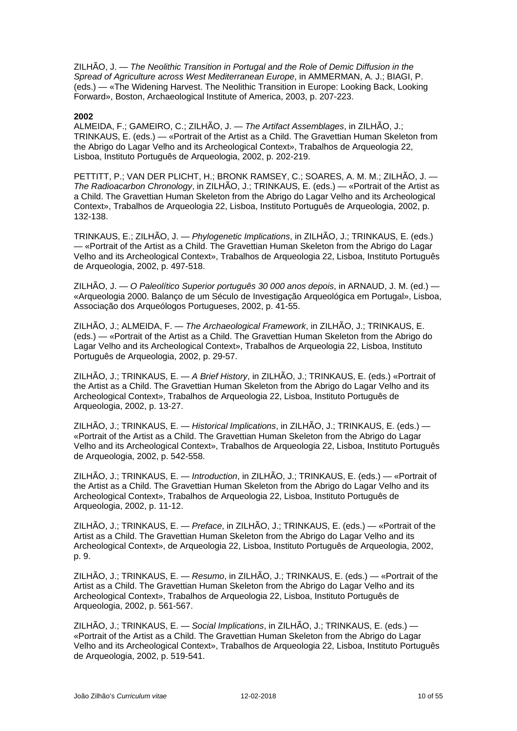ZILHÃO, J. — *The Neolithic Transition in Portugal and the Role of Demic Diffusion in the Spread of Agriculture across West Mediterranean Europe*, in AMMERMAN, A. J.; BIAGI, P. (eds.) — «The Widening Harvest. The Neolithic Transition in Europe: Looking Back, Looking Forward», Boston, Archaeological Institute of America, 2003, p. 207-223.

**2002**

ALMEIDA, F.; GAMEIRO, C.; ZILHÃO, J. — *The Artifact Assemblages*, in ZILHÃO, J.; TRINKAUS, E. (eds.) — «Portrait of the Artist as a Child. The Gravettian Human Skeleton from the Abrigo do Lagar Velho and its Archeological Context», Trabalhos de Arqueologia 22, Lisboa, Instituto Português de Arqueologia, 2002, p. 202-219.

PETTITT, P.; VAN DER PLICHT, H.; BRONK RAMSEY, C.; SOARES, A. M. M.; ZILHÃO, J. — *The Radioacarbon Chronology*, in ZILHÃO, J.; TRINKAUS, E. (eds.) — «Portrait of the Artist as a Child. The Gravettian Human Skeleton from the Abrigo do Lagar Velho and its Archeological Context», Trabalhos de Arqueologia 22, Lisboa, Instituto Português de Arqueologia, 2002, p. 132-138.

TRINKAUS, E.; ZILHÃO, J. — *Phylogenetic Implications*, in ZILHÃO, J.; TRINKAUS, E. (eds.) — «Portrait of the Artist as a Child. The Gravettian Human Skeleton from the Abrigo do Lagar Velho and its Archeological Context», Trabalhos de Arqueologia 22, Lisboa, Instituto Português de Arqueologia, 2002, p. 497-518.

ZILHÃO, J. — *O Paleolítico Superior português 30 000 anos depois*, in ARNAUD, J. M. (ed.) — «Arqueologia 2000. Balanço de um Século de Investigação Arqueológica em Portugal», Lisboa, Associação dos Arqueólogos Portugueses, 2002, p. 41-55.

ZILHÃO, J.; ALMEIDA, F. — *The Archaeological Framework*, in ZILHÃO, J.; TRINKAUS, E. (eds.) — «Portrait of the Artist as a Child. The Gravettian Human Skeleton from the Abrigo do Lagar Velho and its Archeological Context», Trabalhos de Arqueologia 22, Lisboa, Instituto Português de Arqueologia, 2002, p. 29-57.

ZILHÃO, J.; TRINKAUS, E. — *A Brief History*, in ZILHÃO, J.; TRINKAUS, E. (eds.) «Portrait of the Artist as a Child. The Gravettian Human Skeleton from the Abrigo do Lagar Velho and its Archeological Context», Trabalhos de Arqueologia 22, Lisboa, Instituto Português de Arqueologia, 2002, p. 13-27.

ZILHÃO, J.; TRINKAUS, E. — *Historical Implications*, in ZILHÃO, J.; TRINKAUS, E. (eds.) — «Portrait of the Artist as a Child. The Gravettian Human Skeleton from the Abrigo do Lagar Velho and its Archeological Context», Trabalhos de Arqueologia 22, Lisboa, Instituto Português de Arqueologia, 2002, p. 542-558.

ZILHÃO, J.; TRINKAUS, E. — *Introduction*, in ZILHÃO, J.; TRINKAUS, E. (eds.) — «Portrait of the Artist as a Child. The Gravettian Human Skeleton from the Abrigo do Lagar Velho and its Archeological Context», Trabalhos de Arqueologia 22, Lisboa, Instituto Português de Arqueologia, 2002, p. 11-12.

ZILHÃO, J.; TRINKAUS, E. — *Preface*, in ZILHÃO, J.; TRINKAUS, E. (eds.) — «Portrait of the Artist as a Child. The Gravettian Human Skeleton from the Abrigo do Lagar Velho and its Archeological Context», de Arqueologia 22, Lisboa, Instituto Português de Arqueologia, 2002, p. 9.

ZILHÃO, J.; TRINKAUS, E. — *Resumo*, in ZILHÃO, J.; TRINKAUS, E. (eds.) — «Portrait of the Artist as a Child. The Gravettian Human Skeleton from the Abrigo do Lagar Velho and its Archeological Context», Trabalhos de Arqueologia 22, Lisboa, Instituto Português de Arqueologia, 2002, p. 561-567.

ZILHÃO, J.; TRINKAUS, E. — *Social Implications*, in ZILHÃO, J.; TRINKAUS, E. (eds.) — «Portrait of the Artist as a Child. The Gravettian Human Skeleton from the Abrigo do Lagar Velho and its Archeological Context», Trabalhos de Arqueologia 22, Lisboa, Instituto Português de Arqueologia, 2002, p. 519-541.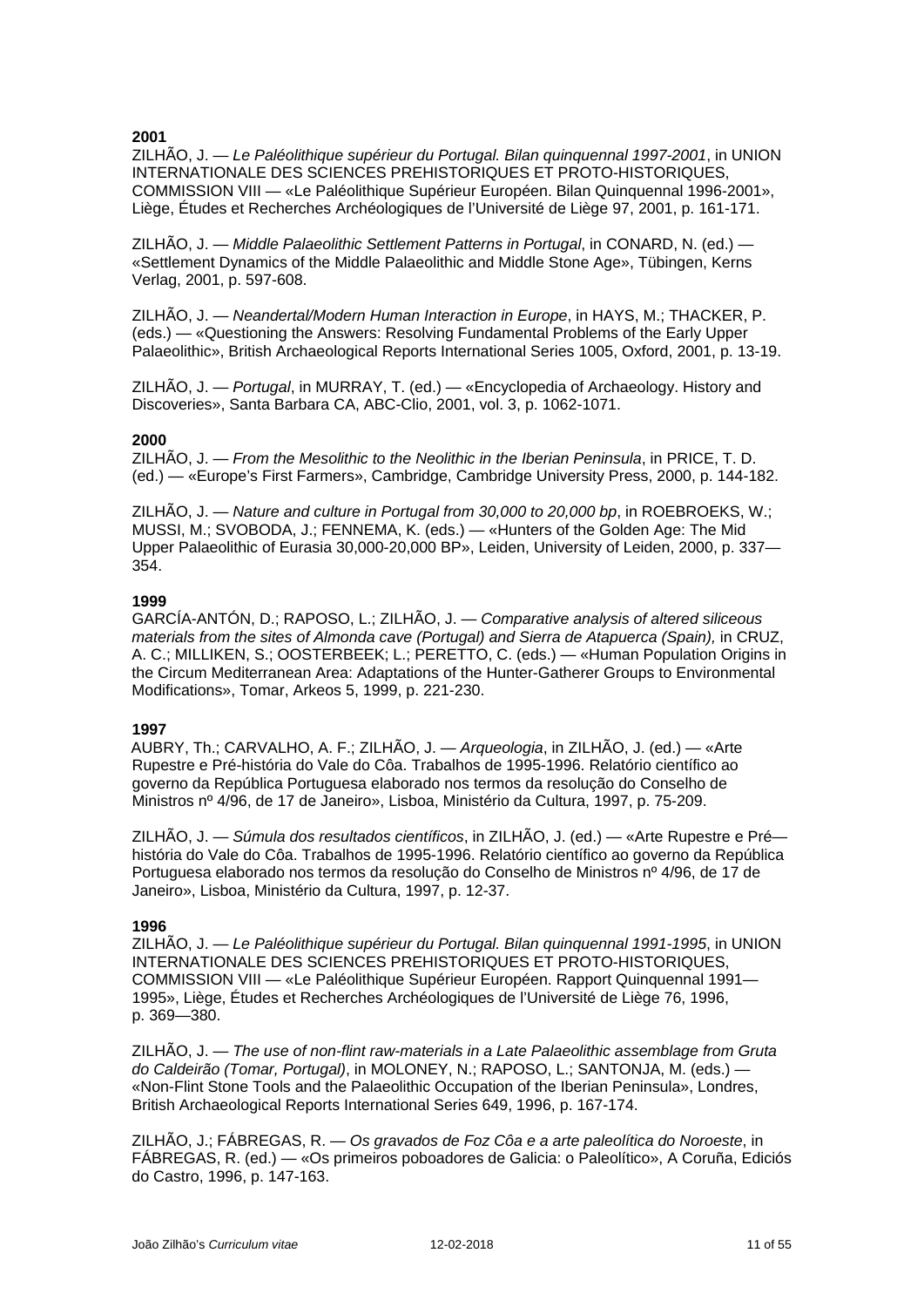**2001**

ZILHÃO, J. — *Le Paléolithique supérieur du Portugal. Bilan quinquennal 1997-2001*, in UNION INTERNATIONALE DES SCIENCES PREHISTORIQUES ET PROTO-HISTORIQUES, COMMISSION VIII — «Le Paléolithique Supérieur Européen. Bilan Quinquennal 1996-2001», Liège, Études et Recherches Archéologiques de l'Université de Liège 97, 2001, p. 161-171.

ZILHÃO, J. — *Middle Palaeolithic Settlement Patterns in Portugal*, in CONARD, N. (ed.) — «Settlement Dynamics of the Middle Palaeolithic and Middle Stone Age», Tübingen, Kerns Verlag, 2001, p. 597-608.

ZILHÃO, J. — *Neandertal/Modern Human Interaction in Europe*, in HAYS, M.; THACKER, P. (eds.) — «Questioning the Answers: Resolving Fundamental Problems of the Early Upper Palaeolithic», British Archaeological Reports International Series 1005, Oxford, 2001, p. 13-19.

ZILHÃO, J. — *Portugal*, in MURRAY, T. (ed.) — «Encyclopedia of Archaeology. History and Discoveries», Santa Barbara CA, ABC-Clio, 2001, vol. 3, p. 1062-1071.

**2000**

ZILHÃO, J. — *From the Mesolithic to the Neolithic in the Iberian Peninsula*, in PRICE, T. D. (ed.) — «Europe's First Farmers», Cambridge, Cambridge University Press, 2000, p. 144-182.

ZILHÃO, J. — *Nature and culture in Portugal from 30,000 to 20,000 bp*, in ROEBROEKS, W.; MUSSI, M.; SVOBODA, J.; FENNEMA, K. (eds.) — «Hunters of the Golden Age: The Mid Upper Palaeolithic of Eurasia 30,000-20,000 BP», Leiden, University of Leiden, 2000, p. 337—354.

**1999**

GARCÍA-ANTÓN, D.; RAPOSO, L.; ZILHÃO, J. — *Comparative analysis of altered siliceous materials from the sites of Almonda cave (Portugal) and Sierra de Atapuerca (Spain),* in CRUZ, A. C.; MILLIKEN, S.; OOSTERBEEK; L.; PERETTO, C. (eds.) — «Human Population Origins in the Circum Mediterranean Area: Adaptations of the Hunter-Gatherer Groups to Environmental Modifications», Tomar, Arkeos 5, 1999, p. 221-230.

**1997**

AUBRY, Th.; CARVALHO, A. F.; ZILHÃO, J. — *Arqueologia*, in ZILHÃO, J. (ed.) — «Arte Rupestre e Pré-história do Vale do Côa. Trabalhos de 1995-1996. Relatório científico ao governo da República Portuguesa elaborado nos termos da resolução do Conselho de Ministros nº 4/96, de 17 de Janeiro», Lisboa, Ministério da Cultura, 1997, p. 75-209.

ZILHÃO, J. — *Súmula dos resultados científicos*, in ZILHÃO, J. (ed.) — «Arte Rupestre e Pré—história do Vale do Côa. Trabalhos de 1995-1996. Relatório científico ao governo da República Portuguesa elaborado nos termos da resolução do Conselho de Ministros nº 4/96, de 17 de Janeiro», Lisboa, Ministério da Cultura, 1997, p. 12-37.

**1996**

ZILHÃO, J. — *Le Paléolithique supérieur du Portugal. Bilan quinquennal 1991-1995*, in UNION INTERNATIONALE DES SCIENCES PREHISTORIQUES ET PROTO-HISTORIQUES, COMMISSION VIII — «Le Paléolithique Supérieur Européen. Rapport Quinquennal 1991—1995», Liège, Études et Recherches Archéologiques de l'Université de Liège 76, 1996, p. 369—380.

ZILHÃO, J. — *The use of non-flint raw-materials in a Late Palaeolithic assemblage from Gruta do Caldeirão (Tomar, Portugal)*, in MOLONEY, N.; RAPOSO, L.; SANTONJA, M. (eds.) — «Non-Flint Stone Tools and the Palaeolithic Occupation of the Iberian Peninsula», Londres, British Archaeological Reports International Series 649, 1996, p. 167-174.

ZILHÃO, J.; FÁBREGAS, R. — *Os gravados de Foz Côa e a arte paleolítica do Noroeste*, in FÁBREGAS, R. (ed.) — «Os primeiros poboadores de Galicia: o Paleolítico», A Coruña, Ediciós do Castro, 1996, p. 147-163.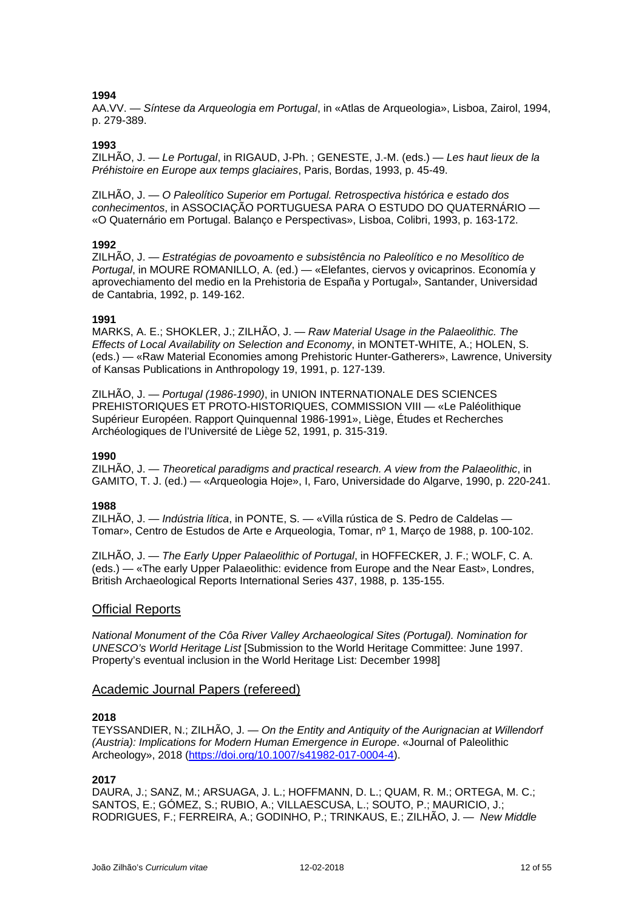**1994**

AA.VV. — *Síntese da Arqueologia em Portugal*, in «Atlas de Arqueologia», Lisboa, Zairol, 1994, p. 279-389.

**1993**

ZILHÃO, J. — *Le Portugal*, in RIGAUD, J-Ph. ; GENESTE, J.-M. (eds.) — *Les haut lieux de la Préhistoire en Europe aux temps glaciaires*, Paris, Bordas, 1993, p. 45-49.

ZILHÃO, J. — *O Paleolítico Superior em Portugal. Retrospectiva histórica e estado dos conhecimentos*, in ASSOCIAÇÃO PORTUGUESA PARA O ESTUDO DO QUATERNÁRIO — «O Quaternário em Portugal. Balanço e Perspectivas», Lisboa, Colibri, 1993, p. 163-172.

**1992**

ZILHÃO, J. — *Estratégias de povoamento e subsistência no Paleolítico e no Mesolítico de Portugal*, in MOURE ROMANILLO, A. (ed.) — «Elefantes, ciervos y ovicaprinos. Economía y aprovechiamento del medio en la Prehistoria de España y Portugal», Santander, Universidad de Cantabria, 1992, p. 149-162.

**1991**

MARKS, A. E.; SHOKLER, J.; ZILHÃO, J. — *Raw Material Usage in the Palaeolithic. The Effects of Local Availability on Selection and Economy*, in MONTET-WHITE, A.; HOLEN, S. (eds.) — «Raw Material Economies among Prehistoric Hunter-Gatherers», Lawrence, University of Kansas Publications in Anthropology 19, 1991, p. 127-139.

ZILHÃO, J. — *Portugal (1986-1990)*, in UNION INTERNATIONALE DES SCIENCES PREHISTORIQUES ET PROTO-HISTORIQUES, COMMISSION VIII — «Le Paléolithique Supérieur Européen. Rapport Quinquennal 1986-1991», Liège, Études et Recherches Archéologiques de l'Université de Liège 52, 1991, p. 315-319.

**1990**

ZILHÃO, J. — *Theoretical paradigms and practical research. A view from the Palaeolithic*, in GAMITO, T. J. (ed.) — «Arqueologia Hoje», I, Faro, Universidade do Algarve, 1990, p. 220-241.

**1988**

ZILHÃO, J. — *Indústria lítica*, in PONTE, S. — «Villa rústica de S. Pedro de Caldelas — Tomar», Centro de Estudos de Arte e Arqueologia, Tomar, nº 1, Março de 1988, p. 100-102.

ZILHÃO, J. — *The Early Upper Palaeolithic of Portugal*, in HOFFECKER, J. F.; WOLF, C. A. (eds.) — «The early Upper Palaeolithic: evidence from Europe and the Near East», Londres, British Archaeological Reports International Series 437, 1988, p. 135-155.

## Official Reports

*National Monument of the Côa River Valley Archaeological Sites (Portugal). Nomination for UNESCO's World Heritage List* [Submission to the World Heritage Committee: June 1997. Property's eventual inclusion in the World Heritage List: December 1998]

## Academic Journal Papers (refereed)

**2018**

TEYSSANDIER, N.; ZILHÃO, J. — *On the Entity and Antiquity of the Aurignacian at Willendorf (Austria): Implications for Modern Human Emergence in Europe*. «Journal of Paleolithic Archeology», 2018 (https://doi.org/10.1007/s41982-017-0004-4).

**2017**

DAURA, J.; SANZ, M.; ARSUAGA, J. L.; HOFFMANN, D. L.; QUAM, R. M.; ORTEGA, M. C.; SANTOS, E.; GÓMEZ, S.; RUBIO, A.; VILLAESCUSA, L.; SOUTO, P.; MAURICIO, J.; RODRIGUES, F.; FERREIRA, A.; GODINHO, P.; TRINKAUS, E.; ZILHÃO, J. — *New Middle*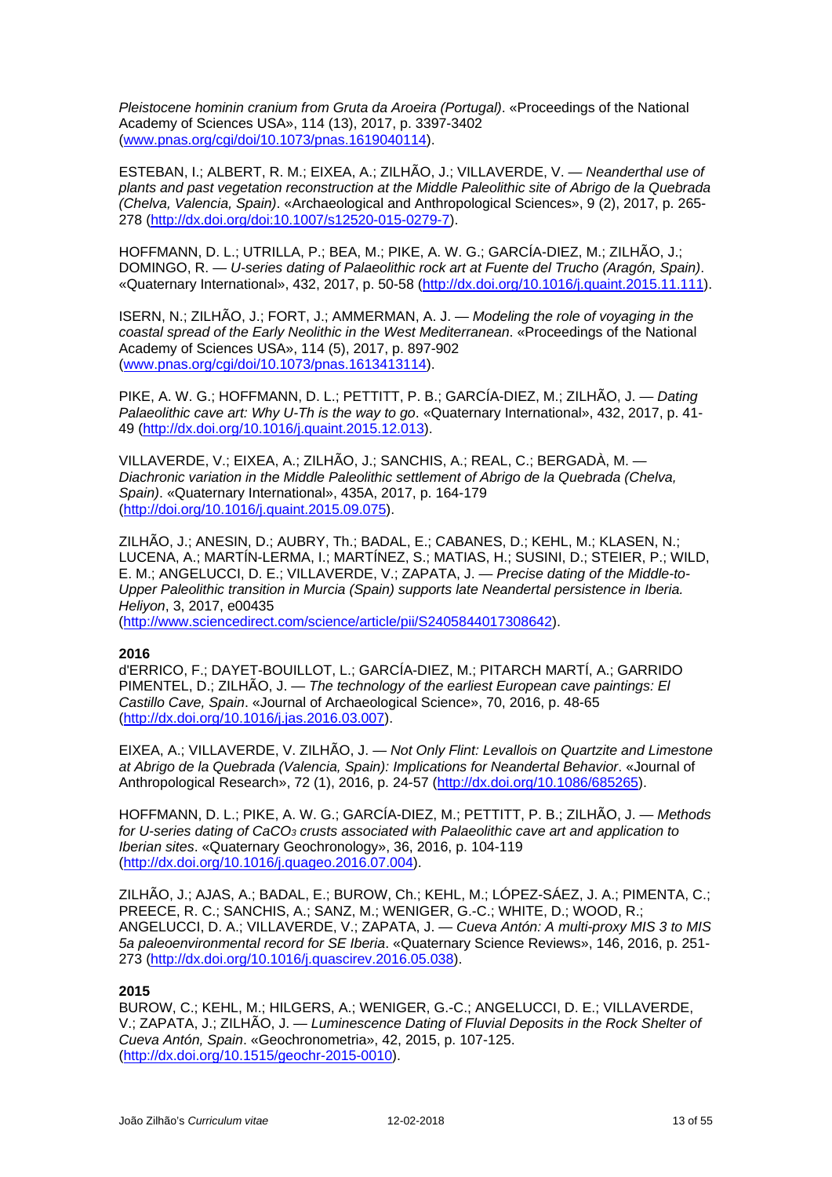*Pleistocene hominin cranium from Gruta da Aroeira (Portugal)*. «Proceedings of the National Academy of Sciences USA», 114 (13), 2017, p. 3397-3402 (www.pnas.org/cgi/doi/10.1073/pnas.1619040114).

ESTEBAN, I.; ALBERT, R. M.; EIXEA, A.; ZILHÃO, J.; VILLAVERDE, V. — *Neanderthal use of plants and past vegetation reconstruction at the Middle Paleolithic site of Abrigo de la Quebrada (Chelva, Valencia, Spain)*. «Archaeological and Anthropological Sciences», 9 (2), 2017, p. 265-278 (http://dx.doi.org/doi:10.1007/s12520-015-0279-7).

HOFFMANN, D. L.; UTRILLA, P.; BEA, M.; PIKE, A. W. G.; GARCÍA-DIEZ, M.; ZILHÃO, J.; DOMINGO, R. — *U-series dating of Palaeolithic rock art at Fuente del Trucho (Aragón, Spain)*. «Quaternary International», 432, 2017, p. 50-58 (http://dx.doi.org/10.1016/j.quaint.2015.11.111).

ISERN, N.; ZILHÃO, J.; FORT, J.; AMMERMAN, A. J. — *Modeling the role of voyaging in the coastal spread of the Early Neolithic in the West Mediterranean*. «Proceedings of the National Academy of Sciences USA», 114 (5), 2017, p. 897-902 (www.pnas.org/cgi/doi/10.1073/pnas.1613413114).

PIKE, A. W. G.; HOFFMANN, D. L.; PETTITT, P. B.; GARCÍA-DIEZ, M.; ZILHÃO, J. — *Dating Palaeolithic cave art: Why U-Th is the way to go*. «Quaternary International», 432, 2017, p. 41-49 (http://dx.doi.org/10.1016/j.quaint.2015.12.013).

VILLAVERDE, V.; EIXEA, A.; ZILHÃO, J.; SANCHIS, A.; REAL, C.; BERGADÀ, M. — *Diachronic variation in the Middle Paleolithic settlement of Abrigo de la Quebrada (Chelva, Spain)*. «Quaternary International», 435A, 2017, p. 164-179 (http://doi.org/10.1016/j.quaint.2015.09.075).

ZILHÃO, J.; ANESIN, D.; AUBRY, Th.; BADAL, E.; CABANES, D.; KEHL, M.; KLASEN, N.; LUCENA, A.; MARTÍN-LERMA, I.; MARTÍNEZ, S.; MATIAS, H.; SUSINI, D.; STEIER, P.; WILD, E. M.; ANGELUCCI, D. E.; VILLAVERDE, V.; ZAPATA, J. — *Precise dating of the Middle-to-Upper Paleolithic transition in Murcia (Spain) supports late Neandertal persistence in Iberia. Heliyon*, 3, 2017, e00435 (http://www.sciencedirect.com/science/article/pii/S2405844017308642).

**2016**

d'ERRICO, F.; DAYET-BOUILLOT, L.; GARCÍA-DIEZ, M.; PITARCH MARTÍ, A.; GARRIDO PIMENTEL, D.; ZILHÃO, J. — *The technology of the earliest European cave paintings: El Castillo Cave, Spain*. «Journal of Archaeological Science», 70, 2016, p. 48-65 (http://dx.doi.org/10.1016/j.jas.2016.03.007).

EIXEA, A.; VILLAVERDE, V. ZILHÃO, J. — *Not Only Flint: Levallois on Quartzite and Limestone at Abrigo de la Quebrada (Valencia, Spain): Implications for Neandertal Behavior*. «Journal of Anthropological Research», 72 (1), 2016, p. 24-57 (http://dx.doi.org/10.1086/685265).

HOFFMANN, D. L.; PIKE, A. W. G.; GARCÍA-DIEZ, M.; PETTITT, P. B.; ZILHÃO, J. — *Methods for U-series dating of $CaCO_3$ crusts associated with Palaeolithic cave art and application to Iberian sites*. «Quaternary Geochronology», 36, 2016, p. 104-119 (http://dx.doi.org/10.1016/j.quageo.2016.07.004).

ZILHÃO, J.; AJAS, A.; BADAL, E.; BUROW, Ch.; KEHL, M.; LÓPEZ-SÁEZ, J. A.; PIMENTA, C.; PREECE, R. C.; SANCHIS, A.; SANZ, M.; WENIGER, G.-C.; WHITE, D.; WOOD, R.; ANGELUCCI, D. A.; VILLAVERDE, V.; ZAPATA, J. — *Cueva Antón: A multi-proxy MIS 3 to MIS 5a paleoenvironmental record for SE Iberia*. «Quaternary Science Reviews», 146, 2016, p. 251-273 (http://dx.doi.org/10.1016/j.quascirev.2016.05.038).

**2015**

BUROW, C.; KEHL, M.; HILGERS, A.; WENIGER, G.-C.; ANGELUCCI, D. E.; VILLAVERDE, V.; ZAPATA, J.; ZILHÃO, J. — *Luminescence Dating of Fluvial Deposits in the Rock Shelter of Cueva Antón, Spain*. «Geochronometria», 42, 2015, p. 107-125. (http://dx.doi.org/10.1515/geochr-2015-0010).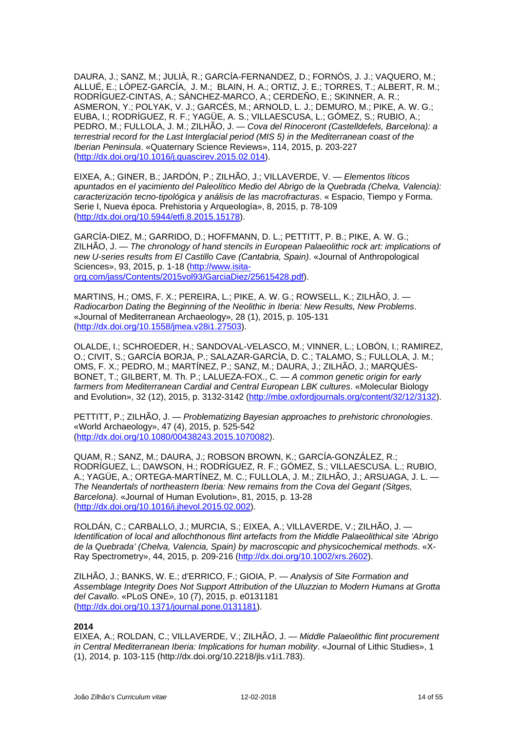DAURA, J.; SANZ, M.; JULIÀ, R.; GARCÍA-FERNANDEZ, D.; FORNÓS, J. J.; VAQUERO, M.; ALLUÉ, E.; LÓPEZ-GARCÍA, J. M.; BLAIN, H. A.; ORTIZ, J. E.; TORRES, T.; ALBERT, R. M.; RODRÍGUEZ-CINTAS, A.; SÁNCHEZ-MARCO, A.; CERDEÑO, E.; SKINNER, A. R.; ASMERON, Y.; POLYAK, V. J.; GARCÉS, M.; ARNOLD, L. J.; DEMURO, M.; PIKE, A. W. G.; EUBA, I.; RODRÍGUEZ, R. F.; YAGÜE, A. S.; VILLAESCUSA, L.; GÓMEZ, S.; RUBIO, A.; PEDRO, M.; FULLOLA, J. M.; ZILHÃO, J. — *Cova del Rinoceront (Castelldefels, Barcelona): a terrestrial record for the Last Interglacial period (MIS 5) in the Mediterranean coast of the Iberian Peninsula*. «Quaternary Science Reviews», 114, 2015, p. 203-227 (http://dx.doi.org/10.1016/j.quascirev.2015.02.014).

EIXEA, A.; GINER, B.; JARDÓN, P.; ZILHÃO, J.; VILLAVERDE, V. — *Elementos líticos apuntados en el yacimiento del Paleolítico Medio del Abrigo de la Quebrada (Chelva, Valencia): caracterización tecno-tipológica y análisis de las macrofracturas*. « Espacio, Tiempo y Forma. Serie I, Nueva época. Prehistoria y Arqueología», 8, 2015, p. 78-109 (http://dx.doi.org/10.5944/etfi.8.2015.15178).

GARCÍA-DIEZ, M.; GARRIDO, D.; HOFFMANN, D. L.; PETTITT, P. B.; PIKE, A. W. G.; ZILHÃO, J. — *The chronology of hand stencils in European Palaeolithic rock art: implications of new U-series results from El Castillo Cave (Cantabria, Spain)*. «Journal of Anthropological Sciences», 93, 2015, p. 1-18 (http://www.isita-org.com/jass/Contents/2015vol93/GarciaDiez/25615428.pdf).

MARTINS, H.; OMS, F. X.; PEREIRA, L.; PIKE, A. W. G.; ROWSELL, K.; ZILHÃO, J. — *Radiocarbon Dating the Beginning of the Neolithic in Iberia: New Results, New Problems*. «Journal of Mediterranean Archaeology», 28 (1), 2015, p. 105-131 (http://dx.doi.org/10.1558/jmea.v28i1.27503).

OLALDE, I.; SCHROEDER, H.; SANDOVAL-VELASCO, M.; VINNER, L.; LOBÓN, I.; RAMIREZ, O.; CIVIT, S.; GARCÍA BORJA, P.; SALAZAR-GARCÍA, D. C.; TALAMO, S.; FULLOLA, J. M.; OMS, F. X.; PEDRO, M.; MARTÍNEZ, P.; SANZ, M.; DAURA, J.; ZILHÃO, J.; MARQUÈS-BONET, T.; GILBERT, M. Th. P.; LALUEZA-FOX., C. — *A common genetic origin for early farmers from Mediterranean Cardial and Central European LBK cultures*. «Molecular Biology and Evolution», 32 (12), 2015, p. 3132-3142 (http://mbe.oxfordjournals.org/content/32/12/3132).

PETTITT, P.; ZILHÃO, J. — *Problematizing Bayesian approaches to prehistoric chronologies*. «World Archaeology», 47 (4), 2015, p. 525-542 (http://dx.doi.org/10.1080/00438243.2015.1070082).

QUAM, R.; SANZ, M.; DAURA, J.; ROBSON BROWN, K.; GARCÍA-GONZÁLEZ, R.; RODRÍGUEZ, L.; DAWSON, H.; RODRÍGUEZ, R. F.; GÓMEZ, S.; VILLAESCUSA. L.; RUBIO, A.; YAGÜE, A.; ORTEGA-MARTÍNEZ, M. C.; FULLOLA, J. M.; ZILHÃO, J.; ARSUAGA, J. L. — *The Neandertals of northeastern Iberia: New remains from the Cova del Gegant (Sitges, Barcelona)*. «Journal of Human Evolution», 81, 2015, p. 13-28 (http://dx.doi.org/10.1016/j.jhevol.2015.02.002).

ROLDÁN, C.; CARBALLO, J.; MURCIA, S.; EIXEA, A.; VILLAVERDE, V.; ZILHÃO, J. — *Identification of local and allochthonous flint artefacts from the Middle Palaeolithical site 'Abrigo de la Quebrada' (Chelva, Valencia, Spain) by macroscopic and physicochemical methods*. «X-Ray Spectrometry», 44, 2015, p. 209-216 (http://dx.doi.org/10.1002/xrs.2602).

ZILHÃO, J.; BANKS, W. E.; d'ERRICO, F.; GIOIA, P. — *Analysis of Site Formation and Assemblage Integrity Does Not Support Attribution of the Uluzzian to Modern Humans at Grotta del Cavallo*. «PLoS ONE», 10 (7), 2015, p. e0131181 (http://dx.doi.org/10.1371/journal.pone.0131181).

**2014**

EIXEA, A.; ROLDAN, C.; VILLAVERDE, V.; ZILHÃO, J. — *Middle Palaeolithic flint procurement in Central Mediterranean Iberia: Implications for human mobility*. «Journal of Lithic Studies», 1 (1), 2014, p. 103-115 (http://dx.doi.org/10.2218/jls.v1i1.783).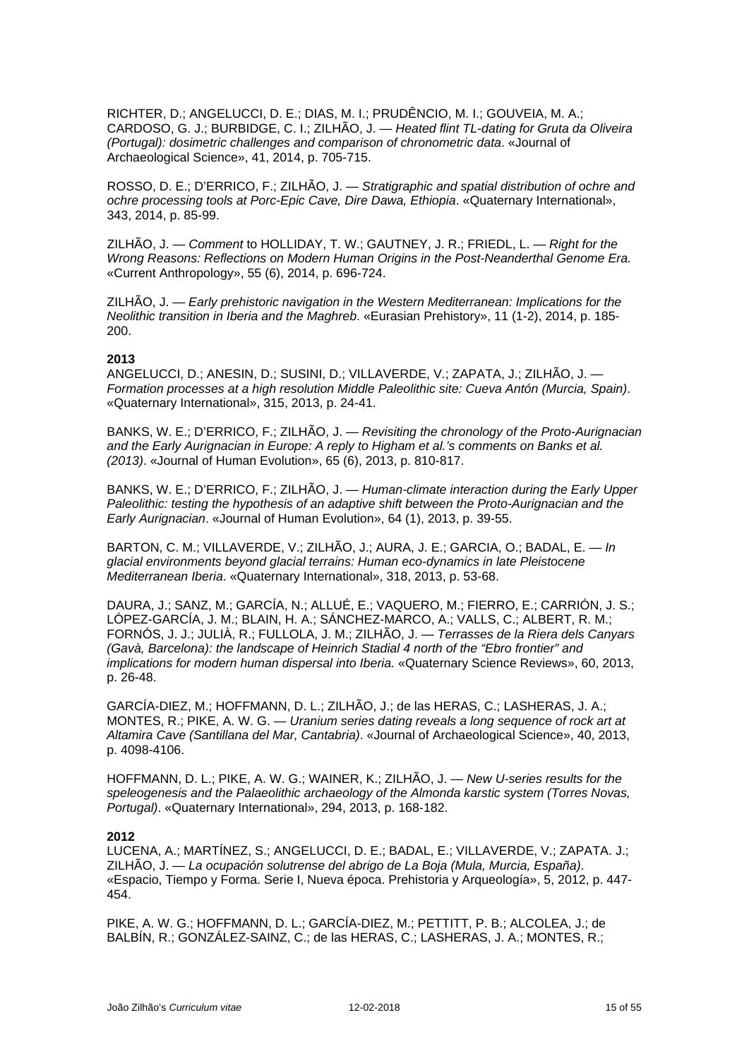RICHTER, D.; ANGELUCCI, D. E.; DIAS, M. I.; PRUDÊNCIO, M. I.; GOUVEIA, M. A.; CARDOSO, G. J.; BURBIDGE, C. I.; ZILHÃO, J. — *Heated flint TL-dating for Gruta da Oliveira (Portugal): dosimetric challenges and comparison of chronometric data*. «Journal of Archaeological Science», 41, 2014, p. 705-715.

ROSSO, D. E.; D'ERRICO, F.; ZILHÃO, J. — *Stratigraphic and spatial distribution of ochre and ochre processing tools at Porc-Epic Cave, Dire Dawa, Ethiopia*. «Quaternary International», 343, 2014, p. 85-99.

ZILHÃO, J. — *Comment* to HOLLIDAY, T. W.; GAUTNEY, J. R.; FRIEDL, L. — *Right for the Wrong Reasons: Reflections on Modern Human Origins in the Post-Neanderthal Genome Era.* «Current Anthropology», 55 (6), 2014, p. 696-724.

ZILHÃO, J. — *Early prehistoric navigation in the Western Mediterranean: Implications for the Neolithic transition in Iberia and the Maghreb*. «Eurasian Prehistory», 11 (1-2), 2014, p. 185-200.

**2013**

ANGELUCCI, D.; ANESIN, D.; SUSINI, D.; VILLAVERDE, V.; ZAPATA, J.; ZILHÃO, J. — *Formation processes at a high resolution Middle Paleolithic site: Cueva Antón (Murcia, Spain)*. «Quaternary International», 315, 2013, p. 24-41.

BANKS, W. E.; D'ERRICO, F.; ZILHÃO, J. — *Revisiting the chronology of the Proto-Aurignacian and the Early Aurignacian in Europe: A reply to Higham et al.'s comments on Banks et al. (2013)*. «Journal of Human Evolution», 65 (6), 2013, p. 810-817.

BANKS, W. E.; D'ERRICO, F.; ZILHÃO, J. — *Human-climate interaction during the Early Upper Paleolithic: testing the hypothesis of an adaptive shift between the Proto-Aurignacian and the Early Aurignacian*. «Journal of Human Evolution», 64 (1), 2013, p. 39-55.

BARTON, C. M.; VILLAVERDE, V.; ZILHÃO, J.; AURA, J. E.; GARCIA, O.; BADAL, E. — *In glacial environments beyond glacial terrains: Human eco-dynamics in late Pleistocene Mediterranean Iberia*. «Quaternary International», 318, 2013, p. 53-68.

DAURA, J.; SANZ, M.; GARCÍA, N.; ALLUÉ, E.; VAQUERO, M.; FIERRO, E.; CARRIÓN, J. S.; LÓPEZ-GARCÍA, J. M.; BLAIN, H. A.; SÁNCHEZ-MARCO, A.; VALLS, C.; ALBERT, R. M.; FORNÓS, J. J.; JULIÀ, R.; FULLOLA, J. M.; ZILHÃO, J. — *Terrasses de la Riera dels Canyars (Gavà, Barcelona): the landscape of Heinrich Stadial 4 north of the "Ebro frontier" and implications for modern human dispersal into Iberia.* «Quaternary Science Reviews», 60, 2013, p. 26-48.

GARCÍA-DIEZ, M.; HOFFMANN, D. L.; ZILHÃO, J.; de las HERAS, C.; LASHERAS, J. A.; MONTES, R.; PIKE, A. W. G. — *Uranium series dating reveals a long sequence of rock art at Altamira Cave (Santillana del Mar, Cantabria)*. «Journal of Archaeological Science», 40, 2013, p. 4098-4106.

HOFFMANN, D. L.; PIKE, A. W. G.; WAINER, K.; ZILHÃO, J. — *New U-series results for the speleogenesis and the Palaeolithic archaeology of the Almonda karstic system (Torres Novas, Portugal)*. «Quaternary International», 294, 2013, p. 168-182.

**2012**

LUCENA, A.; MARTÍNEZ, S.; ANGELUCCI, D. E.; BADAL, E.; VILLAVERDE, V.; ZAPATA. J.; ZILHÃO, J. — *La ocupación solutrense del abrigo de La Boja (Mula, Murcia, España)*. «Espacio, Tiempo y Forma. Serie I, Nueva época. Prehistoria y Arqueología», 5, 2012, p. 447-454.

PIKE, A. W. G.; HOFFMANN, D. L.; GARCÍA-DIEZ, M.; PETTITT, P. B.; ALCOLEA, J.; de BALBÍN, R.; GONZÁLEZ-SAINZ, C.; de las HERAS, C.; LASHERAS, J. A.; MONTES, R.;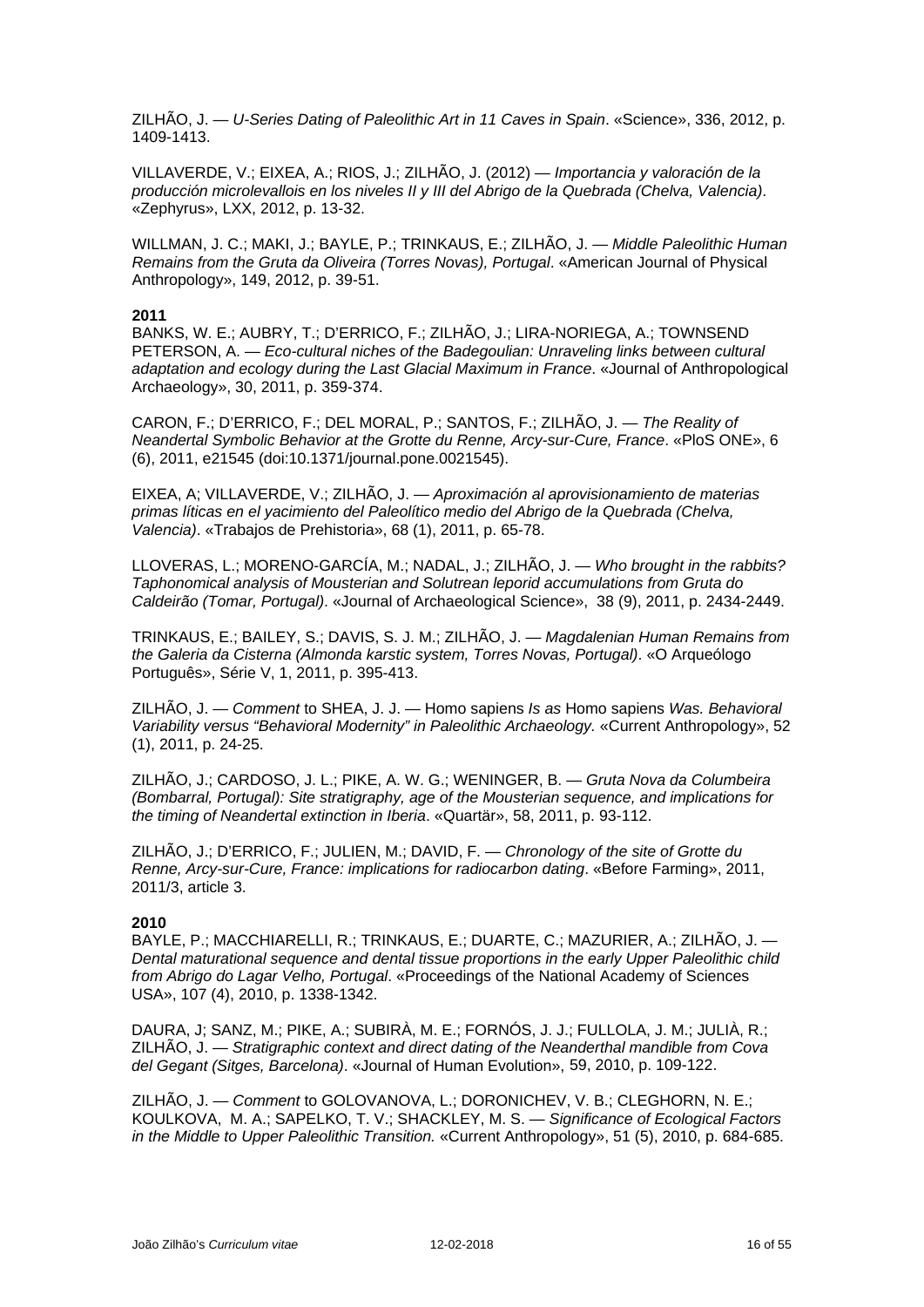ZILHÃO, J. — *U-Series Dating of Paleolithic Art in 11 Caves in Spain*. «Science», 336, 2012, p. 1409-1413.

VILLAVERDE, V.; EIXEA, A.; RIOS, J.; ZILHÃO, J. (2012) — *Importancia y valoración de la producción microlevallois en los niveles II y III del Abrigo de la Quebrada (Chelva, Valencia)*. «Zephyrus», LXX, 2012, p. 13-32.

WILLMAN, J. C.; MAKI, J.; BAYLE, P.; TRINKAUS, E.; ZILHÃO, J. — *Middle Paleolithic Human Remains from the Gruta da Oliveira (Torres Novas), Portugal*. «American Journal of Physical Anthropology», 149, 2012, p. 39-51.

**2011**

BANKS, W. E.; AUBRY, T.; D'ERRICO, F.; ZILHÃO, J.; LIRA-NORIEGA, A.; TOWNSEND PETERSON, A. — *Eco-cultural niches of the Badegoulian: Unraveling links between cultural adaptation and ecology during the Last Glacial Maximum in France*. «Journal of Anthropological Archaeology», 30, 2011, p. 359-374.

CARON, F.; D'ERRICO, F.; DEL MORAL, P.; SANTOS, F.; ZILHÃO, J. — *The Reality of Neandertal Symbolic Behavior at the Grotte du Renne, Arcy-sur-Cure, France*. «PloS ONE», 6 (6), 2011, e21545 (doi:10.1371/journal.pone.0021545).

EIXEA, A; VILLAVERDE, V.; ZILHÃO, J. — *Aproximación al aprovisionamiento de materias primas líticas en el yacimiento del Paleolítico medio del Abrigo de la Quebrada (Chelva, Valencia)*. «Trabajos de Prehistoria», 68 (1), 2011, p. 65-78.

LLOVERAS, L.; MORENO-GARCÍA, M.; NADAL, J.; ZILHÃO, J. — *Who brought in the rabbits? Taphonomical analysis of Mousterian and Solutrean leporid accumulations from Gruta do Caldeirão (Tomar, Portugal)*. «Journal of Archaeological Science», 38 (9), 2011, p. 2434-2449.

TRINKAUS, E.; BAILEY, S.; DAVIS, S. J. M.; ZILHÃO, J. — *Magdalenian Human Remains from the Galeria da Cisterna (Almonda karstic system, Torres Novas, Portugal)*. «O Arqueólogo Português», Série V, 1, 2011, p. 395-413.

ZILHÃO, J. — *Comment* to SHEA, J. J. — Homo sapiens *Is as* Homo sapiens *Was. Behavioral Variability versus "Behavioral Modernity" in Paleolithic Archaeology.* «Current Anthropology», 52 (1), 2011, p. 24-25.

ZILHÃO, J.; CARDOSO, J. L.; PIKE, A. W. G.; WENINGER, B. — *Gruta Nova da Columbeira (Bombarral, Portugal): Site stratigraphy, age of the Mousterian sequence, and implications for the timing of Neandertal extinction in Iberia*. «Quartär», 58, 2011, p. 93-112.

ZILHÃO, J.; D'ERRICO, F.; JULIEN, M.; DAVID, F. — *Chronology of the site of Grotte du Renne, Arcy-sur-Cure, France: implications for radiocarbon dating*. «Before Farming», 2011, 2011/3, article 3.

**2010**

BAYLE, P.; MACCHIARELLI, R.; TRINKAUS, E.; DUARTE, C.; MAZURIER, A.; ZILHÃO, J. — *Dental maturational sequence and dental tissue proportions in the early Upper Paleolithic child from Abrigo do Lagar Velho, Portugal*. «Proceedings of the National Academy of Sciences USA», 107 (4), 2010, p. 1338-1342.

DAURA, J; SANZ, M.; PIKE, A.; SUBIRÀ, M. E.; FORNÓS, J. J.; FULLOLA, J. M.; JULIÀ, R.; ZILHÃO, J. — *Stratigraphic context and direct dating of the Neanderthal mandible from Cova del Gegant (Sitges, Barcelona)*. «Journal of Human Evolution», 59, 2010, p. 109-122.

ZILHÃO, J. — *Comment* to GOLOVANOVA, L.; DORONICHEV, V. B.; CLEGHORN, N. E.; KOULKOVA, M. A.; SAPELKO, T. V.; SHACKLEY, M. S. — *Significance of Ecological Factors in the Middle to Upper Paleolithic Transition.* «Current Anthropology», 51 (5), 2010, p. 684-685.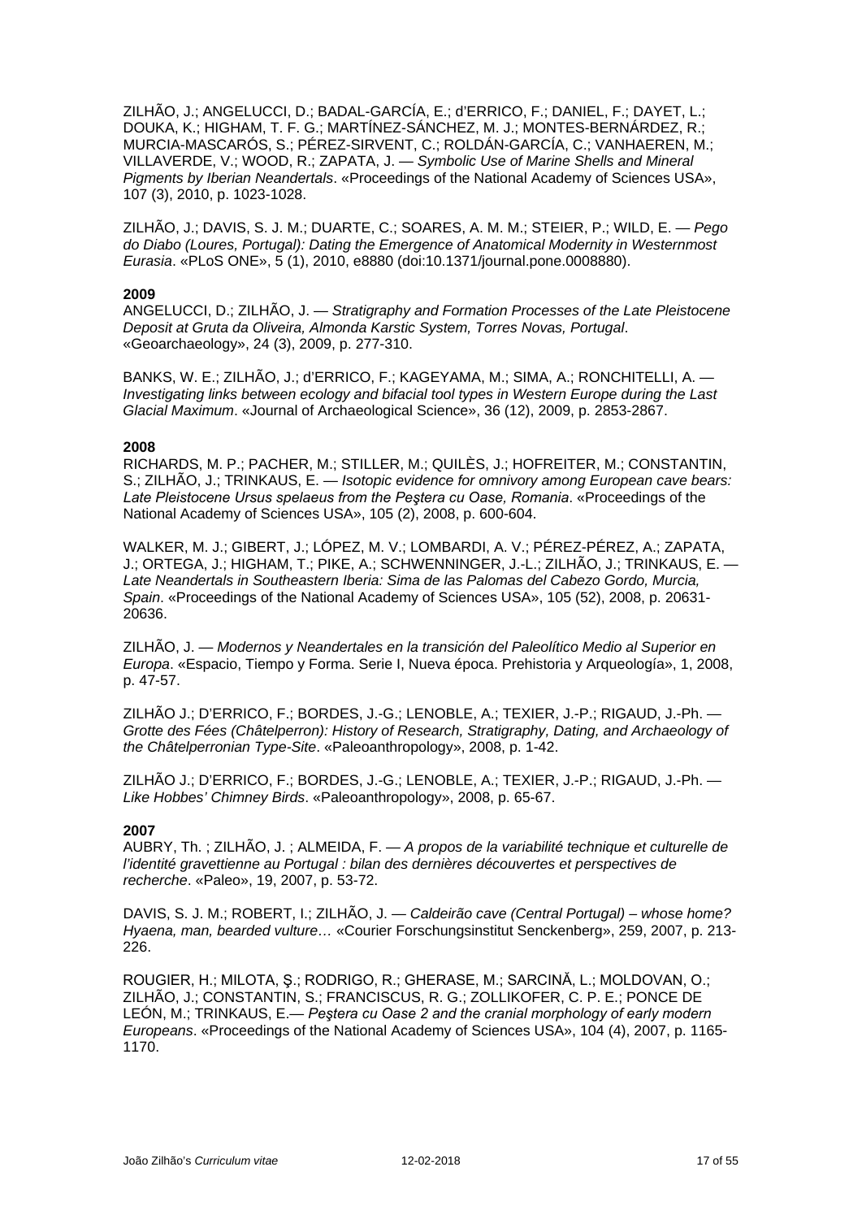ZILHÃO, J.; ANGELUCCI, D.; BADAL-GARCÍA, E.; d'ERRICO, F.; DANIEL, F.; DAYET, L.; DOUKA, K.; HIGHAM, T. F. G.; MARTÍNEZ-SÁNCHEZ, M. J.; MONTES-BERNÁRDEZ, R.; MURCIA-MASCARÓS, S.; PÉREZ-SIRVENT, C.; ROLDÁN-GARCÍA, C.; VANHAEREN, M.; VILLAVERDE, V.; WOOD, R.; ZAPATA, J. — *Symbolic Use of Marine Shells and Mineral Pigments by Iberian Neandertals*. «Proceedings of the National Academy of Sciences USA», 107 (3), 2010, p. 1023-1028.

ZILHÃO, J.; DAVIS, S. J. M.; DUARTE, C.; SOARES, A. M. M.; STEIER, P.; WILD, E. — *Pego do Diabo (Loures, Portugal): Dating the Emergence of Anatomical Modernity in Westernmost Eurasia*. «PLoS ONE», 5 (1), 2010, e8880 (doi:10.1371/journal.pone.0008880).

**2009**

ANGELUCCI, D.; ZILHÃO, J. — *Stratigraphy and Formation Processes of the Late Pleistocene Deposit at Gruta da Oliveira, Almonda Karstic System, Torres Novas, Portugal*. «Geoarchaeology», 24 (3), 2009, p. 277-310.

BANKS, W. E.; ZILHÃO, J.; d'ERRICO, F.; KAGEYAMA, M.; SIMA, A.; RONCHITELLI, A. — *Investigating links between ecology and bifacial tool types in Western Europe during the Last Glacial Maximum*. «Journal of Archaeological Science», 36 (12), 2009, p. 2853-2867.

**2008**

RICHARDS, M. P.; PACHER, M.; STILLER, M.; QUILÈS, J.; HOFREITER, M.; CONSTANTIN, S.; ZILHÃO, J.; TRINKAUS, E. — *Isotopic evidence for omnivory among European cave bears: Late Pleistocene Ursus spelaeus from the Peştera cu Oase, Romania*. «Proceedings of the National Academy of Sciences USA», 105 (2), 2008, p. 600-604.

WALKER, M. J.; GIBERT, J.; LÓPEZ, M. V.; LOMBARDI, A. V.; PÉREZ-PÉREZ, A.; ZAPATA, J.; ORTEGA, J.; HIGHAM, T.; PIKE, A.; SCHWENNINGER, J.-L.; ZILHÃO, J.; TRINKAUS, E. — *Late Neandertals in Southeastern Iberia: Sima de las Palomas del Cabezo Gordo, Murcia, Spain*. «Proceedings of the National Academy of Sciences USA», 105 (52), 2008, p. 20631-20636.

ZILHÃO, J. — *Modernos y Neandertales en la transición del Paleolítico Medio al Superior en Europa*. «Espacio, Tiempo y Forma. Serie I, Nueva época. Prehistoria y Arqueología», 1, 2008, p. 47-57.

ZILHÃO J.; D'ERRICO, F.; BORDES, J.-G.; LENOBLE, A.; TEXIER, J.-P.; RIGAUD, J.-Ph. — *Grotte des Fées (Châtelperron): History of Research, Stratigraphy, Dating, and Archaeology of the Châtelperronian Type-Site*. «Paleoanthropology», 2008, p. 1-42.

ZILHÃO J.; D'ERRICO, F.; BORDES, J.-G.; LENOBLE, A.; TEXIER, J.-P.; RIGAUD, J.-Ph. — *Like Hobbes' Chimney Birds*. «Paleoanthropology», 2008, p. 65-67.

**2007**

AUBRY, Th. ; ZILHÃO, J. ; ALMEIDA, F. — *A propos de la variabilité technique et culturelle de l'identité gravettienne au Portugal : bilan des dernières découvertes et perspectives de recherche*. «Paleo», 19, 2007, p. 53-72.

DAVIS, S. J. M.; ROBERT, I.; ZILHÃO, J. — *Caldeirão cave (Central Portugal) – whose home? Hyaena, man, bearded vulture…* «Courier Forschungsinstitut Senckenberg», 259, 2007, p. 213-226.

ROUGIER, H.; MILOTA, Ş.; RODRIGO, R.; GHERASE, M.; SARCINĂ, L.; MOLDOVAN, O.; ZILHÃO, J.; CONSTANTIN, S.; FRANCISCUS, R. G.; ZOLLIKOFER, C. P. E.; PONCE DE LEÓN, M.; TRINKAUS, E.— *Peştera cu Oase 2 and the cranial morphology of early modern Europeans*. «Proceedings of the National Academy of Sciences USA», 104 (4), 2007, p. 1165-1170.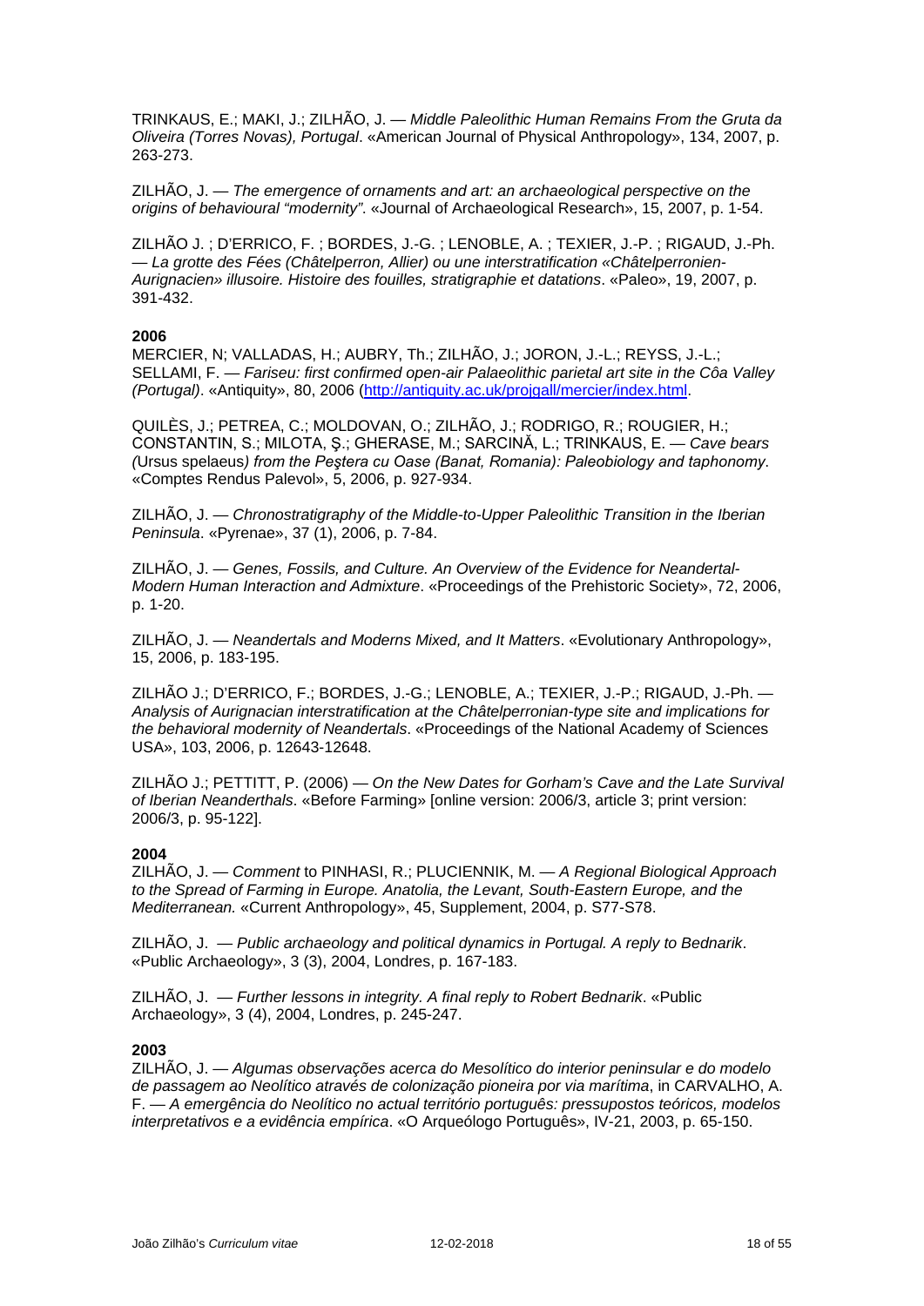TRINKAUS, E.; MAKI, J.; ZILHÃO, J. — *Middle Paleolithic Human Remains From the Gruta da Oliveira (Torres Novas), Portugal*. «American Journal of Physical Anthropology», 134, 2007, p. 263-273.

ZILHÃO, J. — *The emergence of ornaments and art: an archaeological perspective on the origins of behavioural "modernity"*. «Journal of Archaeological Research», 15, 2007, p. 1-54.

ZILHÃO J. ; D'ERRICO, F. ; BORDES, J.-G. ; LENOBLE, A. ; TEXIER, J.-P. ; RIGAUD, J.-Ph. — *La grotte des Fées (Châtelperron, Allier) ou une interstratification «Châtelperronien-Aurignacien» illusoire. Histoire des fouilles, stratigraphie et datations*. «Paleo», 19, 2007, p. 391-432.

**2006**

MERCIER, N; VALLADAS, H.; AUBRY, Th.; ZILHÃO, J.; JORON, J.-L.; REYSS, J.-L.; SELLAMI, F. — *Fariseu: first confirmed open-air Palaeolithic parietal art site in the Côa Valley (Portugal)*. «Antiquity», 80, 2006 (http://antiquity.ac.uk/projgall/mercier/index.html.

QUILÈS, J.; PETREA, C.; MOLDOVAN, O.; ZILHÃO, J.; RODRIGO, R.; ROUGIER, H.; CONSTANTIN, S.; MILOTA, Ş.; GHERASE, M.; SARCINĂ, L.; TRINKAUS, E. — *Cave bears (*Ursus spelaeus*) from the Peştera cu Oase (Banat, Romania): Paleobiology and taphonomy*. «Comptes Rendus Palevol», 5, 2006, p. 927-934.

ZILHÃO, J. — *Chronostratigraphy of the Middle-to-Upper Paleolithic Transition in the Iberian Peninsula*. «Pyrenae», 37 (1), 2006, p. 7-84.

ZILHÃO, J. — *Genes, Fossils, and Culture. An Overview of the Evidence for Neandertal-Modern Human Interaction and Admixture*. «Proceedings of the Prehistoric Society», 72, 2006, p. 1-20.

ZILHÃO, J. — *Neandertals and Moderns Mixed, and It Matters*. «Evolutionary Anthropology», 15, 2006, p. 183-195.

ZILHÃO J.; D'ERRICO, F.; BORDES, J.-G.; LENOBLE, A.; TEXIER, J.-P.; RIGAUD, J.-Ph. — *Analysis of Aurignacian interstratification at the Châtelperronian-type site and implications for the behavioral modernity of Neandertals*. «Proceedings of the National Academy of Sciences USA», 103, 2006, p. 12643-12648.

ZILHÃO J.; PETTITT, P. (2006) — *On the New Dates for Gorham's Cave and the Late Survival of Iberian Neanderthals*. «Before Farming» [online version: 2006/3, article 3; print version: 2006/3, p. 95-122].

**2004**

ZILHÃO, J. — *Comment* to PINHASI, R.; PLUCIENNIK, M. — *A Regional Biological Approach to the Spread of Farming in Europe. Anatolia, the Levant, South-Eastern Europe, and the Mediterranean.* «Current Anthropology», 45, Supplement, 2004, p. S77-S78.

ZILHÃO, J. — *Public archaeology and political dynamics in Portugal. A reply to Bednarik*. «Public Archaeology», 3 (3), 2004, Londres, p. 167-183.

ZILHÃO, J. — *Further lessons in integrity. A final reply to Robert Bednarik*. «Public Archaeology», 3 (4), 2004, Londres, p. 245-247.

**2003**

ZILHÃO, J. — *Algumas observações acerca do Mesolítico do interior peninsular e do modelo de passagem ao Neolítico através de colonização pioneira por via marítima*, in CARVALHO, A. F. — *A emergência do Neolítico no actual território português: pressupostos teóricos, modelos interpretativos e a evidência empírica*. «O Arqueólogo Português», IV-21, 2003, p. 65-150.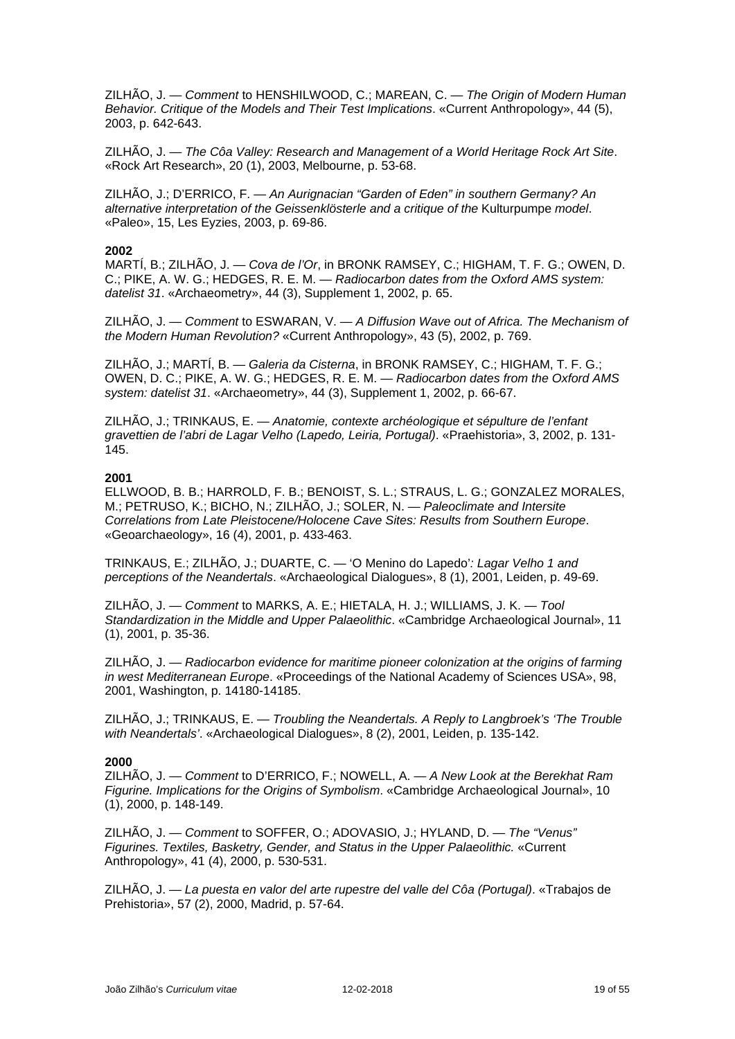ZILHÃO, J. — *Comment* to HENSHILWOOD, C.; MAREAN, C. — *The Origin of Modern Human Behavior. Critique of the Models and Their Test Implications*. «Current Anthropology», 44 (5), 2003, p. 642-643.

ZILHÃO, J. — *The Côa Valley: Research and Management of a World Heritage Rock Art Site*. «Rock Art Research», 20 (1), 2003, Melbourne, p. 53-68.

ZILHÃO, J.; D'ERRICO, F. — *An Aurignacian "Garden of Eden" in southern Germany? An alternative interpretation of the Geissenklösterle and a critique of the* Kulturpumpe *model*. «Paleo», 15, Les Eyzies, 2003, p. 69-86.

**2002**

MARTÍ, B.; ZILHÃO, J. — *Cova de l'Or*, in BRONK RAMSEY, C.; HIGHAM, T. F. G.; OWEN, D. C.; PIKE, A. W. G.; HEDGES, R. E. M. — *Radiocarbon dates from the Oxford AMS system: datelist 31*. «Archaeometry», 44 (3), Supplement 1, 2002, p. 65.

ZILHÃO, J. — *Comment* to ESWARAN, V. — *A Diffusion Wave out of Africa. The Mechanism of the Modern Human Revolution?* «Current Anthropology», 43 (5), 2002, p. 769.

ZILHÃO, J.; MARTÍ, B. — *Galeria da Cisterna*, in BRONK RAMSEY, C.; HIGHAM, T. F. G.; OWEN, D. C.; PIKE, A. W. G.; HEDGES, R. E. M. — *Radiocarbon dates from the Oxford AMS system: datelist 31*. «Archaeometry», 44 (3), Supplement 1, 2002, p. 66-67.

ZILHÃO, J.; TRINKAUS, E. — *Anatomie, contexte archéologique et sépulture de l'enfant gravettien de l'abri de Lagar Velho (Lapedo, Leiria, Portugal)*. «Praehistoria», 3, 2002, p. 131-145.

**2001**

ELLWOOD, B. B.; HARROLD, F. B.; BENOIST, S. L.; STRAUS, L. G.; GONZALEZ MORALES, M.; PETRUSO, K.; BICHO, N.; ZILHÃO, J.; SOLER, N. — *Paleoclimate and Intersite Correlations from Late Pleistocene/Holocene Cave Sites: Results from Southern Europe*. «Geoarchaeology», 16 (4), 2001, p. 433-463.

TRINKAUS, E.; ZILHÃO, J.; DUARTE, C. — 'O Menino do Lapedo'*: Lagar Velho 1 and perceptions of the Neandertals*. «Archaeological Dialogues», 8 (1), 2001, Leiden, p. 49-69.

ZILHÃO, J. — *Comment* to MARKS, A. E.; HIETALA, H. J.; WILLIAMS, J. K. — *Tool Standardization in the Middle and Upper Palaeolithic*. «Cambridge Archaeological Journal», 11 (1), 2001, p. 35-36.

ZILHÃO, J. — *Radiocarbon evidence for maritime pioneer colonization at the origins of farming in west Mediterranean Europe*. «Proceedings of the National Academy of Sciences USA», 98, 2001, Washington, p. 14180-14185.

ZILHÃO, J.; TRINKAUS, E. — *Troubling the Neandertals. A Reply to Langbroek's 'The Trouble with Neandertals'*. «Archaeological Dialogues», 8 (2), 2001, Leiden, p. 135-142.

**2000**

ZILHÃO, J. — *Comment* to D'ERRICO, F.; NOWELL, A. — *A New Look at the Berekhat Ram Figurine. Implications for the Origins of Symbolism*. «Cambridge Archaeological Journal», 10 (1), 2000, p. 148-149.

ZILHÃO, J. — *Comment* to SOFFER, O.; ADOVASIO, J.; HYLAND, D. — *The "Venus" Figurines. Textiles, Basketry, Gender, and Status in the Upper Palaeolithic.* «Current Anthropology», 41 (4), 2000, p. 530-531.

ZILHÃO, J. — *La puesta en valor del arte rupestre del valle del Côa (Portugal)*. «Trabajos de Prehistoria», 57 (2), 2000, Madrid, p. 57-64.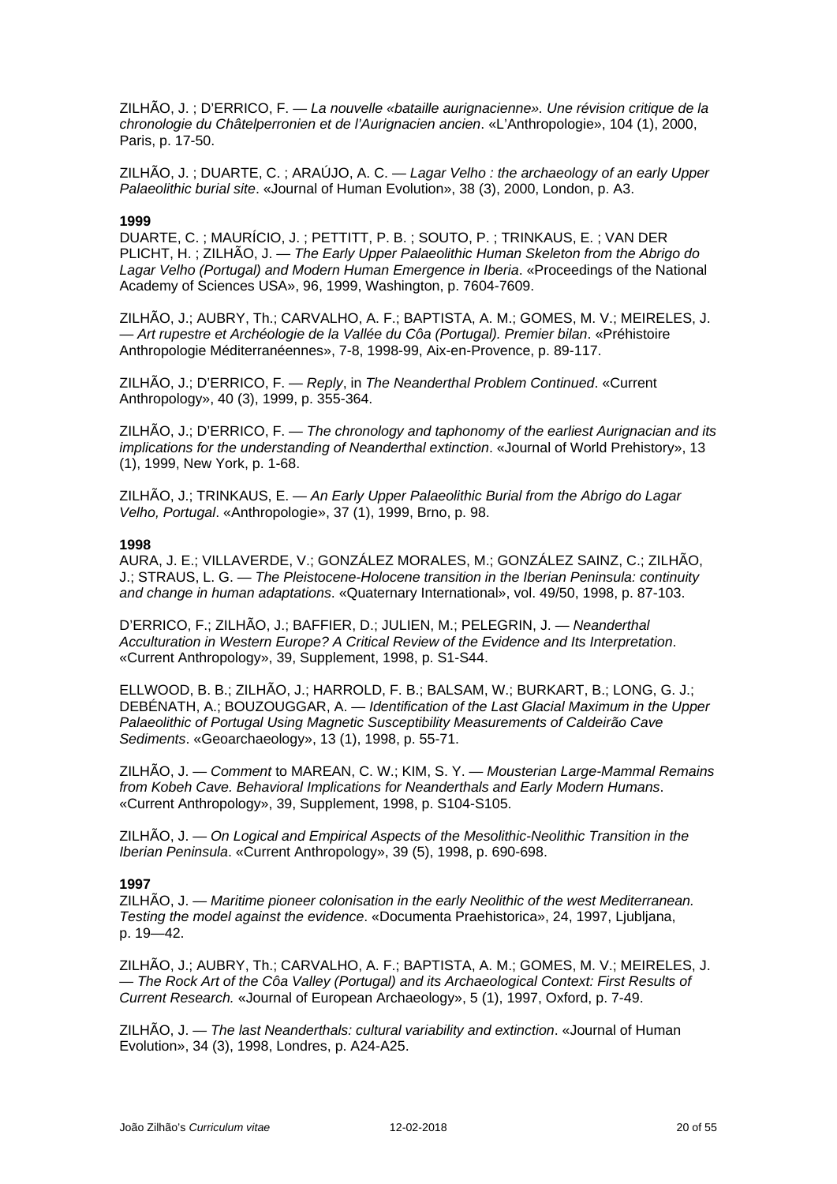ZILHÃO, J. ; D'ERRICO, F. — *La nouvelle «bataille aurignacienne». Une révision critique de la chronologie du Châtelperronien et de l'Aurignacien ancien*. «L'Anthropologie», 104 (1), 2000, Paris, p. 17-50.

ZILHÃO, J. ; DUARTE, C. ; ARAÚJO, A. C. — *Lagar Velho : the archaeology of an early Upper Palaeolithic burial site*. «Journal of Human Evolution», 38 (3), 2000, London, p. A3.

**1999**

DUARTE, C. ; MAURÍCIO, J. ; PETTITT, P. B. ; SOUTO, P. ; TRINKAUS, E. ; VAN DER PLICHT, H. ; ZILHÃO, J. — *The Early Upper Palaeolithic Human Skeleton from the Abrigo do Lagar Velho (Portugal) and Modern Human Emergence in Iberia*. «Proceedings of the National Academy of Sciences USA», 96, 1999, Washington, p. 7604-7609.

ZILHÃO, J.; AUBRY, Th.; CARVALHO, A. F.; BAPTISTA, A. M.; GOMES, M. V.; MEIRELES, J. — *Art rupestre et Archéologie de la Vallée du Côa (Portugal). Premier bilan*. «Préhistoire Anthropologie Méditerranéennes», 7-8, 1998-99, Aix-en-Provence, p. 89-117.

ZILHÃO, J.; D'ERRICO, F. — *Reply*, in *The Neanderthal Problem Continued*. «Current Anthropology», 40 (3), 1999, p. 355-364.

ZILHÃO, J.; D'ERRICO, F. — *The chronology and taphonomy of the earliest Aurignacian and its implications for the understanding of Neanderthal extinction*. «Journal of World Prehistory», 13 (1), 1999, New York, p. 1-68.

ZILHÃO, J.; TRINKAUS, E. — *An Early Upper Palaeolithic Burial from the Abrigo do Lagar Velho, Portugal*. «Anthropologie», 37 (1), 1999, Brno, p. 98.

**1998**

AURA, J. E.; VILLAVERDE, V.; GONZÁLEZ MORALES, M.; GONZÁLEZ SAINZ, C.; ZILHÃO, J.; STRAUS, L. G. — *The Pleistocene-Holocene transition in the Iberian Peninsula: continuity and change in human adaptations*. «Quaternary International», vol. 49/50, 1998, p. 87-103.

D'ERRICO, F.; ZILHÃO, J.; BAFFIER, D.; JULIEN, M.; PELEGRIN, J. — *Neanderthal Acculturation in Western Europe? A Critical Review of the Evidence and Its Interpretation*. «Current Anthropology», 39, Supplement, 1998, p. S1-S44.

ELLWOOD, B. B.; ZILHÃO, J.; HARROLD, F. B.; BALSAM, W.; BURKART, B.; LONG, G. J.; DEBÉNATH, A.; BOUZOUGGAR, A. — *Identification of the Last Glacial Maximum in the Upper Palaeolithic of Portugal Using Magnetic Susceptibility Measurements of Caldeirão Cave Sediments*. «Geoarchaeology», 13 (1), 1998, p. 55-71.

ZILHÃO, J. — *Comment* to MAREAN, C. W.; KIM, S. Y. — *Mousterian Large-Mammal Remains from Kobeh Cave. Behavioral Implications for Neanderthals and Early Modern Humans*. «Current Anthropology», 39, Supplement, 1998, p. S104-S105.

ZILHÃO, J. — *On Logical and Empirical Aspects of the Mesolithic-Neolithic Transition in the Iberian Peninsula*. «Current Anthropology», 39 (5), 1998, p. 690-698.

**1997**

ZILHÃO, J. — *Maritime pioneer colonisation in the early Neolithic of the west Mediterranean. Testing the model against the evidence*. «Documenta Praehistorica», 24, 1997, Ljubljana, p. 19—42.

ZILHÃO, J.; AUBRY, Th.; CARVALHO, A. F.; BAPTISTA, A. M.; GOMES, M. V.; MEIRELES, J. — *The Rock Art of the Côa Valley (Portugal) and its Archaeological Context: First Results of Current Research.* «Journal of European Archaeology», 5 (1), 1997, Oxford, p. 7-49.

ZILHÃO, J. — *The last Neanderthals: cultural variability and extinction*. «Journal of Human Evolution», 34 (3), 1998, Londres, p. A24-A25.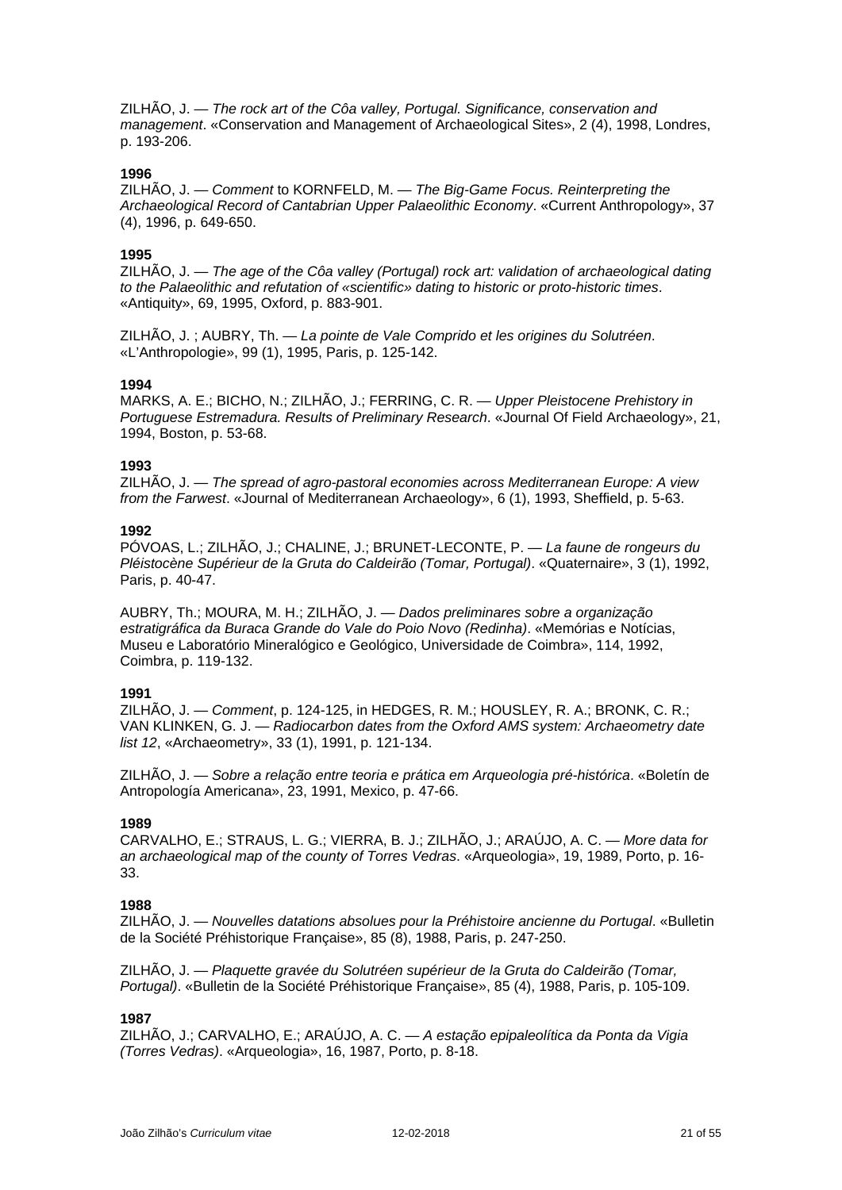ZILHÃO, J. — *The rock art of the Côa valley, Portugal. Significance, conservation and management*. «Conservation and Management of Archaeological Sites», 2 (4), 1998, Londres, p. 193-206.

**1996**

ZILHÃO, J. — *Comment* to KORNFELD, M. — *The Big-Game Focus. Reinterpreting the Archaeological Record of Cantabrian Upper Palaeolithic Economy*. «Current Anthropology», 37 (4), 1996, p. 649-650.

**1995**

ZILHÃO, J. — *The age of the Côa valley (Portugal) rock art: validation of archaeological dating to the Palaeolithic and refutation of «scientific» dating to historic or proto-historic times*. «Antiquity», 69, 1995, Oxford, p. 883-901.

ZILHÃO, J. ; AUBRY, Th. — *La pointe de Vale Comprido et les origines du Solutréen*. «L'Anthropologie», 99 (1), 1995, Paris, p. 125-142.

**1994**

MARKS, A. E.; BICHO, N.; ZILHÃO, J.; FERRING, C. R. — *Upper Pleistocene Prehistory in Portuguese Estremadura. Results of Preliminary Research*. «Journal Of Field Archaeology», 21, 1994, Boston, p. 53-68.

**1993**

ZILHÃO, J. — *The spread of agro-pastoral economies across Mediterranean Europe: A view from the Farwest*. «Journal of Mediterranean Archaeology», 6 (1), 1993, Sheffield, p. 5-63.

**1992**

PÓVOAS, L.; ZILHÃO, J.; CHALINE, J.; BRUNET-LECONTE, P. — *La faune de rongeurs du Pléistocène Supérieur de la Gruta do Caldeirão (Tomar, Portugal)*. «Quaternaire», 3 (1), 1992, Paris, p. 40-47.

AUBRY, Th.; MOURA, M. H.; ZILHÃO, J. — *Dados preliminares sobre a organização estratigráfica da Buraca Grande do Vale do Poio Novo (Redinha)*. «Memórias e Notícias, Museu e Laboratório Mineralógico e Geológico, Universidade de Coimbra», 114, 1992, Coimbra, p. 119-132.

**1991**

ZILHÃO, J. — *Comment*, p. 124-125, in HEDGES, R. M.; HOUSLEY, R. A.; BRONK, C. R.; VAN KLINKEN, G. J. — *Radiocarbon dates from the Oxford AMS system: Archaeometry date list 12*, «Archaeometry», 33 (1), 1991, p. 121-134.

ZILHÃO, J. — *Sobre a relação entre teoria e prática em Arqueologia pré-histórica*. «Boletín de Antropología Americana», 23, 1991, Mexico, p. 47-66.

**1989**

CARVALHO, E.; STRAUS, L. G.; VIERRA, B. J.; ZILHÃO, J.; ARAÚJO, A. C. — *More data for an archaeological map of the county of Torres Vedras*. «Arqueologia», 19, 1989, Porto, p. 16-33.

**1988**

ZILHÃO, J. — *Nouvelles datations absolues pour la Préhistoire ancienne du Portugal*. «Bulletin de la Société Préhistorique Française», 85 (8), 1988, Paris, p. 247-250.

ZILHÃO, J. — *Plaquette gravée du Solutréen supérieur de la Gruta do Caldeirão (Tomar, Portugal)*. «Bulletin de la Société Préhistorique Française», 85 (4), 1988, Paris, p. 105-109.

**1987**

ZILHÃO, J.; CARVALHO, E.; ARAÚJO, A. C. — *A estação epipaleolítica da Ponta da Vigia (Torres Vedras)*. «Arqueologia», 16, 1987, Porto, p. 8-18.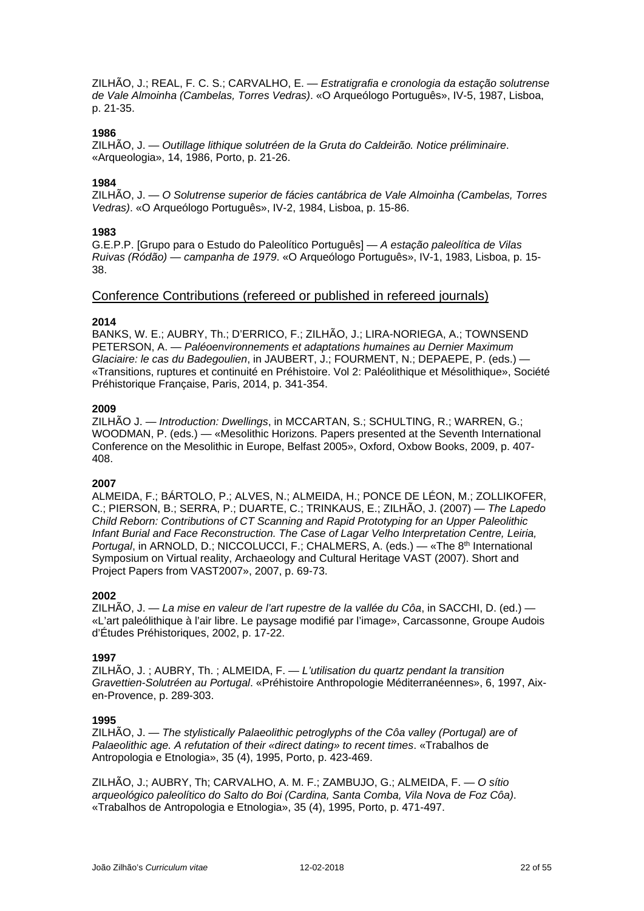ZILHÃO, J.; REAL, F. C. S.; CARVALHO, E. — *Estratigrafia e cronologia da estação solutrense de Vale Almoinha (Cambelas, Torres Vedras)*. «O Arqueólogo Português», IV-5, 1987, Lisboa, p. 21-35.

**1986**
ZILHÃO, J. — *Outillage lithique solutréen de la Gruta do Caldeirão. Notice préliminaire*. «Arqueologia», 14, 1986, Porto, p. 21-26.

**1984**
ZILHÃO, J. — *O Solutrense superior de fácies cantábrica de Vale Almoinha (Cambelas, Torres Vedras)*. «O Arqueólogo Português», IV-2, 1984, Lisboa, p. 15-86.

**1983**
G.E.P.P. [Grupo para o Estudo do Paleolítico Português] — *A estação paleolítica de Vilas Ruivas (Ródão) — campanha de 1979*. «O Arqueólogo Português», IV-1, 1983, Lisboa, p. 15-38.

## Conference Contributions (refereed or published in refereed journals)

**2014**
BANKS, W. E.; AUBRY, Th.; D'ERRICO, F.; ZILHÃO, J.; LIRA-NORIEGA, A.; TOWNSEND PETERSON, A. — *Paléoenvironnements et adaptations humaines au Dernier Maximum Glaciaire: le cas du Badegoulien*, in JAUBERT, J.; FOURMENT, N.; DEPAEPE, P. (eds.) — «Transitions, ruptures et continuité en Préhistoire. Vol 2: Paléolithique et Mésolithique», Société Préhistorique Française, Paris, 2014, p. 341-354.

**2009**
ZILHÃO J. — *Introduction: Dwellings*, in MCCARTAN, S.; SCHULTING, R.; WARREN, G.; WOODMAN, P. (eds.) — «Mesolithic Horizons. Papers presented at the Seventh International Conference on the Mesolithic in Europe, Belfast 2005», Oxford, Oxbow Books, 2009, p. 407-408.

**2007**
ALMEIDA, F.; BÁRTOLO, P.; ALVES, N.; ALMEIDA, H.; PONCE DE LÉON, M.; ZOLLIKOFER, C.; PIERSON, B.; SERRA, P.; DUARTE, C.; TRINKAUS, E.; ZILHÃO, J. (2007) — *The Lapedo Child Reborn: Contributions of CT Scanning and Rapid Prototyping for an Upper Paleolithic Infant Burial and Face Reconstruction. The Case of Lagar Velho Interpretation Centre, Leiria, Portugal*, in ARNOLD, D.; NICCOLUCCI, F.; CHALMERS, A. (eds.) — «The 8th International Symposium on Virtual reality, Archaeology and Cultural Heritage VAST (2007). Short and Project Papers from VAST2007», 2007, p. 69-73.

**2002**
ZILHÃO, J. — *La mise en valeur de l'art rupestre de la vallée du Côa*, in SACCHI, D. (ed.) — «L'art paléolithique à l'air libre. Le paysage modifié par l'image», Carcassonne, Groupe Audois d'Études Préhistoriques, 2002, p. 17-22.

**1997**
ZILHÃO, J. ; AUBRY, Th. ; ALMEIDA, F. — *L'utilisation du quartz pendant la transition Gravettien-Solutréen au Portugal*. «Préhistoire Anthropologie Méditerranéennes», 6, 1997, Aix-en-Provence, p. 289-303.

**1995**
ZILHÃO, J. — *The stylistically Palaeolithic petroglyphs of the Côa valley (Portugal) are of Palaeolithic age. A refutation of their «direct dating» to recent times*. «Trabalhos de Antropologia e Etnologia», 35 (4), 1995, Porto, p. 423-469.

ZILHÃO, J.; AUBRY, Th; CARVALHO, A. M. F.; ZAMBUJO, G.; ALMEIDA, F. — *O sítio arqueológico paleolítico do Salto do Boi (Cardina, Santa Comba, Vila Nova de Foz Côa)*. «Trabalhos de Antropologia e Etnologia», 35 (4), 1995, Porto, p. 471-497.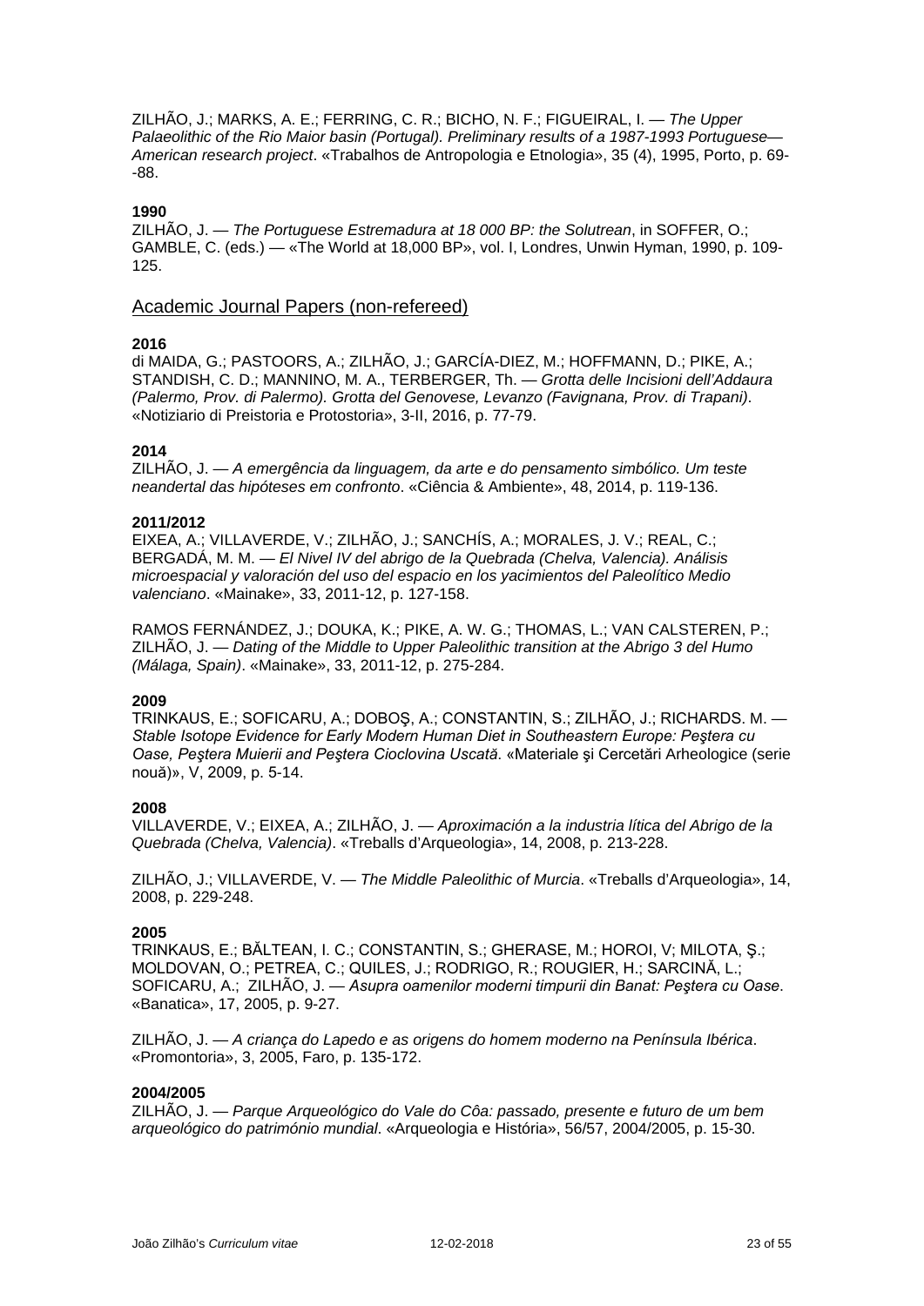ZILHÃO, J.; MARKS, A. E.; FERRING, C. R.; BICHO, N. F.; FIGUEIRAL, I. — *The Upper Palaeolithic of the Rio Maior basin (Portugal). Preliminary results of a 1987-1993 Portuguese—American research project*. «Trabalhos de Antropologia e Etnologia», 35 (4), 1995, Porto, p. 69--88.

**1990**

ZILHÃO, J. — *The Portuguese Estremadura at 18 000 BP: the Solutrean*, in SOFFER, O.; GAMBLE, C. (eds.) — «The World at 18,000 BP», vol. I, Londres, Unwin Hyman, 1990, p. 109-125.

## Academic Journal Papers (non-refereed)

**2016**

di MAIDA, G.; PASTOORS, A.; ZILHÃO, J.; GARCÍA-DIEZ, M.; HOFFMANN, D.; PIKE, A.; STANDISH, C. D.; MANNINO, M. A., TERBERGER, Th. — *Grotta delle Incisioni dell'Addaura (Palermo, Prov. di Palermo). Grotta del Genovese, Levanzo (Favignana, Prov. di Trapani)*. «Notiziario di Preistoria e Protostoria», 3-II, 2016, p. 77-79.

**2014**

ZILHÃO, J. — *A emergência da linguagem, da arte e do pensamento simbólico. Um teste neandertal das hipóteses em confronto*. «Ciência & Ambiente», 48, 2014, p. 119-136.

**2011/2012**

EIXEA, A.; VILLAVERDE, V.; ZILHÃO, J.; SANCHÍS, A.; MORALES, J. V.; REAL, C.; BERGADÁ, M. M. — *El Nivel IV del abrigo de la Quebrada (Chelva, Valencia). Análisis microespacial y valoración del uso del espacio en los yacimientos del Paleolítico Medio valenciano*. «Mainake», 33, 2011-12, p. 127-158.

RAMOS FERNÁNDEZ, J.; DOUKA, K.; PIKE, A. W. G.; THOMAS, L.; VAN CALSTEREN, P.; ZILHÃO, J. — *Dating of the Middle to Upper Paleolithic transition at the Abrigo 3 del Humo (Málaga, Spain)*. «Mainake», 33, 2011-12, p. 275-284.

**2009**

TRINKAUS, E.; SOFICARU, A.; DOBOŞ, A.; CONSTANTIN, S.; ZILHÃO, J.; RICHARDS. M. — *Stable Isotope Evidence for Early Modern Human Diet in Southeastern Europe: Peştera cu Oase, Peştera Muierii and Peştera Cioclovina Uscată*. «Materiale şi Cercetări Arheologice (serie nouă)», V, 2009, p. 5-14.

**2008**

VILLAVERDE, V.; EIXEA, A.; ZILHÃO, J. — *Aproximación a la industria lítica del Abrigo de la Quebrada (Chelva, Valencia)*. «Treballs d'Arqueologia», 14, 2008, p. 213-228.

ZILHÃO, J.; VILLAVERDE, V. — *The Middle Paleolithic of Murcia*. «Treballs d'Arqueologia», 14, 2008, p. 229-248.

**2005**

TRINKAUS, E.; BĂLTEAN, I. C.; CONSTANTIN, S.; GHERASE, M.; HOROI, V; MILOTA, Ş.; MOLDOVAN, O.; PETREA, C.; QUILES, J.; RODRIGO, R.; ROUGIER, H.; SARCINĂ, L.; SOFICARU, A.; ZILHÃO, J. — *Asupra oamenilor moderni timpurii din Banat: Peştera cu Oase*. «Banatica», 17, 2005, p. 9-27.

ZILHÃO, J. — *A criança do Lapedo e as origens do homem moderno na Península Ibérica*. «Promontoria», 3, 2005, Faro, p. 135-172.

**2004/2005**

ZILHÃO, J. — *Parque Arqueológico do Vale do Côa: passado, presente e futuro de um bem arqueológico do património mundial*. «Arqueologia e História», 56/57, 2004/2005, p. 15-30.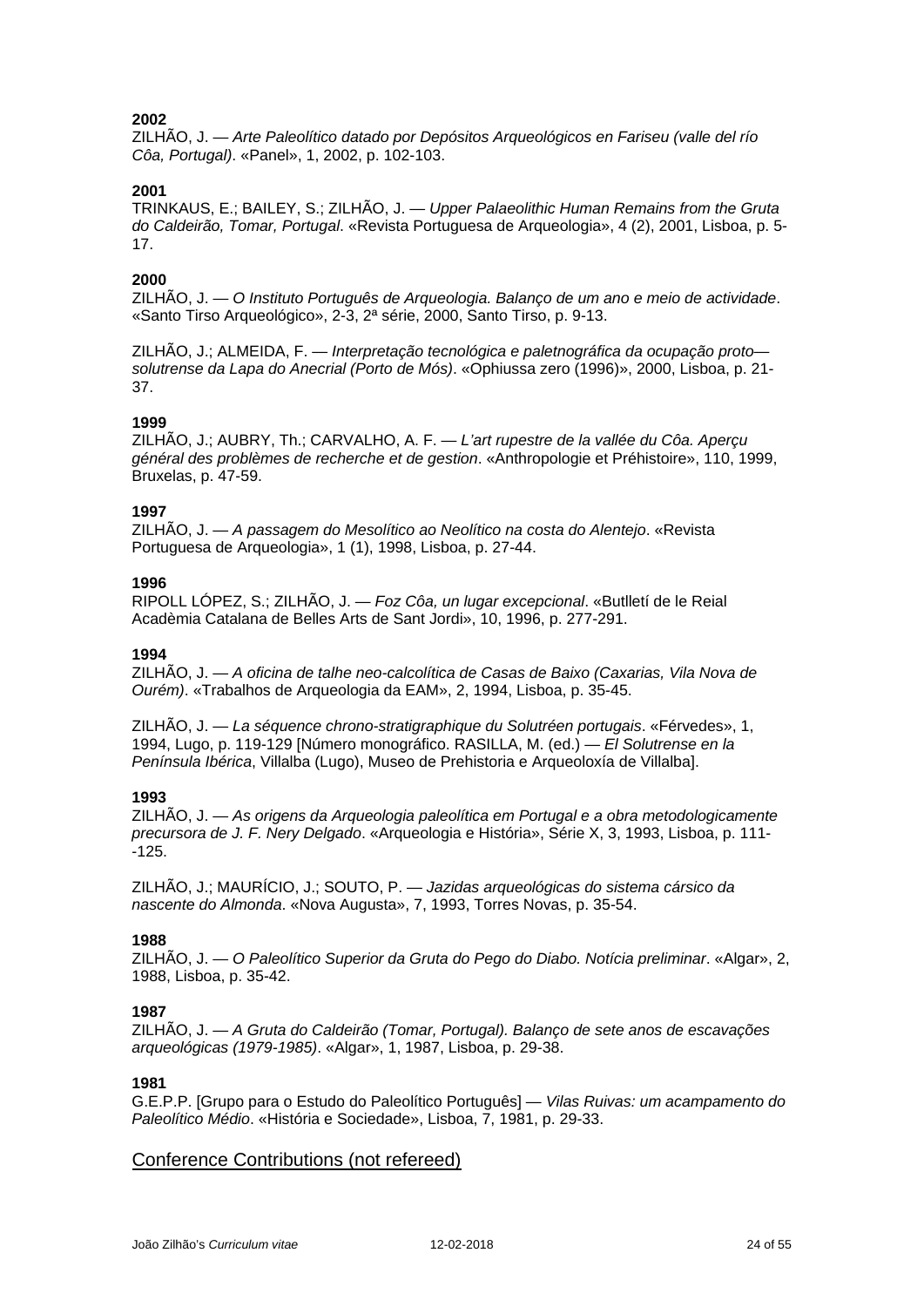**2002**
ZILHÃO, J. — *Arte Paleolítico datado por Depósitos Arqueológicos en Fariseu (valle del río Côa, Portugal)*. «Panel», 1, 2002, p. 102-103.

**2001**
TRINKAUS, E.; BAILEY, S.; ZILHÃO, J. — *Upper Palaeolithic Human Remains from the Gruta do Caldeirão, Tomar, Portugal*. «Revista Portuguesa de Arqueologia», 4 (2), 2001, Lisboa, p. 5-17.

**2000**
ZILHÃO, J. — *O Instituto Português de Arqueologia. Balanço de um ano e meio de actividade*. «Santo Tirso Arqueológico», 2-3, 2ª série, 2000, Santo Tirso, p. 9-13.

ZILHÃO, J.; ALMEIDA, F. — *Interpretação tecnológica e paletnográfica da ocupação proto—solutrense da Lapa do Anecrial (Porto de Mós)*. «Ophiussa zero (1996)», 2000, Lisboa, p. 21-37.

**1999**
ZILHÃO, J.; AUBRY, Th.; CARVALHO, A. F. — *L'art rupestre de la vallée du Côa. Aperçu général des problèmes de recherche et de gestion*. «Anthropologie et Préhistoire», 110, 1999, Bruxelas, p. 47-59.

**1997**
ZILHÃO, J. — *A passagem do Mesolítico ao Neolítico na costa do Alentejo*. «Revista Portuguesa de Arqueologia», 1 (1), 1998, Lisboa, p. 27-44.

**1996**
RIPOLL LÓPEZ, S.; ZILHÃO, J. — *Foz Côa, un lugar excepcional*. «Butlletí de le Reial Acadèmia Catalana de Belles Arts de Sant Jordi», 10, 1996, p. 277-291.

**1994**
ZILHÃO, J. — *A oficina de talhe neo-calcolítica de Casas de Baixo (Caxarias, Vila Nova de Ourém)*. «Trabalhos de Arqueologia da EAM», 2, 1994, Lisboa, p. 35-45.

ZILHÃO, J. — *La séquence chrono-stratigraphique du Solutréen portugais*. «Férvedes», 1, 1994, Lugo, p. 119-129 [Número monográfico. RASILLA, M. (ed.) — *El Solutrense en la Península Ibérica*, Villalba (Lugo), Museo de Prehistoria e Arqueoloxía de Villalba].

**1993**
ZILHÃO, J. — *As origens da Arqueologia paleolítica em Portugal e a obra metodologicamente precursora de J. F. Nery Delgado*. «Arqueologia e História», Série X, 3, 1993, Lisboa, p. 111--125.

ZILHÃO, J.; MAURÍCIO, J.; SOUTO, P. — *Jazidas arqueológicas do sistema cársico da nascente do Almonda*. «Nova Augusta», 7, 1993, Torres Novas, p. 35-54.

**1988**
ZILHÃO, J. — *O Paleolítico Superior da Gruta do Pego do Diabo. Notícia preliminar*. «Algar», 2, 1988, Lisboa, p. 35-42.

**1987**
ZILHÃO, J. — *A Gruta do Caldeirão (Tomar, Portugal). Balanço de sete anos de escavações arqueológicas (1979-1985)*. «Algar», 1, 1987, Lisboa, p. 29-38.

**1981**
G.E.P.P. [Grupo para o Estudo do Paleolítico Português] — *Vilas Ruivas: um acampamento do Paleolítico Médio*. «História e Sociedade», Lisboa, 7, 1981, p. 29-33.

## Conference Contributions (not refereed)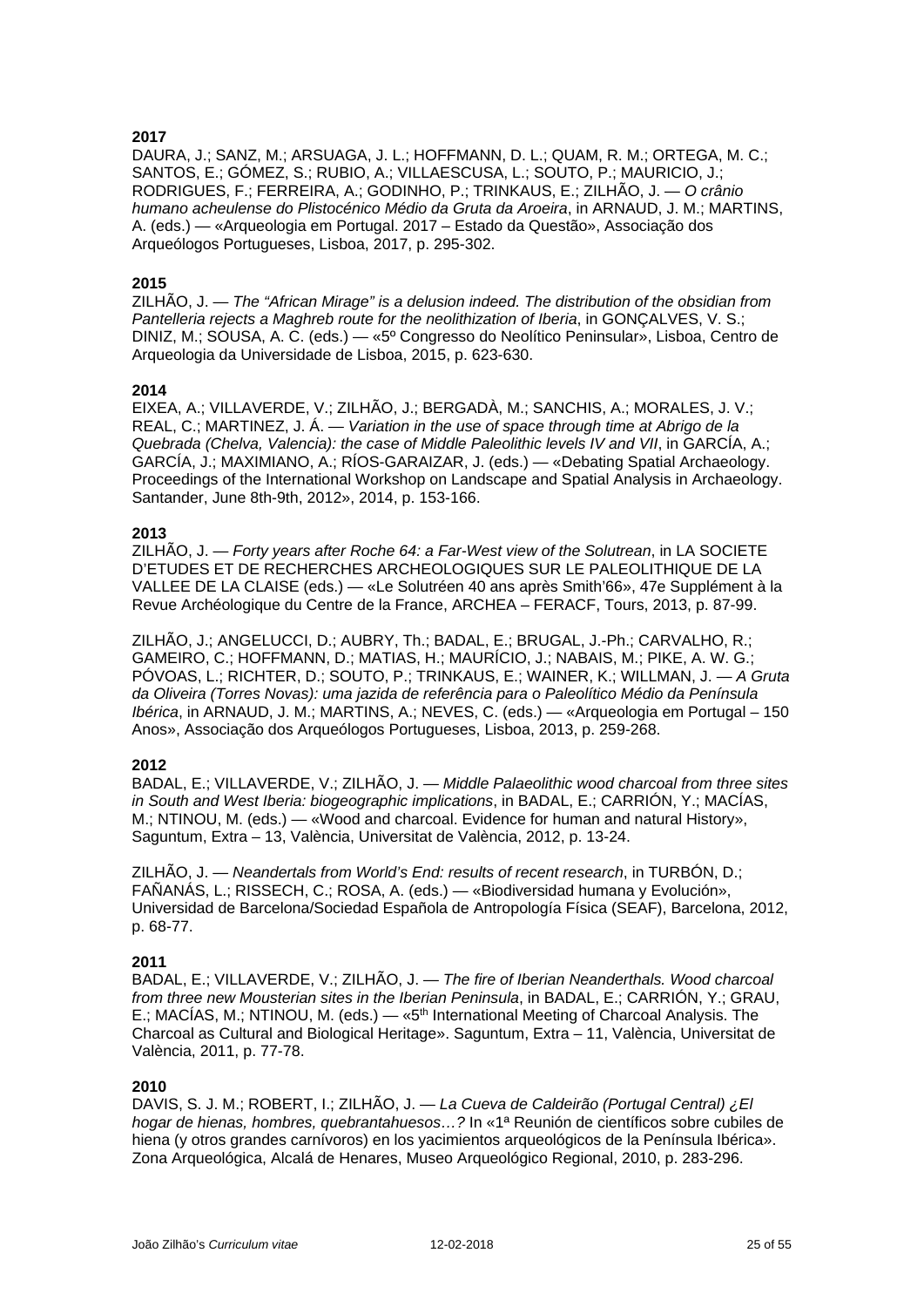**2017**

DAURA, J.; SANZ, M.; ARSUAGA, J. L.; HOFFMANN, D. L.; QUAM, R. M.; ORTEGA, M. C.; SANTOS, E.; GÓMEZ, S.; RUBIO, A.; VILLAESCUSA, L.; SOUTO, P.; MAURICIO, J.; RODRIGUES, F.; FERREIRA, A.; GODINHO, P.; TRINKAUS, E.; ZILHÃO, J. — *O crânio humano acheulense do Plistocénico Médio da Gruta da Aroeira*, in ARNAUD, J. M.; MARTINS, A. (eds.) — «Arqueologia em Portugal. 2017 – Estado da Questão», Associação dos Arqueólogos Portugueses, Lisboa, 2017, p. 295-302.

**2015**

ZILHÃO, J. — *The "African Mirage" is a delusion indeed. The distribution of the obsidian from Pantelleria rejects a Maghreb route for the neolithization of Iberia*, in GONÇALVES, V. S.; DINIZ, M.; SOUSA, A. C. (eds.) — «5º Congresso do Neolítico Peninsular», Lisboa, Centro de Arqueologia da Universidade de Lisboa, 2015, p. 623-630.

**2014**

EIXEA, A.; VILLAVERDE, V.; ZILHÃO, J.; BERGADÀ, M.; SANCHIS, A.; MORALES, J. V.; REAL, C.; MARTINEZ, J. Á. — *Variation in the use of space through time at Abrigo de la Quebrada (Chelva, Valencia): the case of Middle Paleolithic levels IV and VII*, in GARCÍA, A.; GARCÍA, J.; MAXIMIANO, A.; RÍOS-GARAIZAR, J. (eds.) — «Debating Spatial Archaeology. Proceedings of the International Workshop on Landscape and Spatial Analysis in Archaeology. Santander, June 8th-9th, 2012», 2014, p. 153-166.

**2013**

ZILHÃO, J. — *Forty years after Roche 64: a Far-West view of the Solutrean*, in LA SOCIETE D'ETUDES ET DE RECHERCHES ARCHEOLOGIQUES SUR LE PALEOLITHIQUE DE LA VALLEE DE LA CLAISE (eds.) — «Le Solutréen 40 ans après Smith'66», 47e Supplément à la Revue Archéologique du Centre de la France, ARCHEA – FERACF, Tours, 2013, p. 87-99.

ZILHÃO, J.; ANGELUCCI, D.; AUBRY, Th.; BADAL, E.; BRUGAL, J.-Ph.; CARVALHO, R.; GAMEIRO, C.; HOFFMANN, D.; MATIAS, H.; MAURÍCIO, J.; NABAIS, M.; PIKE, A. W. G.; PÓVOAS, L.; RICHTER, D.; SOUTO, P.; TRINKAUS, E.; WAINER, K.; WILLMAN, J. — *A Gruta da Oliveira (Torres Novas): uma jazida de referência para o Paleolítico Médio da Península Ibérica*, in ARNAUD, J. M.; MARTINS, A.; NEVES, C. (eds.) — «Arqueologia em Portugal – 150 Anos», Associação dos Arqueólogos Portugueses, Lisboa, 2013, p. 259-268.

**2012**

BADAL, E.; VILLAVERDE, V.; ZILHÃO, J. — *Middle Palaeolithic wood charcoal from three sites in South and West Iberia: biogeographic implications*, in BADAL, E.; CARRIÓN, Y.; MACÍAS, M.; NTINOU, M. (eds.) — «Wood and charcoal. Evidence for human and natural History», Saguntum, Extra – 13, València, Universitat de València, 2012, p. 13-24.

ZILHÃO, J. — *Neandertals from World's End: results of recent research*, in TURBÓN, D.; FAÑANÁS, L.; RISSECH, C.; ROSA, A. (eds.) — «Biodiversidad humana y Evolución», Universidad de Barcelona/Sociedad Española de Antropología Física (SEAF), Barcelona, 2012, p. 68-77.

**2011**

BADAL, E.; VILLAVERDE, V.; ZILHÃO, J. — *The fire of Iberian Neanderthals. Wood charcoal from three new Mousterian sites in the Iberian Peninsula*, in BADAL, E.; CARRIÓN, Y.; GRAU, E.; MACÍAS, M.; NTINOU, M. (eds.) — «5th International Meeting of Charcoal Analysis. The Charcoal as Cultural and Biological Heritage». Saguntum, Extra – 11, València, Universitat de València, 2011, p. 77-78.

**2010**

DAVIS, S. J. M.; ROBERT, I.; ZILHÃO, J. — *La Cueva de Caldeirão (Portugal Central) ¿El hogar de hienas, hombres, quebrantahuesos…?* In «1ª Reunión de científicos sobre cubiles de hiena (y otros grandes carnívoros) en los yacimientos arqueológicos de la Península Ibérica». Zona Arqueológica, Alcalá de Henares, Museo Arqueológico Regional, 2010, p. 283-296.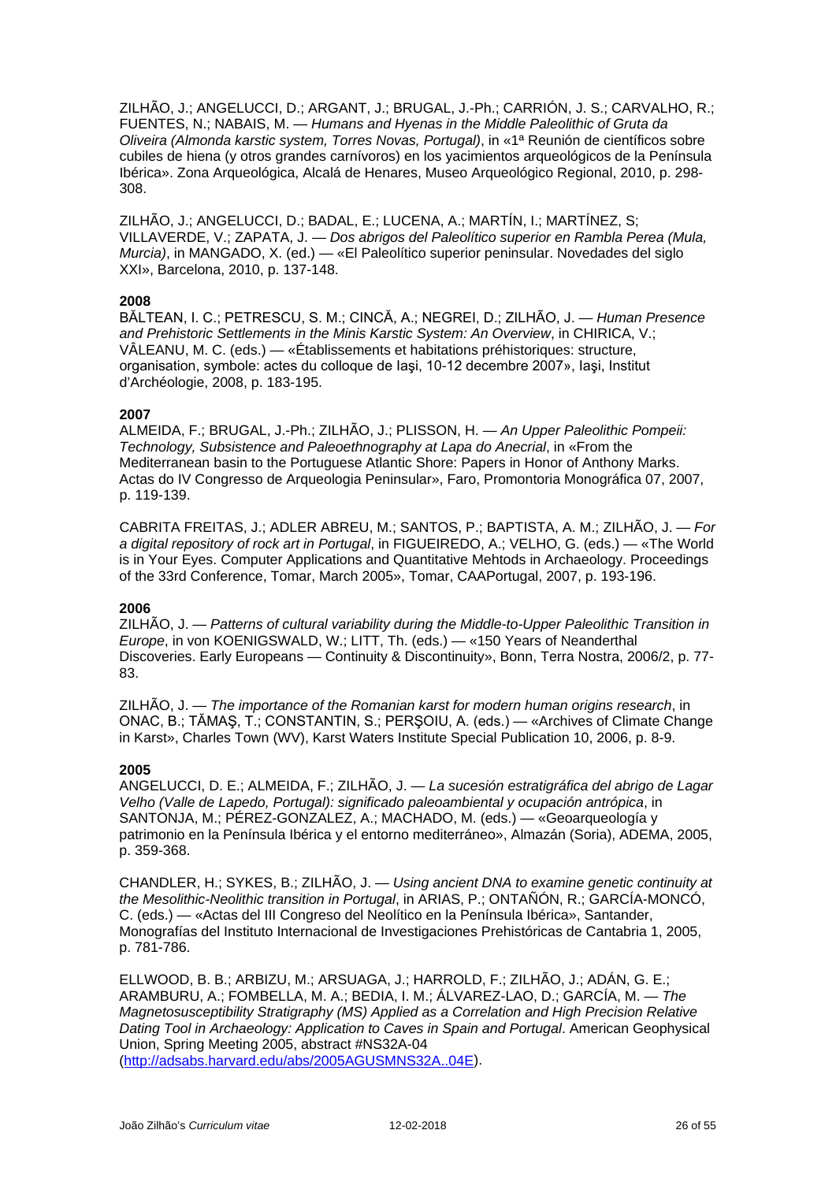ZILHÃO, J.; ANGELUCCI, D.; ARGANT, J.; BRUGAL, J.-Ph.; CARRIÓN, J. S.; CARVALHO, R.; FUENTES, N.; NABAIS, M. — *Humans and Hyenas in the Middle Paleolithic of Gruta da Oliveira (Almonda karstic system, Torres Novas, Portugal)*, in «1ª Reunión de científicos sobre cubiles de hiena (y otros grandes carnívoros) en los yacimientos arqueológicos de la Península Ibérica». Zona Arqueológica, Alcalá de Henares, Museo Arqueológico Regional, 2010, p. 298-308.

ZILHÃO, J.; ANGELUCCI, D.; BADAL, E.; LUCENA, A.; MARTÍN, I.; MARTÍNEZ, S; VILLAVERDE, V.; ZAPATA, J. — *Dos abrigos del Paleolítico superior en Rambla Perea (Mula, Murcia)*, in MANGADO, X. (ed.) — «El Paleolítico superior peninsular. Novedades del siglo XXI», Barcelona, 2010, p. 137-148.

**2008**

BĂLTEAN, I. C.; PETRESCU, S. M.; CINCĂ, A.; NEGREI, D.; ZILHÃO, J. — *Human Presence and Prehistoric Settlements in the Minis Karstic System: An Overview*, in CHIRICA, V.; VÂLEANU, M. C. (eds.) — «Établissements et habitations préhistoriques: structure, organisation, symbole: actes du colloque de Iaşi, 10-12 decembre 2007», Iaşi, Institut d'Archéologie, 2008, p. 183-195.

**2007**

ALMEIDA, F.; BRUGAL, J.-Ph.; ZILHÃO, J.; PLISSON, H. — *An Upper Paleolithic Pompeii: Technology, Subsistence and Paleoethnography at Lapa do Anecrial*, in «From the Mediterranean basin to the Portuguese Atlantic Shore: Papers in Honor of Anthony Marks. Actas do IV Congresso de Arqueologia Peninsular», Faro, Promontoria Monográfica 07, 2007, p. 119-139.

CABRITA FREITAS, J.; ADLER ABREU, M.; SANTOS, P.; BAPTISTA, A. M.; ZILHÃO, J. — *For a digital repository of rock art in Portugal*, in FIGUEIREDO, A.; VELHO, G. (eds.) — «The World is in Your Eyes. Computer Applications and Quantitative Mehtods in Archaeology. Proceedings of the 33rd Conference, Tomar, March 2005», Tomar, CAAPortugal, 2007, p. 193-196.

**2006**

ZILHÃO, J. — *Patterns of cultural variability during the Middle-to-Upper Paleolithic Transition in Europe*, in von KOENIGSWALD, W.; LITT, Th. (eds.) — «150 Years of Neanderthal Discoveries. Early Europeans — Continuity & Discontinuity», Bonn, Terra Nostra, 2006/2, p. 77-83.

ZILHÃO, J. — *The importance of the Romanian karst for modern human origins research*, in ONAC, B.; TĂMAŞ, T.; CONSTANTIN, S.; PERŞOIU, A. (eds.) — «Archives of Climate Change in Karst», Charles Town (WV), Karst Waters Institute Special Publication 10, 2006, p. 8-9.

**2005**

ANGELUCCI, D. E.; ALMEIDA, F.; ZILHÃO, J. — *La sucesión estratigráfica del abrigo de Lagar Velho (Valle de Lapedo, Portugal): significado paleoambiental y ocupación antrópica*, in SANTONJA, M.; PÉREZ-GONZALEZ, A.; MACHADO, M. (eds.) — «Geoarqueología y patrimonio en la Península Ibérica y el entorno mediterráneo», Almazán (Soria), ADEMA, 2005, p. 359-368.

CHANDLER, H.; SYKES, B.; ZILHÃO, J. — *Using ancient DNA to examine genetic continuity at the Mesolithic-Neolithic transition in Portugal*, in ARIAS, P.; ONTAÑÓN, R.; GARCÍA-MONCÓ, C. (eds.) — «Actas del III Congreso del Neolítico en la Península Ibérica», Santander, Monografías del Instituto Internacional de Investigaciones Prehistóricas de Cantabria 1, 2005, p. 781-786.

ELLWOOD, B. B.; ARBIZU, M.; ARSUAGA, J.; HARROLD, F.; ZILHÃO, J.; ADÁN, G. E.; ARAMBURU, A.; FOMBELLA, M. A.; BEDIA, I. M.; ÁLVAREZ-LAO, D.; GARCÍA, M. — *The Magnetosusceptibility Stratigraphy (MS) Applied as a Correlation and High Precision Relative Dating Tool in Archaeology: Application to Caves in Spain and Portugal*. American Geophysical Union, Spring Meeting 2005, abstract #NS32A-04 (http://adsabs.harvard.edu/abs/2005AGUSMNS32A..04E).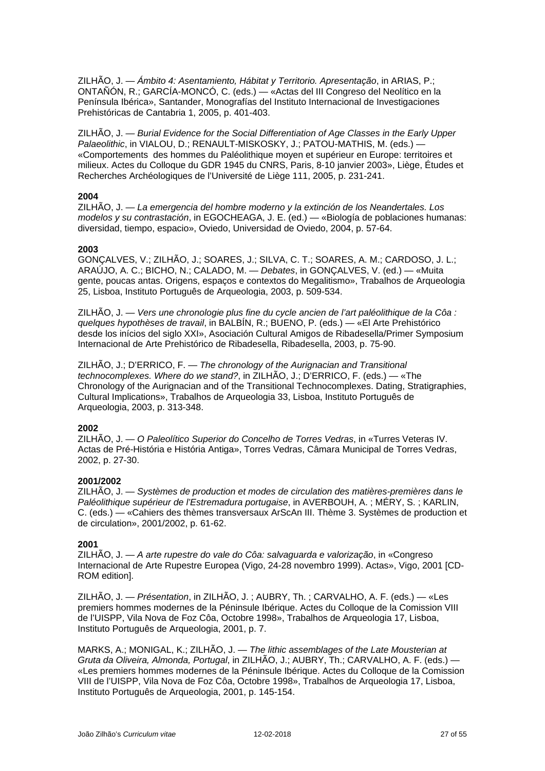ZILHÃO, J. — *Ámbito 4: Asentamiento, Hábitat y Territorio. Apresentação*, in ARIAS, P.; ONTAÑÓN, R.; GARCÍA-MONCÓ, C. (eds.) — «Actas del III Congreso del Neolítico en la Península Ibérica», Santander, Monografías del Instituto Internacional de Investigaciones Prehistóricas de Cantabria 1, 2005, p. 401-403.

ZILHÃO, J. — *Burial Evidence for the Social Differentiation of Age Classes in the Early Upper Palaeolithic*, in VIALOU, D.; RENAULT-MISKOSKY, J.; PATOU-MATHIS, M. (eds.) — «Comportements des hommes du Paléolithique moyen et supérieur en Europe: territoires et milieux. Actes du Colloque du GDR 1945 du CNRS, Paris, 8-10 janvier 2003», Liège, Études et Recherches Archéologiques de l'Université de Liège 111, 2005, p. 231-241.

**2004**

ZILHÃO, J. — *La emergencia del hombre moderno y la extinción de los Neandertales. Los modelos y su contrastación*, in EGOCHEAGA, J. E. (ed.) — «Biología de poblaciones humanas: diversidad, tiempo, espacio», Oviedo, Universidad de Oviedo, 2004, p. 57-64.

**2003**

GONÇALVES, V.; ZILHÃO, J.; SOARES, J.; SILVA, C. T.; SOARES, A. M.; CARDOSO, J. L.; ARAÚJO, A. C.; BICHO, N.; CALADO, M. — *Debates*, in GONÇALVES, V. (ed.) — «Muita gente, poucas antas. Origens, espaços e contextos do Megalitismo», Trabalhos de Arqueologia 25, Lisboa, Instituto Português de Arqueologia, 2003, p. 509-534.

ZILHÃO, J. — *Vers une chronologie plus fine du cycle ancien de l'art paléolithique de la Côa : quelques hypothèses de travail*, in BALBÍN, R.; BUENO, P. (eds.) — «El Arte Prehistórico desde los inícios del siglo XXI», Asociación Cultural Amigos de Ribadesella/Primer Symposium Internacional de Arte Prehistórico de Ribadesella, Ribadesella, 2003, p. 75-90.

ZILHÃO, J.; D'ERRICO, F. — *The chronology of the Aurignacian and Transitional technocomplexes. Where do we stand?*, in ZILHÃO, J.; D'ERRICO, F. (eds.) — «The Chronology of the Aurignacian and of the Transitional Technocomplexes. Dating, Stratigraphies, Cultural Implications», Trabalhos de Arqueologia 33, Lisboa, Instituto Português de Arqueologia, 2003, p. 313-348.

**2002**

ZILHÃO, J. — *O Paleolítico Superior do Concelho de Torres Vedras*, in «Turres Veteras IV. Actas de Pré-História e História Antiga», Torres Vedras, Câmara Municipal de Torres Vedras, 2002, p. 27-30.

**2001/2002**

ZILHÃO, J. — *Systèmes de production et modes de circulation des matières-premières dans le Paléolithique supérieur de l'Estremadura portugaise*, in AVERBOUH, A. ; MÉRY, S. ; KARLIN, C. (eds.) — «Cahiers des thèmes transversaux ArScAn III. Thème 3. Systèmes de production et de circulation», 2001/2002, p. 61-62.

**2001**

ZILHÃO, J. — *A arte rupestre do vale do Côa: salvaguarda e valorização*, in «Congreso Internacional de Arte Rupestre Europea (Vigo, 24-28 novembro 1999). Actas», Vigo, 2001 [CD-ROM edition].

ZILHÃO, J. — *Présentation*, in ZILHÃO, J. ; AUBRY, Th. ; CARVALHO, A. F. (eds.) — «Les premiers hommes modernes de la Péninsule Ibérique. Actes du Colloque de la Comission VIII de l'UISPP, Vila Nova de Foz Côa, Octobre 1998», Trabalhos de Arqueologia 17, Lisboa, Instituto Português de Arqueologia, 2001, p. 7.

MARKS, A.; MONIGAL, K.; ZILHÃO, J. — *The lithic assemblages of the Late Mousterian at Gruta da Oliveira, Almonda, Portugal*, in ZILHÃO, J.; AUBRY, Th.; CARVALHO, A. F. (eds.) — «Les premiers hommes modernes de la Péninsule Ibérique. Actes du Colloque de la Comission VIII de l'UISPP, Vila Nova de Foz Côa, Octobre 1998», Trabalhos de Arqueologia 17, Lisboa, Instituto Português de Arqueologia, 2001, p. 145-154.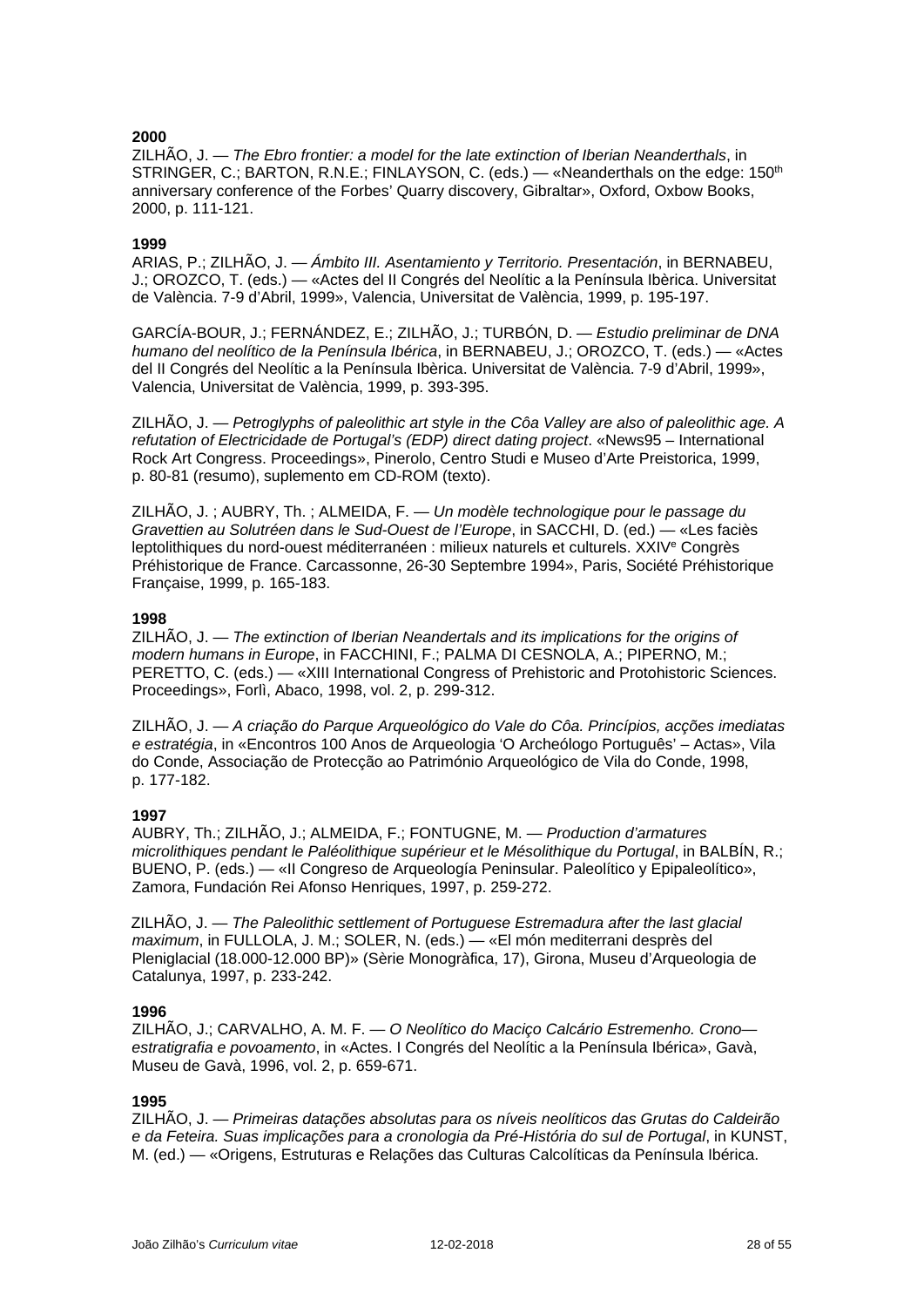**2000**

ZILHÃO, J. — *The Ebro frontier: a model for the late extinction of Iberian Neanderthals*, in STRINGER, C.; BARTON, R.N.E.; FINLAYSON, C. (eds.) — «Neanderthals on the edge: 150th anniversary conference of the Forbes' Quarry discovery, Gibraltar», Oxford, Oxbow Books, 2000, p. 111-121.

**1999**

ARIAS, P.; ZILHÃO, J. — *Ámbito III. Asentamiento y Territorio. Presentación*, in BERNABEU, J.; OROZCO, T. (eds.) — «Actes del II Congrés del Neolític a la Península Ibèrica. Universitat de València. 7-9 d'Abril, 1999», Valencia, Universitat de València, 1999, p. 195-197.

GARCÍA-BOUR, J.; FERNÁNDEZ, E.; ZILHÃO, J.; TURBÓN, D. — *Estudio preliminar de DNA humano del neolítico de la Península Ibérica*, in BERNABEU, J.; OROZCO, T. (eds.) — «Actes del II Congrés del Neolític a la Península Ibèrica. Universitat de València. 7-9 d'Abril, 1999», Valencia, Universitat de València, 1999, p. 393-395.

ZILHÃO, J. — *Petroglyphs of paleolithic art style in the Côa Valley are also of paleolithic age. A refutation of Electricidade de Portugal's (EDP) direct dating project*. «News95 – International Rock Art Congress. Proceedings», Pinerolo, Centro Studi e Museo d'Arte Preistorica, 1999, p. 80-81 (resumo), suplemento em CD-ROM (texto).

ZILHÃO, J. ; AUBRY, Th. ; ALMEIDA, F. — *Un modèle technologique pour le passage du Gravettien au Solutréen dans le Sud-Ouest de l'Europe*, in SACCHI, D. (ed.) — «Les faciès leptolithiques du nord-ouest méditerranéen : milieux naturels et culturels. XXIVe Congrès Préhistorique de France. Carcassonne, 26-30 Septembre 1994», Paris, Société Préhistorique Française, 1999, p. 165-183.

**1998**

ZILHÃO, J. — *The extinction of Iberian Neandertals and its implications for the origins of modern humans in Europe*, in FACCHINI, F.; PALMA DI CESNOLA, A.; PIPERNO, M.; PERETTO, C. (eds.) — «XIII International Congress of Prehistoric and Protohistoric Sciences. Proceedings», Forlì, Abaco, 1998, vol. 2, p. 299-312.

ZILHÃO, J. — *A criação do Parque Arqueológico do Vale do Côa. Princípios, acções imediatas e estratégia*, in «Encontros 100 Anos de Arqueologia 'O Archeólogo Português' – Actas», Vila do Conde, Associação de Protecção ao Património Arqueológico de Vila do Conde, 1998, p. 177-182.

**1997**

AUBRY, Th.; ZILHÃO, J.; ALMEIDA, F.; FONTUGNE, M. — *Production d'armatures microlithiques pendant le Paléolithique supérieur et le Mésolithique du Portugal*, in BALBÍN, R.; BUENO, P. (eds.) — «II Congreso de Arqueología Peninsular. Paleolítico y Epipaleolítico», Zamora, Fundación Rei Afonso Henriques, 1997, p. 259-272.

ZILHÃO, J. — *The Paleolithic settlement of Portuguese Estremadura after the last glacial maximum*, in FULLOLA, J. M.; SOLER, N. (eds.) — «El món mediterrani desprès del Pleniglacial (18.000-12.000 BP)» (Sèrie Monogràfica, 17), Girona, Museu d'Arqueologia de Catalunya, 1997, p. 233-242.

**1996**

ZILHÃO, J.; CARVALHO, A. M. F. — *O Neolítico do Maciço Calcário Estremenho. Crono—estratigrafia e povoamento*, in «Actes. I Congrés del Neolític a la Península Ibérica», Gavà, Museu de Gavà, 1996, vol. 2, p. 659-671.

**1995**

ZILHÃO, J. — *Primeiras datações absolutas para os níveis neolíticos das Grutas do Caldeirão e da Feteira. Suas implicações para a cronologia da Pré-História do sul de Portugal*, in KUNST, M. (ed.) — «Origens, Estruturas e Relações das Culturas Calcolíticas da Península Ibérica.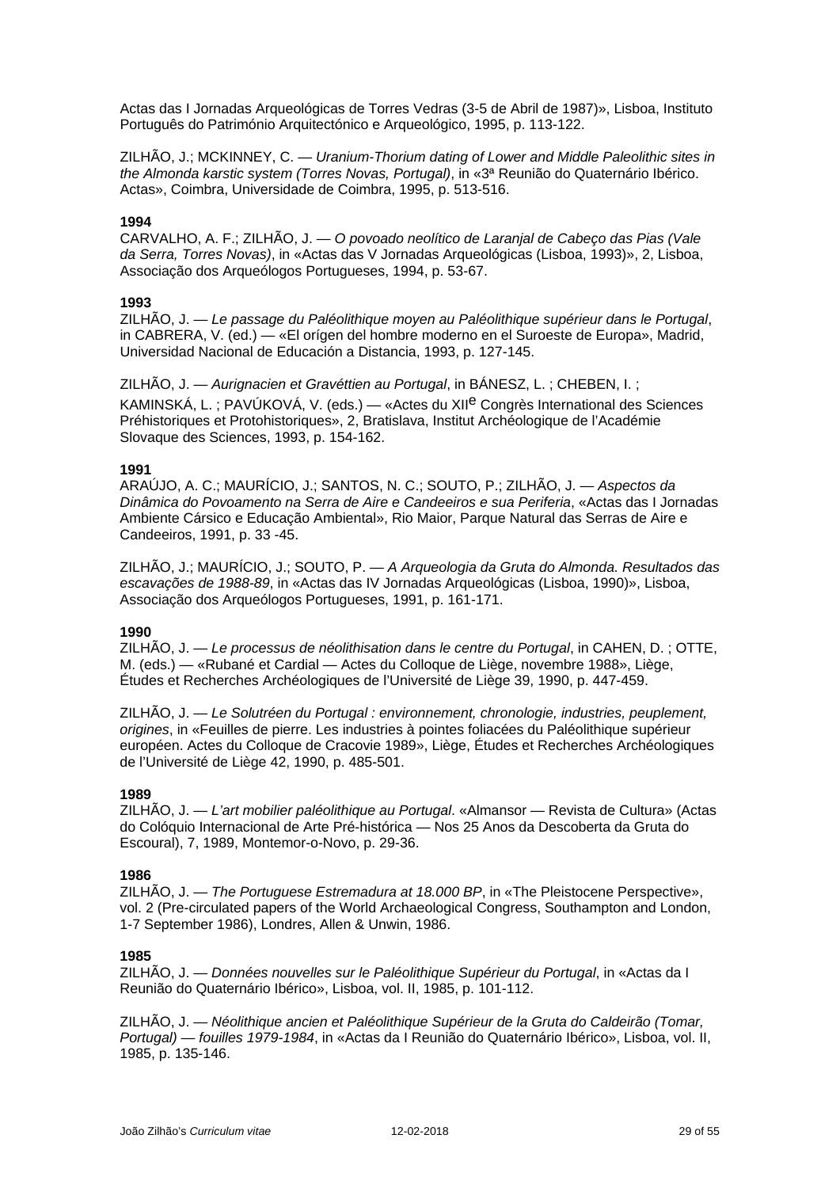Actas das I Jornadas Arqueológicas de Torres Vedras (3-5 de Abril de 1987)», Lisboa, Instituto Português do Património Arquitectónico e Arqueológico, 1995, p. 113-122.

ZILHÃO, J.; MCKINNEY, C. — *Uranium-Thorium dating of Lower and Middle Paleolithic sites in the Almonda karstic system (Torres Novas, Portugal)*, in «3ª Reunião do Quaternário Ibérico. Actas», Coimbra, Universidade de Coimbra, 1995, p. 513-516.

**1994**
CARVALHO, A. F.; ZILHÃO, J. — *O povoado neolítico de Laranjal de Cabeço das Pias (Vale da Serra, Torres Novas)*, in «Actas das V Jornadas Arqueológicas (Lisboa, 1993)», 2, Lisboa, Associação dos Arqueólogos Portugueses, 1994, p. 53-67.

**1993**
ZILHÃO, J. — *Le passage du Paléolithique moyen au Paléolithique supérieur dans le Portugal*, in CABRERA, V. (ed.) — «El orígen del hombre moderno en el Suroeste de Europa», Madrid, Universidad Nacional de Educación a Distancia, 1993, p. 127-145.

ZILHÃO, J. — *Aurignacien et Gravéttien au Portugal*, in BÁNESZ, L. ; CHEBEN, I. ; KAMINSKÁ, L. ; PAVÚKOVÁ, V. (eds.) — «Actes du XIIe Congrès International des Sciences Préhistoriques et Protohistoriques», 2, Bratislava, Institut Archéologique de l'Académie Slovaque des Sciences, 1993, p. 154-162.

**1991**
ARAÚJO, A. C.; MAURÍCIO, J.; SANTOS, N. C.; SOUTO, P.; ZILHÃO, J. — *Aspectos da Dinâmica do Povoamento na Serra de Aire e Candeeiros e sua Periferia*, «Actas das I Jornadas Ambiente Cársico e Educação Ambiental», Rio Maior, Parque Natural das Serras de Aire e Candeeiros, 1991, p. 33 -45.

ZILHÃO, J.; MAURÍCIO, J.; SOUTO, P. — *A Arqueologia da Gruta do Almonda. Resultados das escavações de 1988-89*, in «Actas das IV Jornadas Arqueológicas (Lisboa, 1990)», Lisboa, Associação dos Arqueólogos Portugueses, 1991, p. 161-171.

**1990**
ZILHÃO, J. — *Le processus de néolithisation dans le centre du Portugal*, in CAHEN, D. ; OTTE, M. (eds.) — «Rubané et Cardial — Actes du Colloque de Liège, novembre 1988», Liège, Études et Recherches Archéologiques de l'Université de Liège 39, 1990, p. 447-459.

ZILHÃO, J. — *Le Solutréen du Portugal : environnement, chronologie, industries, peuplement, origines*, in «Feuilles de pierre. Les industries à pointes foliacées du Paléolithique supérieur européen. Actes du Colloque de Cracovie 1989», Liège, Études et Recherches Archéologiques de l'Université de Liège 42, 1990, p. 485-501.

**1989**
ZILHÃO, J. — *L'art mobilier paléolithique au Portugal*. «Almansor — Revista de Cultura» (Actas do Colóquio Internacional de Arte Pré-histórica — Nos 25 Anos da Descoberta da Gruta do Escoural), 7, 1989, Montemor-o-Novo, p. 29-36.

**1986**
ZILHÃO, J. — *The Portuguese Estremadura at 18.000 BP*, in «The Pleistocene Perspective», vol. 2 (Pre-circulated papers of the World Archaeological Congress, Southampton and London, 1-7 September 1986), Londres, Allen & Unwin, 1986.

**1985**
ZILHÃO, J. — *Données nouvelles sur le Paléolithique Supérieur du Portugal*, in «Actas da I Reunião do Quaternário Ibérico», Lisboa, vol. II, 1985, p. 101-112.

ZILHÃO, J. — *Néolithique ancien et Paléolithique Supérieur de la Gruta do Caldeirão (Tomar, Portugal) — fouilles 1979-1984*, in «Actas da I Reunião do Quaternário Ibérico», Lisboa, vol. II, 1985, p. 135-146.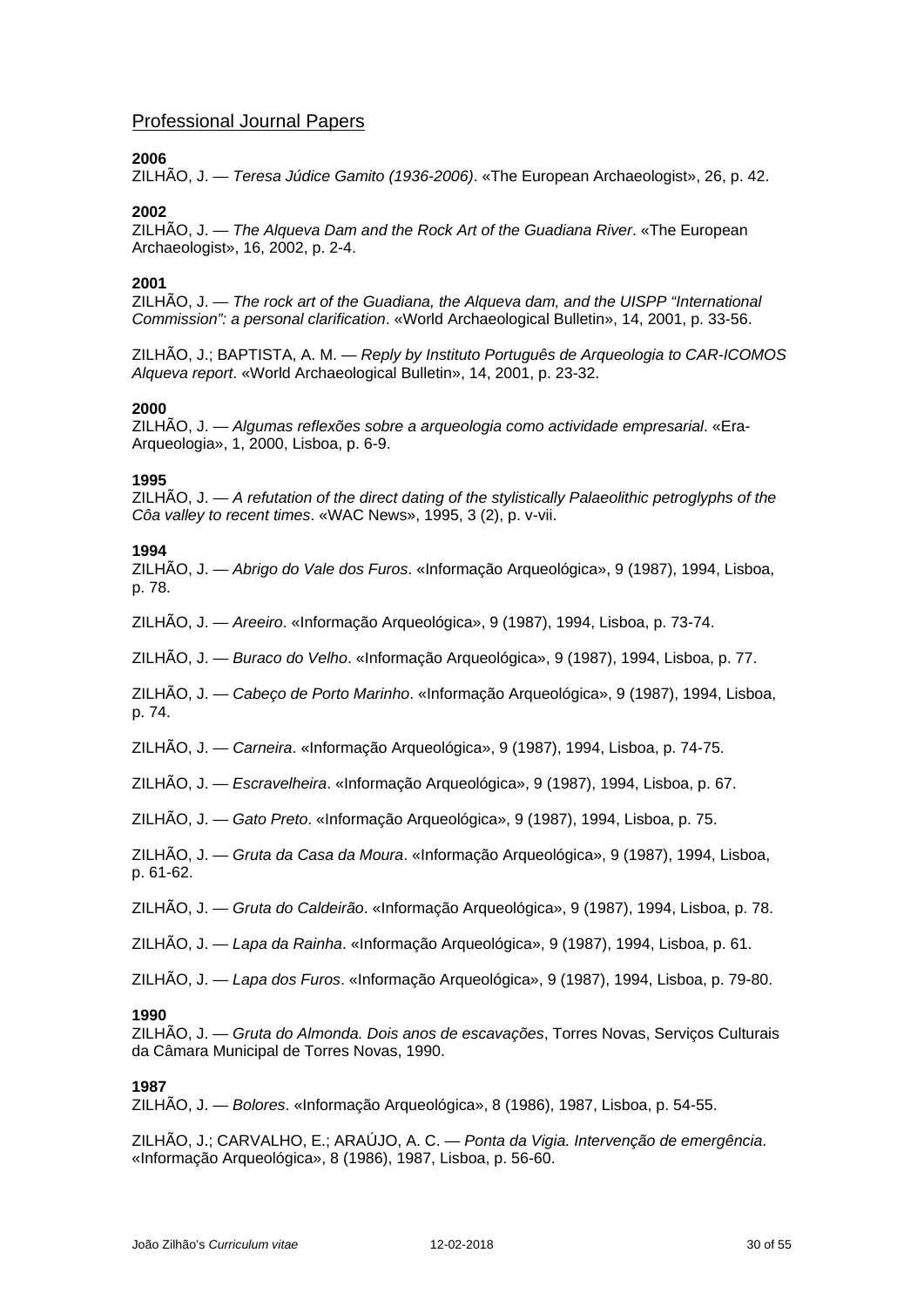## Professional Journal Papers

**2006**
ZILHÃO, J. — *Teresa Júdice Gamito (1936-2006)*. «The European Archaeologist», 26, p. 42.

**2002**
ZILHÃO, J. — *The Alqueva Dam and the Rock Art of the Guadiana River*. «The European Archaeologist», 16, 2002, p. 2-4.

**2001**
ZILHÃO, J. — *The rock art of the Guadiana, the Alqueva dam, and the UISPP "International Commission": a personal clarification*. «World Archaeological Bulletin», 14, 2001, p. 33-56.

ZILHÃO, J.; BAPTISTA, A. M. — *Reply by Instituto Português de Arqueologia to CAR-ICOMOS Alqueva report*. «World Archaeological Bulletin», 14, 2001, p. 23-32.

**2000**
ZILHÃO, J. — *Algumas reflexões sobre a arqueologia como actividade empresarial*. «Era-Arqueologia», 1, 2000, Lisboa, p. 6-9.

**1995**
ZILHÃO, J. — *A refutation of the direct dating of the stylistically Palaeolithic petroglyphs of the Côa valley to recent times*. «WAC News», 1995, 3 (2), p. v-vii.

**1994**
ZILHÃO, J. — *Abrigo do Vale dos Furos*. «Informação Arqueológica», 9 (1987), 1994, Lisboa, p. 78.

ZILHÃO, J. — *Areeiro*. «Informação Arqueológica», 9 (1987), 1994, Lisboa, p. 73-74.

ZILHÃO, J. — *Buraco do Velho*. «Informação Arqueológica», 9 (1987), 1994, Lisboa, p. 77.

ZILHÃO, J. — *Cabeço de Porto Marinho*. «Informação Arqueológica», 9 (1987), 1994, Lisboa, p. 74.

ZILHÃO, J. — *Carneira*. «Informação Arqueológica», 9 (1987), 1994, Lisboa, p. 74-75.

ZILHÃO, J. — *Escravelheira*. «Informação Arqueológica», 9 (1987), 1994, Lisboa, p. 67.

ZILHÃO, J. — *Gato Preto*. «Informação Arqueológica», 9 (1987), 1994, Lisboa, p. 75.

ZILHÃO, J. — *Gruta da Casa da Moura*. «Informação Arqueológica», 9 (1987), 1994, Lisboa, p. 61-62.

ZILHÃO, J. — *Gruta do Caldeirão*. «Informação Arqueológica», 9 (1987), 1994, Lisboa, p. 78.

ZILHÃO, J. — *Lapa da Rainha*. «Informação Arqueológica», 9 (1987), 1994, Lisboa, p. 61.

ZILHÃO, J. — *Lapa dos Furos*. «Informação Arqueológica», 9 (1987), 1994, Lisboa, p. 79-80.

**1990**
ZILHÃO, J. — *Gruta do Almonda. Dois anos de escavações*, Torres Novas, Serviços Culturais da Câmara Municipal de Torres Novas, 1990.

**1987**
ZILHÃO, J. — *Bolores*. «Informação Arqueológica», 8 (1986), 1987, Lisboa, p. 54-55.

ZILHÃO, J.; CARVALHO, E.; ARAÚJO, A. C. — *Ponta da Vigia. Intervenção de emergência*. «Informação Arqueológica», 8 (1986), 1987, Lisboa, p. 56-60.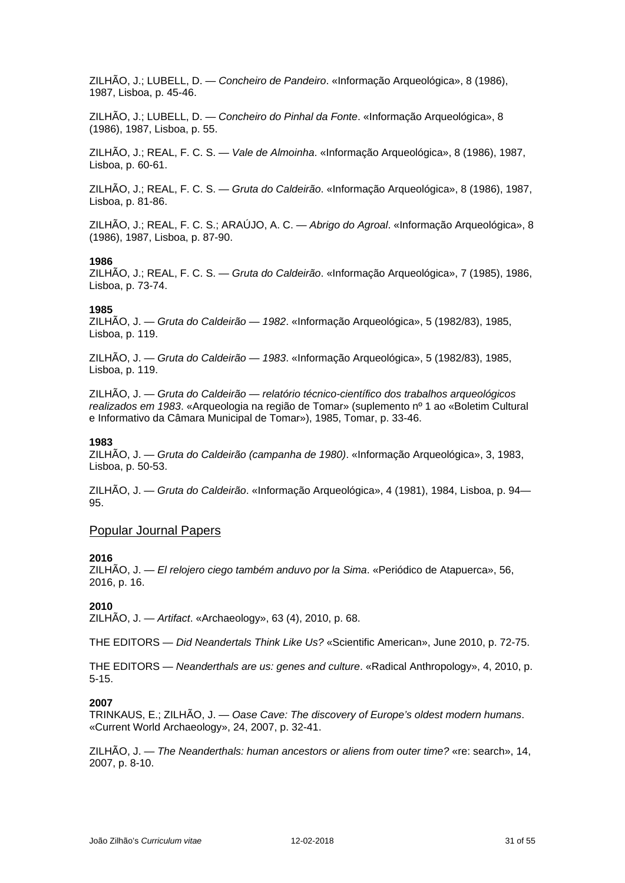ZILHÃO, J.; LUBELL, D. — *Concheiro de Pandeiro*. «Informação Arqueológica», 8 (1986), 1987, Lisboa, p. 45-46.

ZILHÃO, J.; LUBELL, D. — *Concheiro do Pinhal da Fonte*. «Informação Arqueológica», 8 (1986), 1987, Lisboa, p. 55.

ZILHÃO, J.; REAL, F. C. S. — *Vale de Almoinha*. «Informação Arqueológica», 8 (1986), 1987, Lisboa, p. 60-61.

ZILHÃO, J.; REAL, F. C. S. — *Gruta do Caldeirão*. «Informação Arqueológica», 8 (1986), 1987, Lisboa, p. 81-86.

ZILHÃO, J.; REAL, F. C. S.; ARAÚJO, A. C. — *Abrigo do Agroal*. «Informação Arqueológica», 8 (1986), 1987, Lisboa, p. 87-90.

**1986**
ZILHÃO, J.; REAL, F. C. S. — *Gruta do Caldeirão*. «Informação Arqueológica», 7 (1985), 1986, Lisboa, p. 73-74.

**1985**
ZILHÃO, J. — *Gruta do Caldeirão — 1982*. «Informação Arqueológica», 5 (1982/83), 1985, Lisboa, p. 119.

ZILHÃO, J. — *Gruta do Caldeirão — 1983*. «Informação Arqueológica», 5 (1982/83), 1985, Lisboa, p. 119.

ZILHÃO, J. — *Gruta do Caldeirão — relatório técnico-científico dos trabalhos arqueológicos realizados em 1983*. «Arqueologia na região de Tomar» (suplemento nº 1 ao «Boletim Cultural e Informativo da Câmara Municipal de Tomar»), 1985, Tomar, p. 33-46.

**1983**
ZILHÃO, J. — *Gruta do Caldeirão (campanha de 1980)*. «Informação Arqueológica», 3, 1983, Lisboa, p. 50-53.

ZILHÃO, J. — *Gruta do Caldeirão*. «Informação Arqueológica», 4 (1981), 1984, Lisboa, p. 94—95.

## Popular Journal Papers

**2016**
ZILHÃO, J. — *El relojero ciego também anduvo por la Sima*. «Periódico de Atapuerca», 56, 2016, p. 16.

**2010**
ZILHÃO, J. — *Artifact*. «Archaeology», 63 (4), 2010, p. 68.

THE EDITORS — *Did Neandertals Think Like Us?* «Scientific American», June 2010, p. 72-75.

THE EDITORS — *Neanderthals are us: genes and culture*. «Radical Anthropology», 4, 2010, p. 5-15.

**2007**
TRINKAUS, E.; ZILHÃO, J. — *Oase Cave: The discovery of Europe's oldest modern humans*. «Current World Archaeology», 24, 2007, p. 32-41.

ZILHÃO, J. — *The Neanderthals: human ancestors or aliens from outer time?* «re: search», 14, 2007, p. 8-10.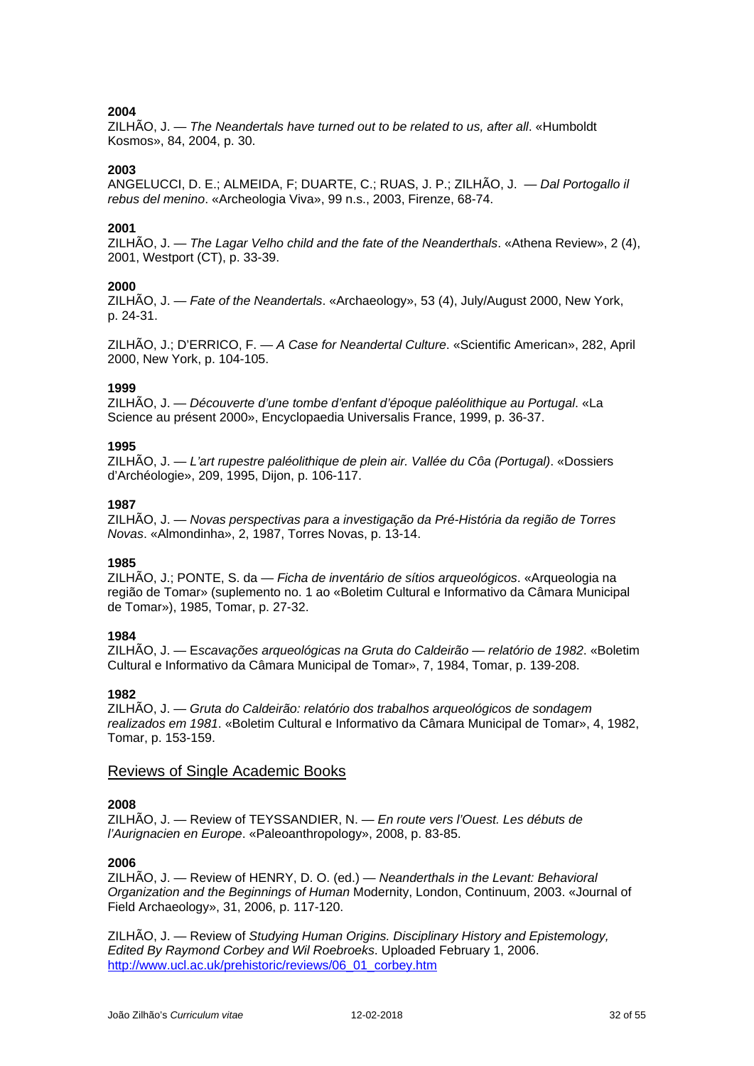**2004**

ZILHÃO, J. — *The Neandertals have turned out to be related to us, after all*. «Humboldt Kosmos», 84, 2004, p. 30.

**2003**

ANGELUCCI, D. E.; ALMEIDA, F; DUARTE, C.; RUAS, J. P.; ZILHÃO, J. — *Dal Portogallo il rebus del menino*. «Archeologia Viva», 99 n.s., 2003, Firenze, 68-74.

**2001**

ZILHÃO, J. — *The Lagar Velho child and the fate of the Neanderthals*. «Athena Review», 2 (4), 2001, Westport (CT), p. 33-39.

**2000**

ZILHÃO, J. — *Fate of the Neandertals*. «Archaeology», 53 (4), July/August 2000, New York, p. 24-31.

ZILHÃO, J.; D'ERRICO, F. — *A Case for Neandertal Culture*. «Scientific American», 282, April 2000, New York, p. 104-105.

**1999**

ZILHÃO, J. — *Découverte d'une tombe d'enfant d'époque paléolithique au Portugal*. «La Science au présent 2000», Encyclopaedia Universalis France, 1999, p. 36-37.

**1995**

ZILHÃO, J. — *L'art rupestre paléolithique de plein air. Vallée du Côa (Portugal)*. «Dossiers d'Archéologie», 209, 1995, Dijon, p. 106-117.

**1987**

ZILHÃO, J. — *Novas perspectivas para a investigação da Pré-História da região de Torres Novas*. «Almondinha», 2, 1987, Torres Novas, p. 13-14.

**1985**

ZILHÃO, J.; PONTE, S. da — *Ficha de inventário de sítios arqueológicos*. «Arqueologia na região de Tomar» (suplemento no. 1 ao «Boletim Cultural e Informativo da Câmara Municipal de Tomar»), 1985, Tomar, p. 27-32.

**1984**

ZILHÃO, J. — E*scavações arqueológicas na Gruta do Caldeirão — relatório de 1982*. «Boletim Cultural e Informativo da Câmara Municipal de Tomar», 7, 1984, Tomar, p. 139-208.

**1982**

ZILHÃO, J. — *Gruta do Caldeirão: relatório dos trabalhos arqueológicos de sondagem realizados em 1981*. «Boletim Cultural e Informativo da Câmara Municipal de Tomar», 4, 1982, Tomar, p. 153-159.

## Reviews of Single Academic Books

**2008**

ZILHÃO, J. — Review of TEYSSANDIER, N. — *En route vers l'Ouest. Les débuts de l'Aurignacien en Europe*. «Paleoanthropology», 2008, p. 83-85.

**2006**

ZILHÃO, J. — Review of HENRY, D. O. (ed.) — *Neanderthals in the Levant: Behavioral Organization and the Beginnings of Human* Modernity, London, Continuum, 2003. «Journal of Field Archaeology», 31, 2006, p. 117-120.

ZILHÃO, J. — Review of *Studying Human Origins. Disciplinary History and Epistemology, Edited By Raymond Corbey and Wil Roebroeks*. Uploaded February 1, 2006. http://www.ucl.ac.uk/prehistoric/reviews/06_01_corbey.htm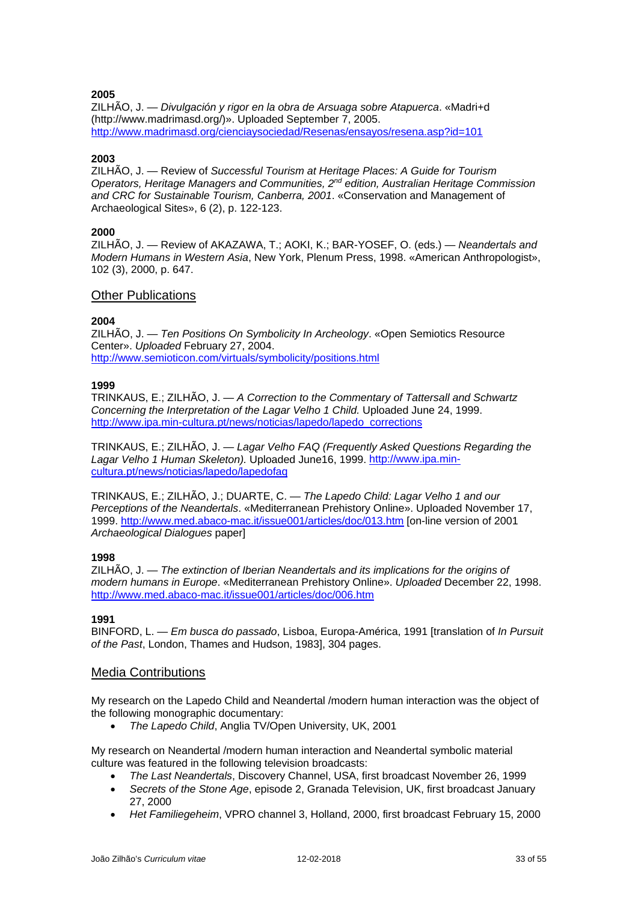**2005**

ZILHÃO, J. — *Divulgación y rigor en la obra de Arsuaga sobre Atapuerca*. «Madri+d (http://www.madrimasd.org/)». Uploaded September 7, 2005. http://www.madrimasd.org/cienciaysociedad/Resenas/ensayos/resena.asp?id=101

**2003**

ZILHÃO, J. — Review of *Successful Tourism at Heritage Places: A Guide for Tourism Operators, Heritage Managers and Communities, 2nd edition, Australian Heritage Commission and CRC for Sustainable Tourism, Canberra, 2001*. «Conservation and Management of Archaeological Sites», 6 (2), p. 122-123.

**2000**

ZILHÃO, J. — Review of AKAZAWA, T.; AOKI, K.; BAR-YOSEF, O. (eds.) — *Neandertals and Modern Humans in Western Asia*, New York, Plenum Press, 1998. «American Anthropologist», 102 (3), 2000, p. 647.

## Other Publications

**2004**

ZILHÃO, J. — *Ten Positions On Symbolicity In Archeology*. «Open Semiotics Resource Center». *Uploaded* February 27, 2004. http://www.semioticon.com/virtuals/symbolicity/positions.html

**1999**

TRINKAUS, E.; ZILHÃO, J. — *A Correction to the Commentary of Tattersall and Schwartz Concerning the Interpretation of the Lagar Velho 1 Child.* Uploaded June 24, 1999. http://www.ipa.min-cultura.pt/news/noticias/lapedo/lapedo_corrections

TRINKAUS, E.; ZILHÃO, J. — *Lagar Velho FAQ (Frequently Asked Questions Regarding the Lagar Velho 1 Human Skeleton).* Uploaded June16, 1999. http://www.ipa.min-cultura.pt/news/noticias/lapedo/lapedofaq

TRINKAUS, E.; ZILHÃO, J.; DUARTE, C. — *The Lapedo Child: Lagar Velho 1 and our Perceptions of the Neandertals*. «Mediterranean Prehistory Online». Uploaded November 17, 1999. http://www.med.abaco-mac.it/issue001/articles/doc/013.htm [on-line version of 2001 *Archaeological Dialogues* paper]

**1998**

ZILHÃO, J. — *The extinction of Iberian Neandertals and its implications for the origins of modern humans in Europe*. «Mediterranean Prehistory Online». *Uploaded* December 22, 1998. http://www.med.abaco-mac.it/issue001/articles/doc/006.htm

**1991**

BINFORD, L. — *Em busca do passado*, Lisboa, Europa-América, 1991 [translation of *In Pursuit of the Past*, London, Thames and Hudson, 1983], 304 pages.

## Media Contributions

My research on the Lapedo Child and Neandertal /modern human interaction was the object of the following monographic documentary:

- *The Lapedo Child*, Anglia TV/Open University, UK, 2001

My research on Neandertal /modern human interaction and Neandertal symbolic material culture was featured in the following television broadcasts:

- *The Last Neandertals*, Discovery Channel, USA, first broadcast November 26, 1999
- *Secrets of the Stone Age*, episode 2, Granada Television, UK, first broadcast January 27, 2000
- *Het Familiegeheim*, VPRO channel 3, Holland, 2000, first broadcast February 15, 2000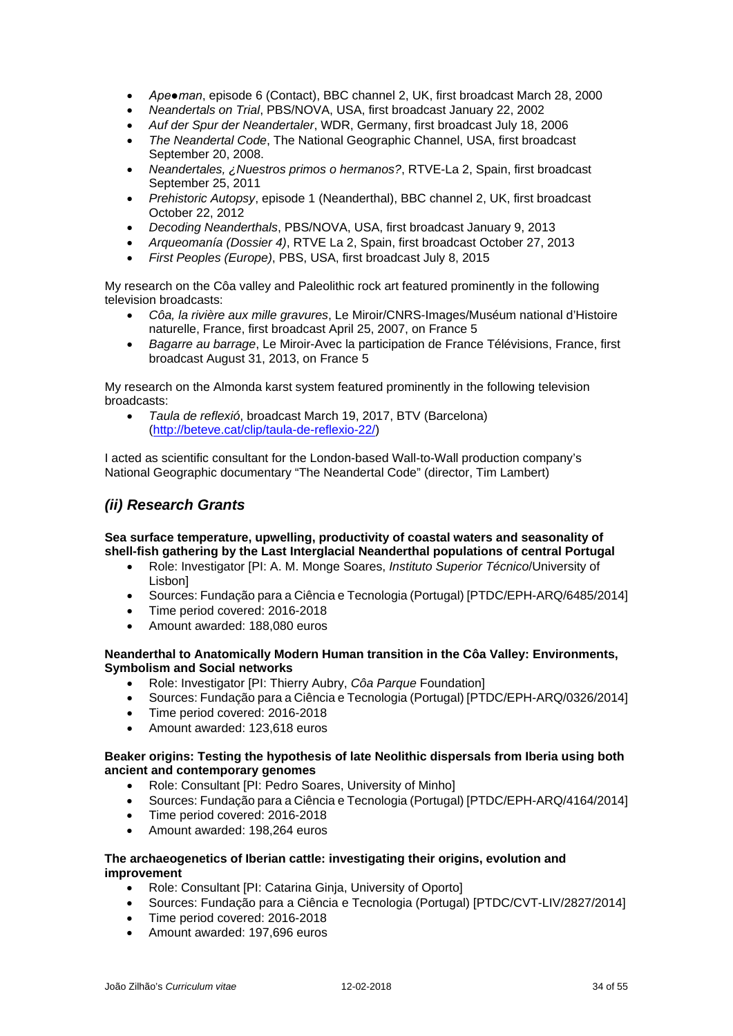- *Ape●man*, episode 6 (Contact), BBC channel 2, UK, first broadcast March 28, 2000
- *Neandertals on Trial*, PBS/NOVA, USA, first broadcast January 22, 2002
- *Auf der Spur der Neandertaler*, WDR, Germany, first broadcast July 18, 2006
- *The Neandertal Code*, The National Geographic Channel, USA, first broadcast September 20, 2008.
- *Neandertales, ¿Nuestros primos o hermanos?*, RTVE-La 2, Spain, first broadcast September 25, 2011
- *Prehistoric Autopsy*, episode 1 (Neanderthal), BBC channel 2, UK, first broadcast October 22, 2012
- *Decoding Neanderthals*, PBS/NOVA, USA, first broadcast January 9, 2013
- *Arqueomanía (Dossier 4)*, RTVE La 2, Spain, first broadcast October 27, 2013
- *First Peoples (Europe)*, PBS, USA, first broadcast July 8, 2015

My research on the Côa valley and Paleolithic rock art featured prominently in the following television broadcasts:

- *Côa, la rivière aux mille gravures*, Le Miroir/CNRS-Images/Muséum national d'Histoire naturelle, France, first broadcast April 25, 2007, on France 5
- *Bagarre au barrage*, Le Miroir-Avec la participation de France Télévisions, France, first broadcast August 31, 2013, on France 5

My research on the Almonda karst system featured prominently in the following television broadcasts:

- *Taula de reflexió*, broadcast March 19, 2017, BTV (Barcelona) (http://beteve.cat/clip/taula-de-reflexio-22/)

I acted as scientific consultant for the London-based Wall-to-Wall production company's National Geographic documentary "The Neandertal Code" (director, Tim Lambert)

## *(ii) Research Grants*

**Sea surface temperature, upwelling, productivity of coastal waters and seasonality of shell-fish gathering by the Last Interglacial Neanderthal populations of central Portugal**

- Role: Investigator [PI: A. M. Monge Soares, *Instituto Superior Técnico*/University of Lisbon]
- Sources: Fundação para a Ciência e Tecnologia (Portugal) [PTDC/EPH-ARQ/6485/2014]
- Time period covered: 2016-2018
- Amount awarded: 188,080 euros

**Neanderthal to Anatomically Modern Human transition in the Côa Valley: Environments, Symbolism and Social networks**

- Role: Investigator [PI: Thierry Aubry, *Côa Parque* Foundation]
- Sources: Fundação para a Ciência e Tecnologia (Portugal) [PTDC/EPH-ARQ/0326/2014]
- Time period covered: 2016-2018
- Amount awarded: 123,618 euros

**Beaker origins: Testing the hypothesis of late Neolithic dispersals from Iberia using both ancient and contemporary genomes**

- Role: Consultant [PI: Pedro Soares, University of Minho]
- Sources: Fundação para a Ciência e Tecnologia (Portugal) [PTDC/EPH-ARQ/4164/2014]
- Time period covered: 2016-2018
- Amount awarded: 198,264 euros

**The archaeogenetics of Iberian cattle: investigating their origins, evolution and improvement**

- Role: Consultant [PI: Catarina Ginja, University of Oporto]
- Sources: Fundação para a Ciência e Tecnologia (Portugal) [PTDC/CVT-LIV/2827/2014]
- Time period covered: 2016-2018
- Amount awarded: 197,696 euros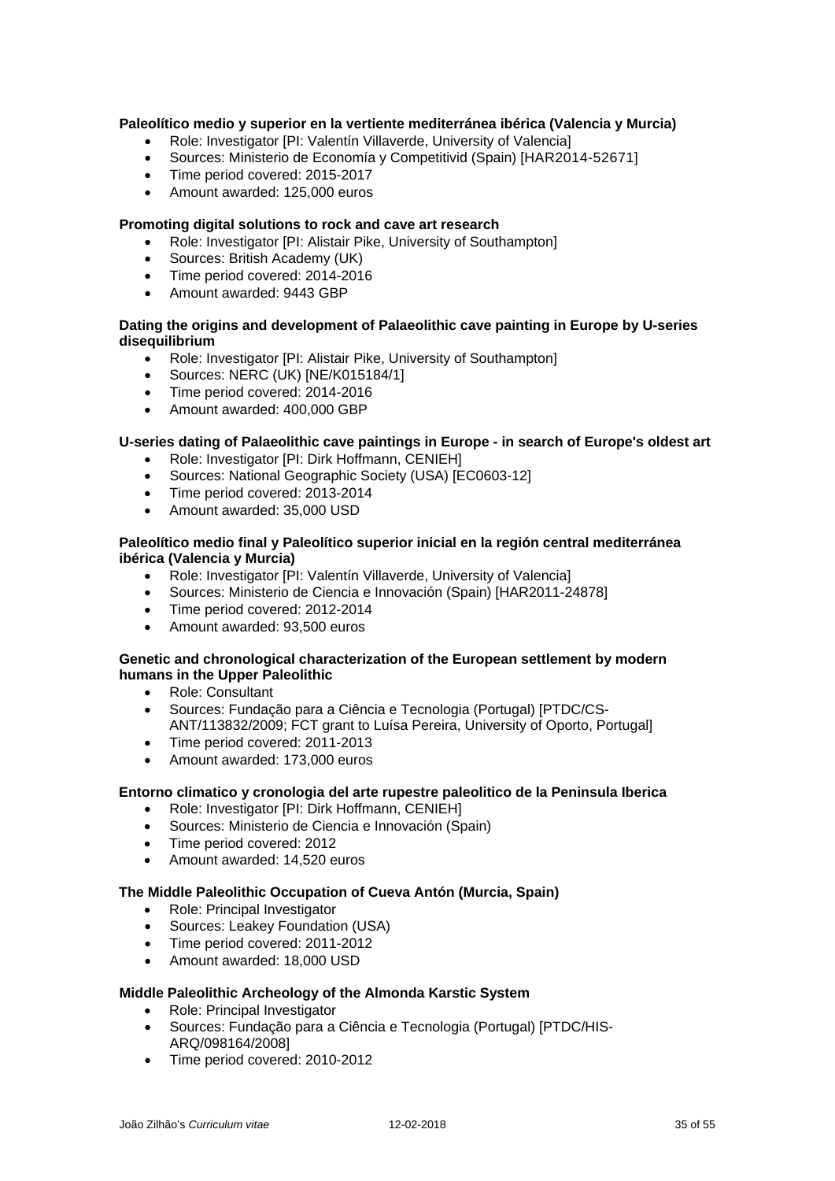**Paleolítico medio y superior en la vertiente mediterránea ibérica (Valencia y Murcia)**

- Role: Investigator [PI: Valentín Villaverde, University of Valencia]
- Sources: Ministerio de Economía y Competitivid (Spain) [HAR2014-52671]
- Time period covered: 2015-2017
- Amount awarded: 125,000 euros

**Promoting digital solutions to rock and cave art research**

- Role: Investigator [PI: Alistair Pike, University of Southampton]
- Sources: British Academy (UK)
- Time period covered: 2014-2016
- Amount awarded: 9443 GBP

**Dating the origins and development of Palaeolithic cave painting in Europe by U-series disequilibrium**

- Role: Investigator [PI: Alistair Pike, University of Southampton]
- Sources: NERC (UK) [NE/K015184/1]
- Time period covered: 2014-2016
- Amount awarded: 400,000 GBP

**U-series dating of Palaeolithic cave paintings in Europe - in search of Europe's oldest art**

- Role: Investigator [PI: Dirk Hoffmann, CENIEH]
- Sources: National Geographic Society (USA) [EC0603-12]
- Time period covered: 2013-2014
- Amount awarded: 35,000 USD

**Paleolítico medio final y Paleolítico superior inicial en la región central mediterránea ibérica (Valencia y Murcia)**

- Role: Investigator [PI: Valentín Villaverde, University of Valencia]
- Sources: Ministerio de Ciencia e Innovación (Spain) [HAR2011-24878]
- Time period covered: 2012-2014
- Amount awarded: 93,500 euros

**Genetic and chronological characterization of the European settlement by modern humans in the Upper Paleolithic**

- Role: Consultant
- Sources: Fundação para a Ciência e Tecnologia (Portugal) [PTDC/CS-ANT/113832/2009; FCT grant to Luísa Pereira, University of Oporto, Portugal]
- Time period covered: 2011-2013
- Amount awarded: 173,000 euros

**Entorno climatico y cronologia del arte rupestre paleolitico de la Peninsula Iberica**

- Role: Investigator [PI: Dirk Hoffmann, CENIEH]
- Sources: Ministerio de Ciencia e Innovación (Spain)
- Time period covered: 2012
- Amount awarded: 14,520 euros

**The Middle Paleolithic Occupation of Cueva Antón (Murcia, Spain)**

- Role: Principal Investigator
- Sources: Leakey Foundation (USA)
- Time period covered: 2011-2012
- Amount awarded: 18,000 USD

**Middle Paleolithic Archeology of the Almonda Karstic System**

- Role: Principal Investigator
- Sources: Fundação para a Ciência e Tecnologia (Portugal) [PTDC/HIS-ARQ/098164/2008]
- Time period covered: 2010-2012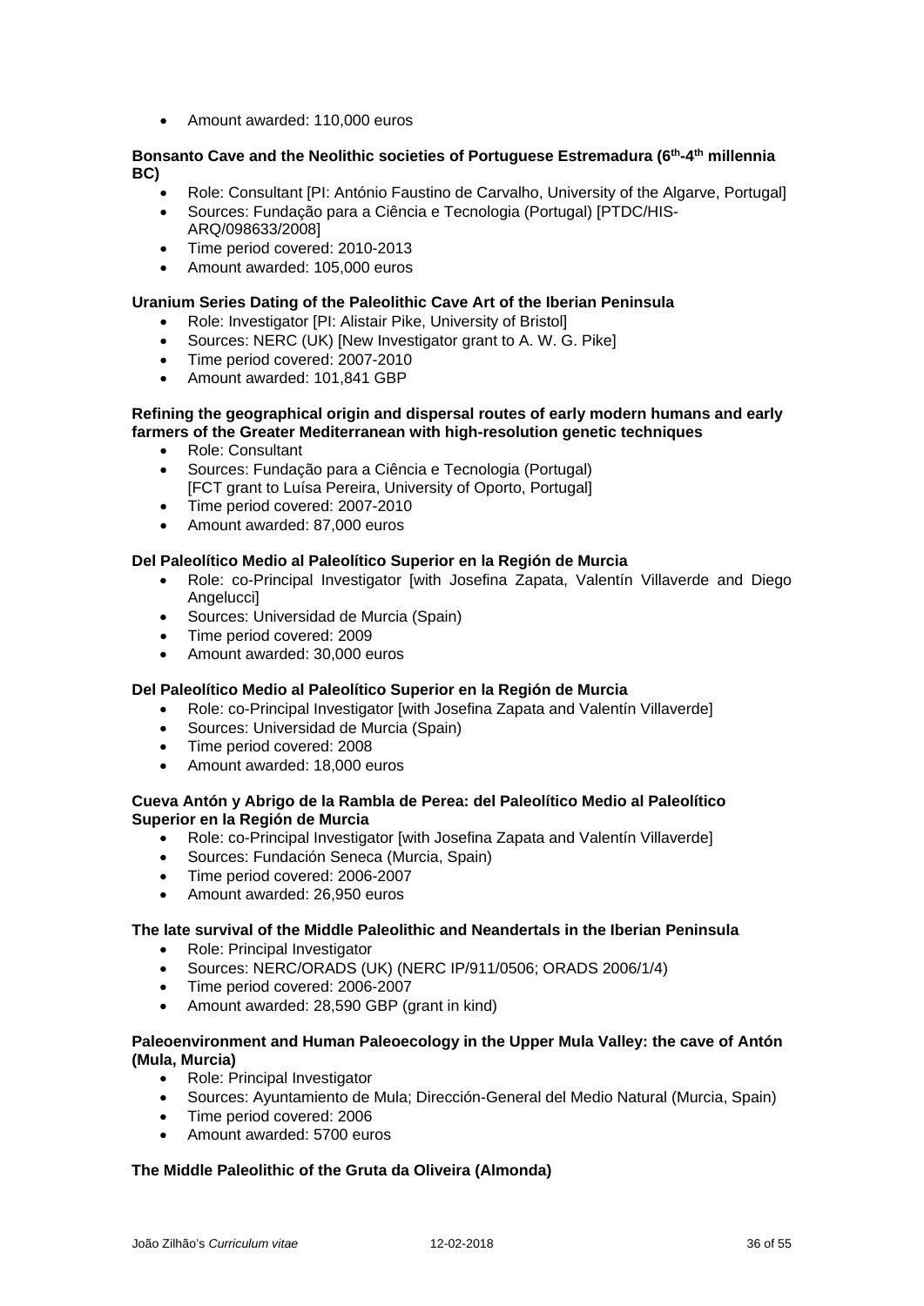- Amount awarded: 110,000 euros

**Bonsanto Cave and the Neolithic societies of Portuguese Estremadura (6th-4th millennia BC)**

- Role: Consultant [PI: António Faustino de Carvalho, University of the Algarve, Portugal]
- Sources: Fundação para a Ciência e Tecnologia (Portugal) [PTDC/HIS-ARQ/098633/2008]
- Time period covered: 2010-2013
- Amount awarded: 105,000 euros

**Uranium Series Dating of the Paleolithic Cave Art of the Iberian Peninsula**

- Role: Investigator [PI: Alistair Pike, University of Bristol]
- Sources: NERC (UK) [New Investigator grant to A. W. G. Pike]
- Time period covered: 2007-2010
- Amount awarded: 101,841 GBP

**Refining the geographical origin and dispersal routes of early modern humans and early farmers of the Greater Mediterranean with high-resolution genetic techniques**

- Role: Consultant
- Sources: Fundação para a Ciência e Tecnologia (Portugal) [FCT grant to Luísa Pereira, University of Oporto, Portugal]
- Time period covered: 2007-2010
- Amount awarded: 87,000 euros

**Del Paleolítico Medio al Paleolítico Superior en la Región de Murcia**

- Role: co-Principal Investigator [with Josefina Zapata, Valentín Villaverde and Diego Angelucci]
- Sources: Universidad de Murcia (Spain)
- Time period covered: 2009
- Amount awarded: 30,000 euros

**Del Paleolítico Medio al Paleolítico Superior en la Región de Murcia**

- Role: co-Principal Investigator [with Josefina Zapata and Valentín Villaverde]
- Sources: Universidad de Murcia (Spain)
- Time period covered: 2008
- Amount awarded: 18,000 euros

**Cueva Antón y Abrigo de la Rambla de Perea: del Paleolítico Medio al Paleolítico Superior en la Región de Murcia**

- Role: co-Principal Investigator [with Josefina Zapata and Valentín Villaverde]
- Sources: Fundación Seneca (Murcia, Spain)
- Time period covered: 2006-2007
- Amount awarded: 26,950 euros

**The late survival of the Middle Paleolithic and Neandertals in the Iberian Peninsula**

- Role: Principal Investigator
- Sources: NERC/ORADS (UK) (NERC IP/911/0506; ORADS 2006/1/4)
- Time period covered: 2006-2007
- Amount awarded: 28,590 GBP (grant in kind)

**Paleoenvironment and Human Paleoecology in the Upper Mula Valley: the cave of Antón (Mula, Murcia)**

- Role: Principal Investigator
- Sources: Ayuntamiento de Mula; Dirección-General del Medio Natural (Murcia, Spain)
- Time period covered: 2006
- Amount awarded: 5700 euros

**The Middle Paleolithic of the Gruta da Oliveira (Almonda)**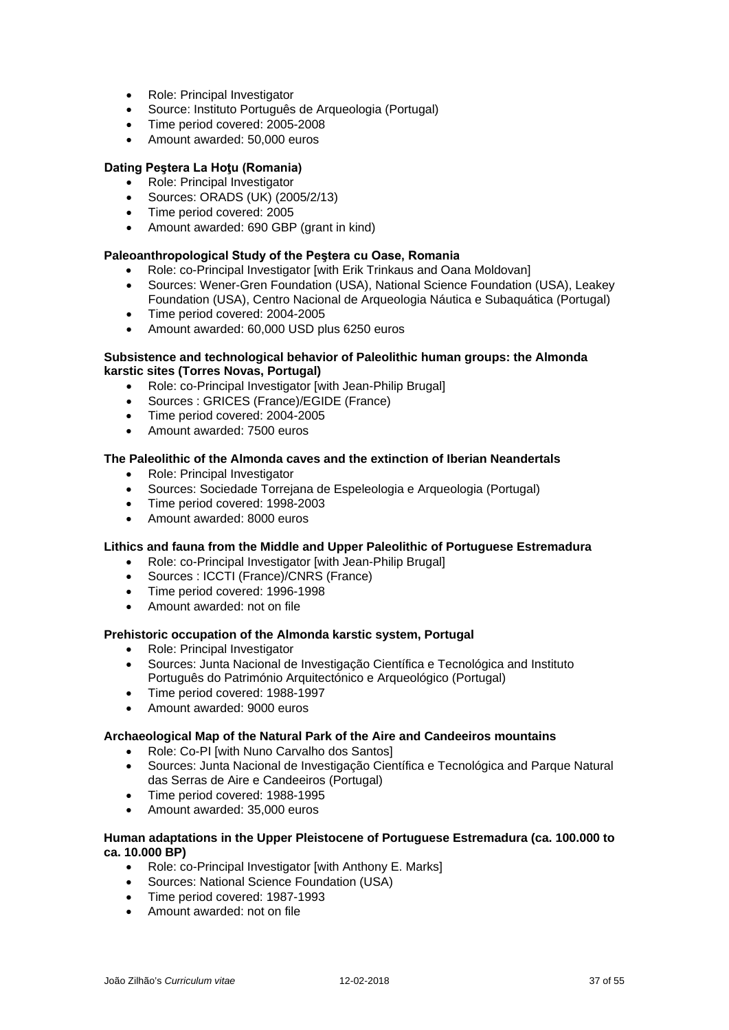- Role: Principal Investigator
- Source: Instituto Português de Arqueologia (Portugal)
- Time period covered: 2005-2008
- Amount awarded: 50,000 euros

**Dating Peştera La Hoţu (Romania)**

- Role: Principal Investigator
- Sources: ORADS (UK) (2005/2/13)
- Time period covered: 2005
- Amount awarded: 690 GBP (grant in kind)

**Paleoanthropological Study of the Peştera cu Oase, Romania**

- Role: co-Principal Investigator [with Erik Trinkaus and Oana Moldovan]
- Sources: Wener-Gren Foundation (USA), National Science Foundation (USA), Leakey Foundation (USA), Centro Nacional de Arqueologia Náutica e Subaquática (Portugal)
- Time period covered: 2004-2005
- Amount awarded: 60,000 USD plus 6250 euros

**Subsistence and technological behavior of Paleolithic human groups: the Almonda karstic sites (Torres Novas, Portugal)**

- Role: co-Principal Investigator [with Jean-Philip Brugal]
- Sources : GRICES (France)/EGIDE (France)
- Time period covered: 2004-2005
- Amount awarded: 7500 euros

**The Paleolithic of the Almonda caves and the extinction of Iberian Neandertals**

- Role: Principal Investigator
- Sources: Sociedade Torrejana de Espeleologia e Arqueologia (Portugal)
- Time period covered: 1998-2003
- Amount awarded: 8000 euros

**Lithics and fauna from the Middle and Upper Paleolithic of Portuguese Estremadura**

- Role: co-Principal Investigator [with Jean-Philip Brugal]
- Sources : ICCTI (France)/CNRS (France)
- Time period covered: 1996-1998
- Amount awarded: not on file

**Prehistoric occupation of the Almonda karstic system, Portugal**

- Role: Principal Investigator
- Sources: Junta Nacional de Investigação Científica e Tecnológica and Instituto Português do Património Arquitectónico e Arqueológico (Portugal)
- Time period covered: 1988-1997
- Amount awarded: 9000 euros

**Archaeological Map of the Natural Park of the Aire and Candeeiros mountains**

- Role: Co-PI [with Nuno Carvalho dos Santos]
- Sources: Junta Nacional de Investigação Científica e Tecnológica and Parque Natural das Serras de Aire e Candeeiros (Portugal)
- Time period covered: 1988-1995
- Amount awarded: 35,000 euros

**Human adaptations in the Upper Pleistocene of Portuguese Estremadura (ca. 100.000 to ca. 10.000 BP)**

- Role: co-Principal Investigator [with Anthony E. Marks]
- Sources: National Science Foundation (USA)
- Time period covered: 1987-1993
- Amount awarded: not on file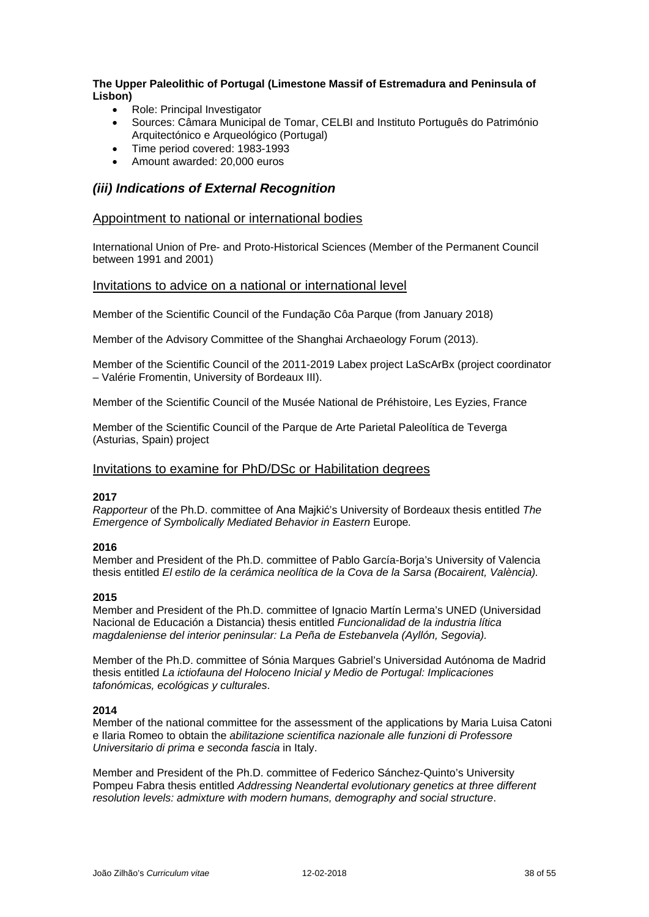**The Upper Paleolithic of Portugal (Limestone Massif of Estremadura and Peninsula of Lisbon)**

- Role: Principal Investigator
- Sources: Câmara Municipal de Tomar, CELBI and Instituto Português do Património Arquitectónico e Arqueológico (Portugal)
- Time period covered: 1983-1993
- Amount awarded: 20,000 euros

## *(iii) Indications of External Recognition*

### Appointment to national or international bodies

International Union of Pre- and Proto-Historical Sciences (Member of the Permanent Council between 1991 and 2001)

### Invitations to advice on a national or international level

Member of the Scientific Council of the Fundação Côa Parque (from January 2018)

Member of the Advisory Committee of the Shanghai Archaeology Forum (2013).

Member of the Scientific Council of the 2011-2019 Labex project LaScArBx (project coordinator – Valérie Fromentin, University of Bordeaux III).

Member of the Scientific Council of the Musée National de Préhistoire, Les Eyzies, France

Member of the Scientific Council of the Parque de Arte Parietal Paleolítica de Teverga (Asturias, Spain) project

### Invitations to examine for PhD/DSc or Habilitation degrees

**2017**
*Rapporteur* of the Ph.D. committee of Ana Majkić's University of Bordeaux thesis entitled *The Emergence of Symbolically Mediated Behavior in Eastern* Europe*.*

**2016**
Member and President of the Ph.D. committee of Pablo García-Borja's University of Valencia thesis entitled *El estilo de la cerámica neolítica de la Cova de la Sarsa (Bocairent, València).*

**2015**
Member and President of the Ph.D. committee of Ignacio Martín Lerma's UNED (Universidad Nacional de Educación a Distancia) thesis entitled *Funcionalidad de la industria lítica magdaleniense del interior peninsular: La Peña de Estebanvela (Ayllón, Segovia).*

Member of the Ph.D. committee of Sónia Marques Gabriel's Universidad Autónoma de Madrid thesis entitled *La ictiofauna del Holoceno Inicial y Medio de Portugal: Implicaciones tafonómicas, ecológicas y culturales*.

**2014**
Member of the national committee for the assessment of the applications by Maria Luisa Catoni e Ilaria Romeo to obtain the *abilitazione scientifica nazionale alle funzioni di Professore Universitario di prima e seconda fascia* in Italy.

Member and President of the Ph.D. committee of Federico Sánchez-Quinto's University Pompeu Fabra thesis entitled *Addressing Neandertal evolutionary genetics at three different resolution levels: admixture with modern humans, demography and social structure*.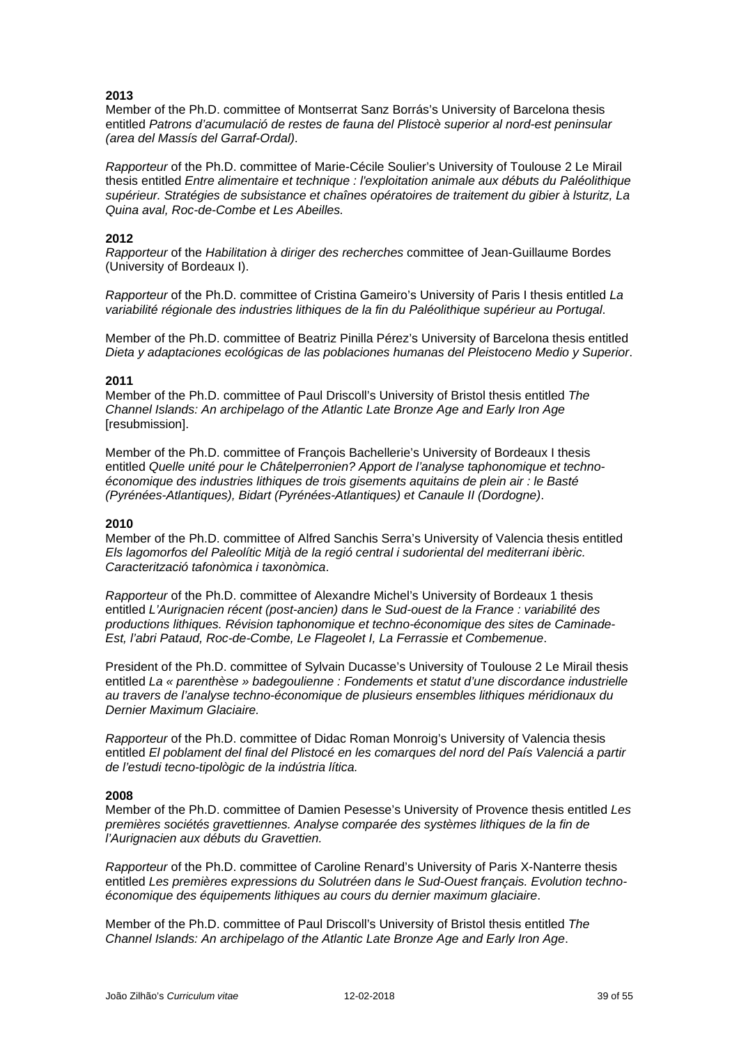**2013**

Member of the Ph.D. committee of Montserrat Sanz Borrás's University of Barcelona thesis entitled *Patrons d'acumulació de restes de fauna del Plistocè superior al nord-est peninsular (area del Massís del Garraf-Ordal)*.

*Rapporteur* of the Ph.D. committee of Marie-Cécile Soulier's University of Toulouse 2 Le Mirail thesis entitled *Entre alimentaire et technique : l'exploitation animale aux débuts du Paléolithique supérieur. Stratégies de subsistance et chaînes opératoires de traitement du gibier à Isturitz, La Quina aval, Roc-de-Combe et Les Abeilles.*

**2012**

*Rapporteur* of the *Habilitation à diriger des recherches* committee of Jean-Guillaume Bordes (University of Bordeaux I).

*Rapporteur* of the Ph.D. committee of Cristina Gameiro's University of Paris I thesis entitled *La variabilité régionale des industries lithiques de la fin du Paléolithique supérieur au Portugal*.

Member of the Ph.D. committee of Beatriz Pinilla Pérez's University of Barcelona thesis entitled *Dieta y adaptaciones ecológicas de las poblaciones humanas del Pleistoceno Medio y Superior*.

**2011**

Member of the Ph.D. committee of Paul Driscoll's University of Bristol thesis entitled *The Channel Islands: An archipelago of the Atlantic Late Bronze Age and Early Iron Age* [resubmission].

Member of the Ph.D. committee of François Bachellerie's University of Bordeaux I thesis entitled *Quelle unité pour le Châtelperronien? Apport de l'analyse taphonomique et techno-économique des industries lithiques de trois gisements aquitains de plein air : le Basté (Pyrénées-Atlantiques), Bidart (Pyrénées-Atlantiques) et Canaule II (Dordogne)*.

**2010**

Member of the Ph.D. committee of Alfred Sanchis Serra's University of Valencia thesis entitled *Els lagomorfos del Paleolític Mitjà de la regió central i sudoriental del mediterrani ibèric. Caracterització tafonòmica i taxonòmica*.

*Rapporteur* of the Ph.D. committee of Alexandre Michel's University of Bordeaux 1 thesis entitled *L'Aurignacien récent (post-ancien) dans le Sud-ouest de la France : variabilité des productions lithiques. Révision taphonomique et techno-économique des sites de Caminade-Est, l'abri Pataud, Roc-de-Combe, Le Flageolet I, La Ferrassie et Combemenue*.

President of the Ph.D. committee of Sylvain Ducasse's University of Toulouse 2 Le Mirail thesis entitled *La « parenthèse » badegoulienne : Fondements et statut d'une discordance industrielle au travers de l'analyse techno-économique de plusieurs ensembles lithiques méridionaux du Dernier Maximum Glaciaire.*

*Rapporteur* of the Ph.D. committee of Didac Roman Monroig's University of Valencia thesis entitled *El poblament del final del Plistocé en les comarques del nord del País Valenciá a partir de l'estudi tecno-tipològic de la indústria lítica.*

**2008**

Member of the Ph.D. committee of Damien Pesesse's University of Provence thesis entitled *Les premières sociétés gravettiennes. Analyse comparée des systèmes lithiques de la fin de l'Aurignacien aux débuts du Gravettien.*

*Rapporteur* of the Ph.D. committee of Caroline Renard's University of Paris X-Nanterre thesis entitled *Les premières expressions du Solutréen dans le Sud-Ouest français. Evolution techno-économique des équipements lithiques au cours du dernier maximum glaciaire*.

Member of the Ph.D. committee of Paul Driscoll's University of Bristol thesis entitled *The Channel Islands: An archipelago of the Atlantic Late Bronze Age and Early Iron Age*.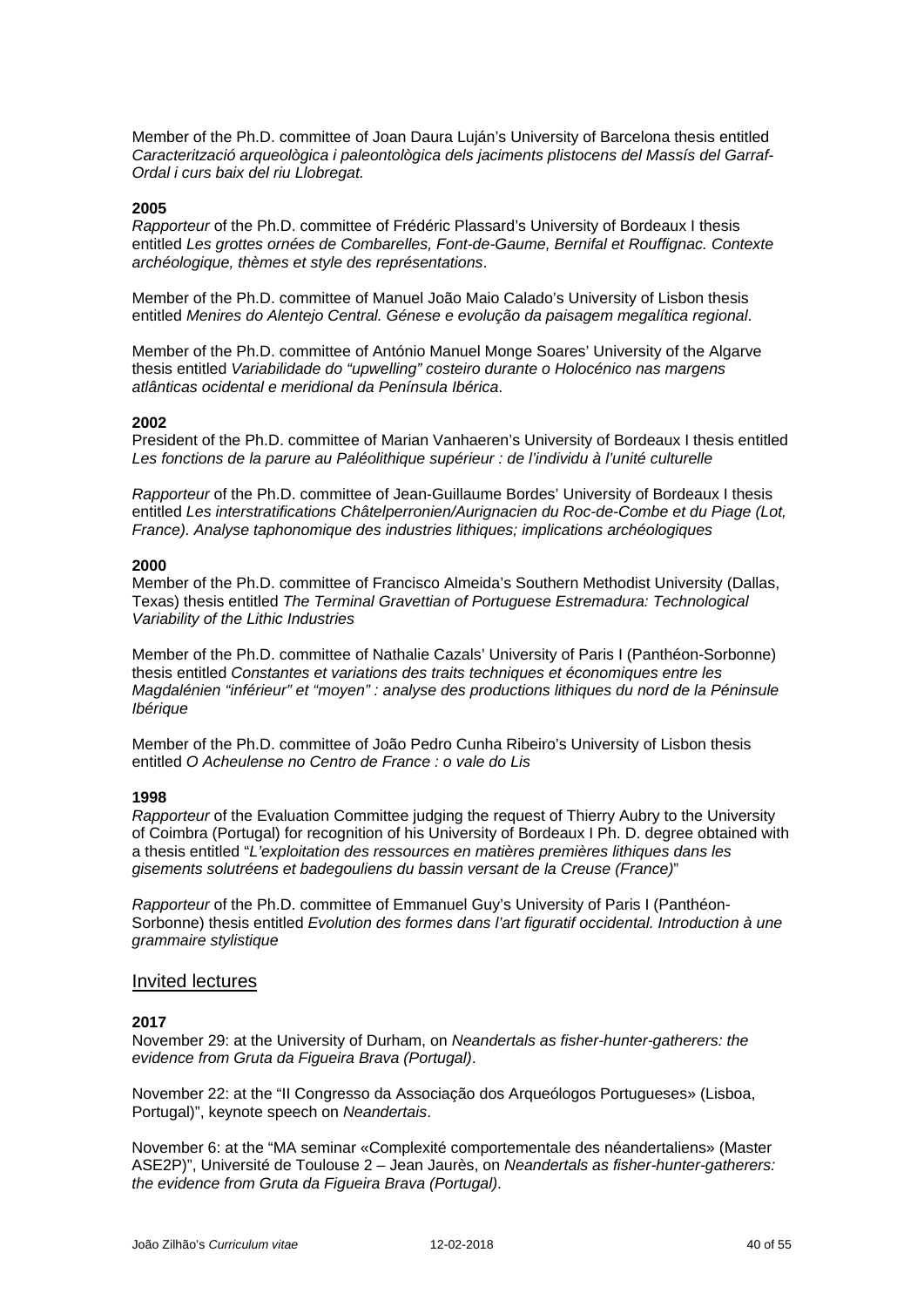Member of the Ph.D. committee of Joan Daura Luján's University of Barcelona thesis entitled *Caracterització arqueològica i paleontològica dels jaciments plistocens del Massís del Garraf-Ordal i curs baix del riu Llobregat.*

**2005**

*Rapporteur* of the Ph.D. committee of Frédéric Plassard's University of Bordeaux I thesis entitled *Les grottes ornées de Combarelles, Font-de-Gaume, Bernifal et Rouffignac. Contexte archéologique, thèmes et style des représentations*.

Member of the Ph.D. committee of Manuel João Maio Calado's University of Lisbon thesis entitled *Menires do Alentejo Central. Génese e evolução da paisagem megalítica regional*.

Member of the Ph.D. committee of António Manuel Monge Soares' University of the Algarve thesis entitled *Variabilidade do "upwelling" costeiro durante o Holocénico nas margens atlânticas ocidental e meridional da Península Ibérica*.

**2002**

President of the Ph.D. committee of Marian Vanhaeren's University of Bordeaux I thesis entitled *Les fonctions de la parure au Paléolithique supérieur : de l'individu à l'unité culturelle*

*Rapporteur* of the Ph.D. committee of Jean-Guillaume Bordes' University of Bordeaux I thesis entitled *Les interstratifications Châtelperronien/Aurignacien du Roc-de-Combe et du Piage (Lot, France). Analyse taphonomique des industries lithiques; implications archéologiques*

**2000**

Member of the Ph.D. committee of Francisco Almeida's Southern Methodist University (Dallas, Texas) thesis entitled *The Terminal Gravettian of Portuguese Estremadura: Technological Variability of the Lithic Industries*

Member of the Ph.D. committee of Nathalie Cazals' University of Paris I (Panthéon-Sorbonne) thesis entitled *Constantes et variations des traits techniques et économiques entre les Magdalénien "inférieur" et "moyen" : analyse des productions lithiques du nord de la Péninsule Ibérique*

Member of the Ph.D. committee of João Pedro Cunha Ribeiro's University of Lisbon thesis entitled *O Acheulense no Centro de France : o vale do Lis*

**1998**

*Rapporteur* of the Evaluation Committee judging the request of Thierry Aubry to the University of Coimbra (Portugal) for recognition of his University of Bordeaux I Ph. D. degree obtained with a thesis entitled "*L'exploitation des ressources en matières premières lithiques dans les gisements solutréens et badegouliens du bassin versant de la Creuse (France)*"

*Rapporteur* of the Ph.D. committee of Emmanuel Guy's University of Paris I (Panthéon-Sorbonne) thesis entitled *Evolution des formes dans l'art figuratif occidental. Introduction à une grammaire stylistique*

## Invited lectures

**2017**

November 29: at the University of Durham, on *Neandertals as fisher-hunter-gatherers: the evidence from Gruta da Figueira Brava (Portugal)*.

November 22: at the "II Congresso da Associação dos Arqueólogos Portugueses» (Lisboa, Portugal)", keynote speech on *Neandertais*.

November 6: at the "MA seminar «Complexité comportementale des néandertaliens» (Master ASE2P)", Université de Toulouse 2 – Jean Jaurès, on *Neandertals as fisher-hunter-gatherers: the evidence from Gruta da Figueira Brava (Portugal)*.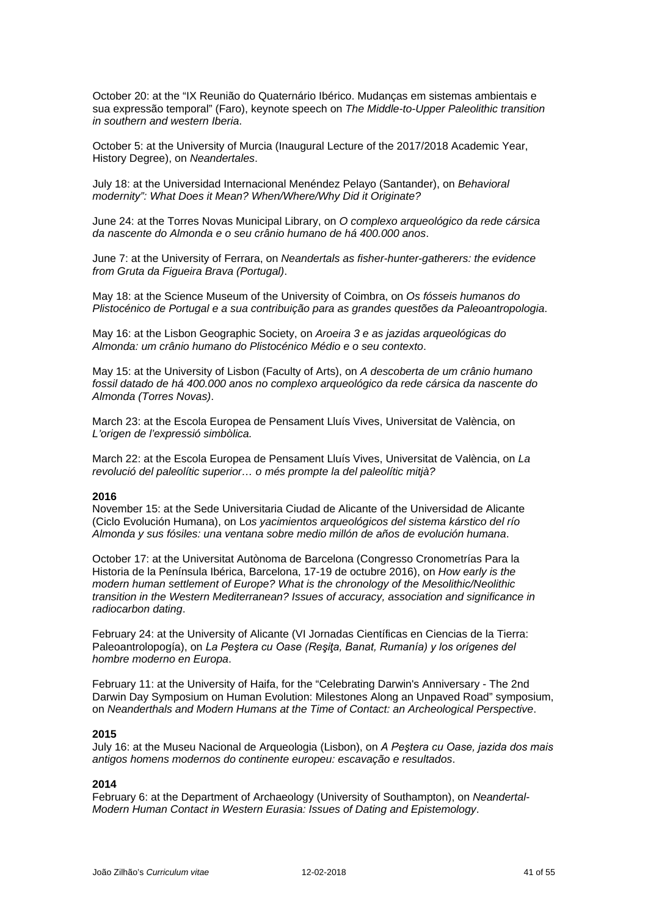October 20: at the "IX Reunião do Quaternário Ibérico. Mudanças em sistemas ambientais e sua expressão temporal" (Faro), keynote speech on *The Middle-to-Upper Paleolithic transition in southern and western Iberia*.

October 5: at the University of Murcia (Inaugural Lecture of the 2017/2018 Academic Year, History Degree), on *Neandertales*.

July 18: at the Universidad Internacional Menéndez Pelayo (Santander), on *Behavioral modernity": What Does it Mean? When/Where/Why Did it Originate?*

June 24: at the Torres Novas Municipal Library, on *O complexo arqueológico da rede cársica da nascente do Almonda e o seu crânio humano de há 400.000 anos*.

June 7: at the University of Ferrara, on *Neandertals as fisher-hunter-gatherers: the evidence from Gruta da Figueira Brava (Portugal)*.

May 18: at the Science Museum of the University of Coimbra, on *Os fósseis humanos do Plistocénico de Portugal e a sua contribuição para as grandes questões da Paleoantropologia*.

May 16: at the Lisbon Geographic Society, on *Aroeira 3 e as jazidas arqueológicas do Almonda: um crânio humano do Plistocénico Médio e o seu contexto*.

May 15: at the University of Lisbon (Faculty of Arts), on *A descoberta de um crânio humano fossil datado de há 400.000 anos no complexo arqueológico da rede cársica da nascente do Almonda (Torres Novas)*.

March 23: at the Escola Europea de Pensament Lluís Vives, Universitat de València, on *L'origen de l'expressió simbòlica.*

March 22: at the Escola Europea de Pensament Lluís Vives, Universitat de València, on *La revolució del paleolític superior… o més prompte la del paleolític mitjà?*

**2016**

November 15: at the Sede Universitaria Ciudad de Alicante of the Universidad de Alicante (Ciclo Evolución Humana), on L*os yacimientos arqueológicos del sistema kárstico del río Almonda y sus fósiles: una ventana sobre medio millón de años de evolución humana*.

October 17: at the Universitat Autònoma de Barcelona (Congresso Cronometrías Para la Historia de la Península Ibérica, Barcelona, 17-19 de octubre 2016), on *How early is the modern human settlement of Europe? What is the chronology of the Mesolithic/Neolithic transition in the Western Mediterranean? Issues of accuracy, association and significance in radiocarbon dating*.

February 24: at the University of Alicante (VI Jornadas Científicas en Ciencias de la Tierra: Paleoantrolopogía), on *La Peştera cu Oase (Reşiţa, Banat, Rumanía) y los orígenes del hombre moderno en Europa*.

February 11: at the University of Haifa, for the "Celebrating Darwin's Anniversary - The 2nd Darwin Day Symposium on Human Evolution: Milestones Along an Unpaved Road" symposium, on *Neanderthals and Modern Humans at the Time of Contact: an Archeological Perspective*.

**2015**

July 16: at the Museu Nacional de Arqueologia (Lisbon), on *A Peştera cu Oase, jazida dos mais antigos homens modernos do continente europeu: escavação e resultados*.

**2014**

February 6: at the Department of Archaeology (University of Southampton), on *Neandertal-Modern Human Contact in Western Eurasia: Issues of Dating and Epistemology*.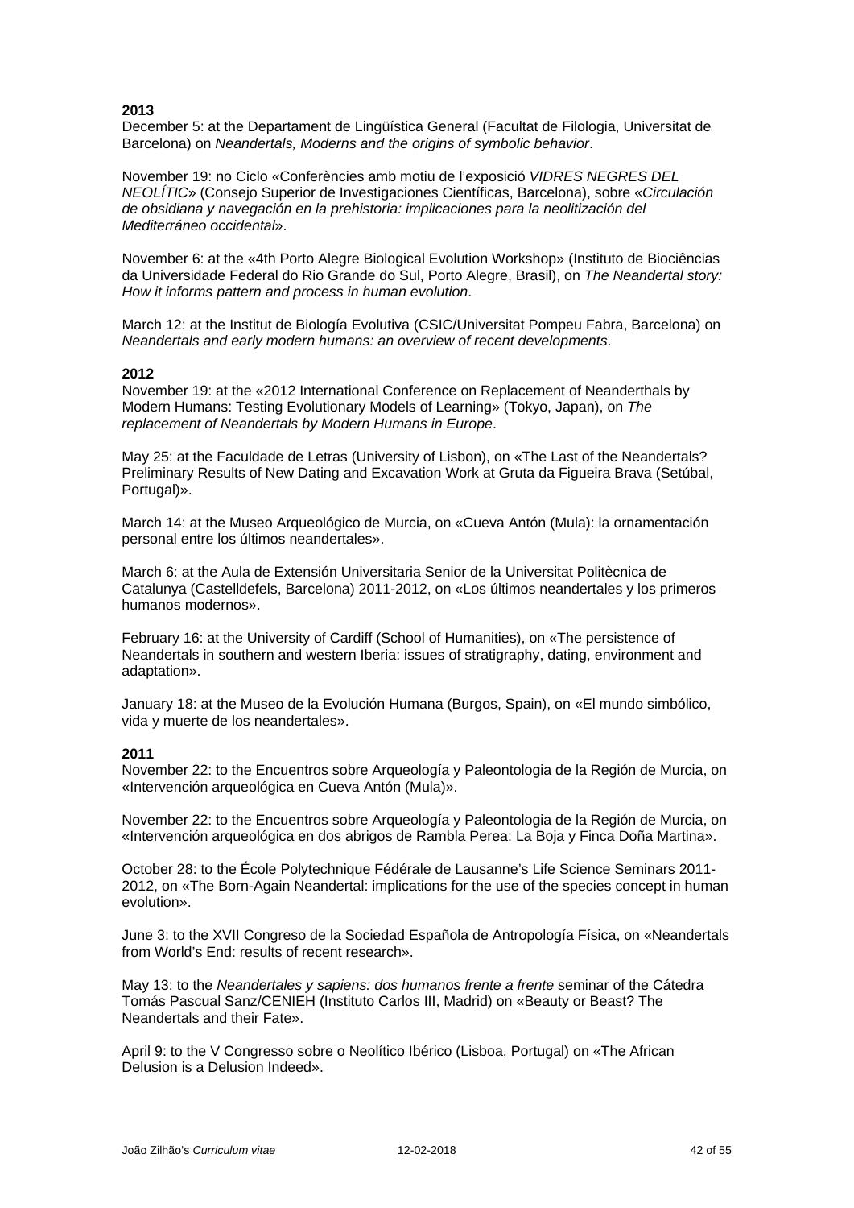**2013**

December 5: at the Departament de Lingüística General (Facultat de Filologia, Universitat de Barcelona) on *Neandertals, Moderns and the origins of symbolic behavior*.

November 19: no Ciclo «Conferències amb motiu de l'exposició *VIDRES NEGRES DEL NEOLÍTIC*» (Consejo Superior de Investigaciones Científicas, Barcelona), sobre «*Circulación de obsidiana y navegación en la prehistoria: implicaciones para la neolitización del Mediterráneo occidental*».

November 6: at the «4th Porto Alegre Biological Evolution Workshop» (Instituto de Biociências da Universidade Federal do Rio Grande do Sul, Porto Alegre, Brasil), on *The Neandertal story: How it informs pattern and process in human evolution*.

March 12: at the Institut de Biología Evolutiva (CSIC/Universitat Pompeu Fabra, Barcelona) on *Neandertals and early modern humans: an overview of recent developments*.

**2012**

November 19: at the «2012 International Conference on Replacement of Neanderthals by Modern Humans: Testing Evolutionary Models of Learning» (Tokyo, Japan), on *The replacement of Neandertals by Modern Humans in Europe*.

May 25: at the Faculdade de Letras (University of Lisbon), on «The Last of the Neandertals? Preliminary Results of New Dating and Excavation Work at Gruta da Figueira Brava (Setúbal, Portugal)».

March 14: at the Museo Arqueológico de Murcia, on «Cueva Antón (Mula): la ornamentación personal entre los últimos neandertales».

March 6: at the Aula de Extensión Universitaria Senior de la Universitat Politècnica de Catalunya (Castelldefels, Barcelona) 2011-2012, on «Los últimos neandertales y los primeros humanos modernos».

February 16: at the University of Cardiff (School of Humanities), on «The persistence of Neandertals in southern and western Iberia: issues of stratigraphy, dating, environment and adaptation».

January 18: at the Museo de la Evolución Humana (Burgos, Spain), on «El mundo simbólico, vida y muerte de los neandertales».

**2011**

November 22: to the Encuentros sobre Arqueología y Paleontologia de la Región de Murcia, on «Intervención arqueológica en Cueva Antón (Mula)».

November 22: to the Encuentros sobre Arqueología y Paleontologia de la Región de Murcia, on «Intervención arqueológica en dos abrigos de Rambla Perea: La Boja y Finca Doña Martina».

October 28: to the École Polytechnique Fédérale de Lausanne's Life Science Seminars 2011-2012, on «The Born-Again Neandertal: implications for the use of the species concept in human evolution».

June 3: to the XVII Congreso de la Sociedad Española de Antropología Física, on «Neandertals from World's End: results of recent research».

May 13: to the *Neandertales y sapiens: dos humanos frente a frente* seminar of the Cátedra Tomás Pascual Sanz/CENIEH (Instituto Carlos III, Madrid) on «Beauty or Beast? The Neandertals and their Fate».

April 9: to the V Congresso sobre o Neolítico Ibérico (Lisboa, Portugal) on «The African Delusion is a Delusion Indeed».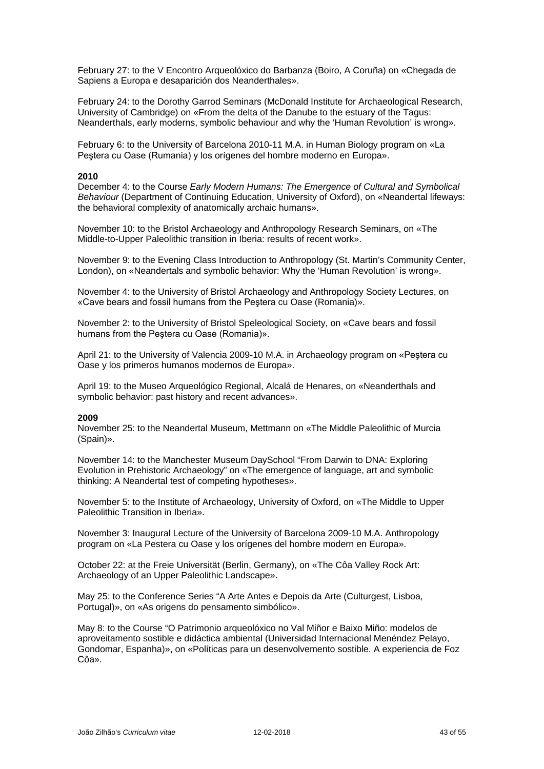February 27: to the V Encontro Arqueolóxico do Barbanza (Boiro, A Coruña) on «Chegada de Sapiens a Europa e desaparición dos Neanderthales».

February 24: to the Dorothy Garrod Seminars (McDonald Institute for Archaeological Research, University of Cambridge) on «From the delta of the Danube to the estuary of the Tagus: Neanderthals, early moderns, symbolic behaviour and why the 'Human Revolution' is wrong».

February 6: to the University of Barcelona 2010-11 M.A. in Human Biology program on «La Peştera cu Oase (Rumania) y los orígenes del hombre moderno en Europa».

**2010**

December 4: to the Course *Early Modern Humans: The Emergence of Cultural and Symbolical Behaviour* (Department of Continuing Education, University of Oxford), on «Neandertal lifeways: the behavioral complexity of anatomically archaic humans».

November 10: to the Bristol Archaeology and Anthropology Research Seminars, on «The Middle-to-Upper Paleolithic transition in Iberia: results of recent work».

November 9: to the Evening Class Introduction to Anthropology (St. Martin's Community Center, London), on «Neandertals and symbolic behavior: Why the 'Human Revolution' is wrong».

November 4: to the University of Bristol Archaeology and Anthropology Society Lectures, on «Cave bears and fossil humans from the Peştera cu Oase (Romania)».

November 2: to the University of Bristol Speleological Society, on «Cave bears and fossil humans from the Peştera cu Oase (Romania)».

April 21: to the University of Valencia 2009-10 M.A. in Archaeology program on «Peştera cu Oase y los primeros humanos modernos de Europa».

April 19: to the Museo Arqueológico Regional, Alcalá de Henares, on «Neanderthals and symbolic behavior: past history and recent advances».

**2009**

November 25: to the Neandertal Museum, Mettmann on «The Middle Paleolithic of Murcia (Spain)».

November 14: to the Manchester Museum DaySchool "From Darwin to DNA: Exploring Evolution in Prehistoric Archaeology" on «The emergence of language, art and symbolic thinking: A Neandertal test of competing hypotheses».

November 5: to the Institute of Archaeology, University of Oxford, on «The Middle to Upper Paleolithic Transition in Iberia».

November 3: Inaugural Lecture of the University of Barcelona 2009-10 M.A. Anthropology program on «La Pestera cu Oase y los orígenes del hombre modern en Europa».

October 22: at the Freie Universität (Berlin, Germany), on «The Côa Valley Rock Art: Archaeology of an Upper Paleolithic Landscape».

May 25: to the Conference Series "A Arte Antes e Depois da Arte (Culturgest, Lisboa, Portugal)», on «As origens do pensamento simbólico».

May 8: to the Course "O Patrimonio arqueolóxico no Val Miñor e Baixo Miño: modelos de aproveitamento sostible e didáctica ambiental (Universidad Internacional Menéndez Pelayo, Gondomar, Espanha)», on «Políticas para un desenvolvemento sostible. A experiencia de Foz Côa».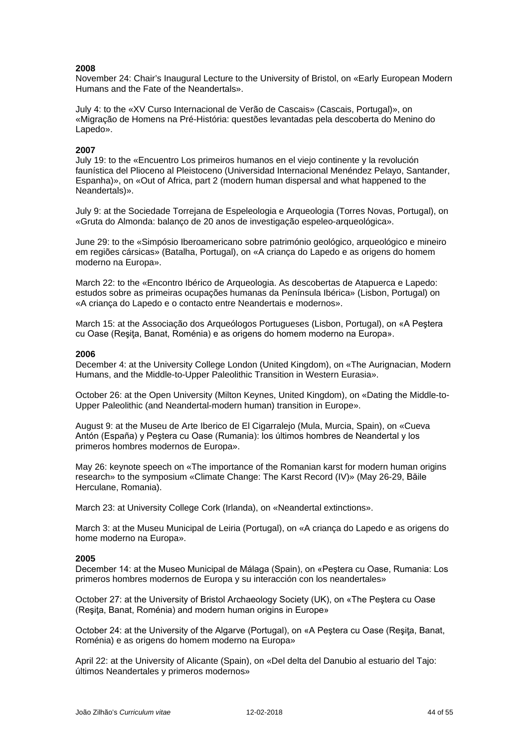**2008**

November 24: Chair's Inaugural Lecture to the University of Bristol, on «Early European Modern Humans and the Fate of the Neandertals».

July 4: to the «XV Curso Internacional de Verão de Cascais» (Cascais, Portugal)», on «Migração de Homens na Pré-História: questões levantadas pela descoberta do Menino do Lapedo».

**2007**

July 19: to the «Encuentro Los primeiros humanos en el viejo continente y la revolución faunística del Plioceno al Pleistoceno (Universidad Internacional Menéndez Pelayo, Santander, Espanha)», on «Out of Africa, part 2 (modern human dispersal and what happened to the Neandertals)».

July 9: at the Sociedade Torrejana de Espeleologia e Arqueologia (Torres Novas, Portugal), on «Gruta do Almonda: balanço de 20 anos de investigação espeleo-arqueológica».

June 29: to the «Simpósio Iberoamericano sobre património geológico, arqueológico e mineiro em regiões cársicas» (Batalha, Portugal), on «A criança do Lapedo e as origens do homem moderno na Europa».

March 22: to the «Encontro Ibérico de Arqueologia. As descobertas de Atapuerca e Lapedo: estudos sobre as primeiras ocupações humanas da Península Ibérica» (Lisbon, Portugal) on «A criança do Lapedo e o contacto entre Neandertais e modernos».

March 15: at the Associação dos Arqueólogos Portugueses (Lisbon, Portugal), on «A Peştera cu Oase (Reşiţa, Banat, Roménia) e as origens do homem moderno na Europa».

**2006**

December 4: at the University College London (United Kingdom), on «The Aurignacian, Modern Humans, and the Middle-to-Upper Paleolithic Transition in Western Eurasia».

October 26: at the Open University (Milton Keynes, United Kingdom), on «Dating the Middle-to-Upper Paleolithic (and Neandertal-modern human) transition in Europe».

August 9: at the Museu de Arte Iberico de El Cigarralejo (Mula, Murcia, Spain), on «Cueva Antón (España) y Peştera cu Oase (Rumania): los últimos hombres de Neandertal y los primeros hombres modernos de Europa».

May 26: keynote speech on «The importance of the Romanian karst for modern human origins research» to the symposium «Climate Change: The Karst Record (IV)» (May 26-29, Băile Herculane, Romania).

March 23: at University College Cork (Irlanda), on «Neandertal extinctions».

March 3: at the Museu Municipal de Leiria (Portugal), on «A criança do Lapedo e as origens do home moderno na Europa».

**2005**

December 14: at the Museo Municipal de Málaga (Spain), on «Peştera cu Oase, Rumania: Los primeros hombres modernos de Europa y su interacción con los neandertales»

October 27: at the University of Bristol Archaeology Society (UK), on «The Peştera cu Oase (Reşiţa, Banat, Roménia) and modern human origins in Europe»

October 24: at the University of the Algarve (Portugal), on «A Peştera cu Oase (Reşiţa, Banat, Roménia) e as origens do homem moderno na Europa»

April 22: at the University of Alicante (Spain), on «Del delta del Danubio al estuario del Tajo: últimos Neandertales y primeros modernos»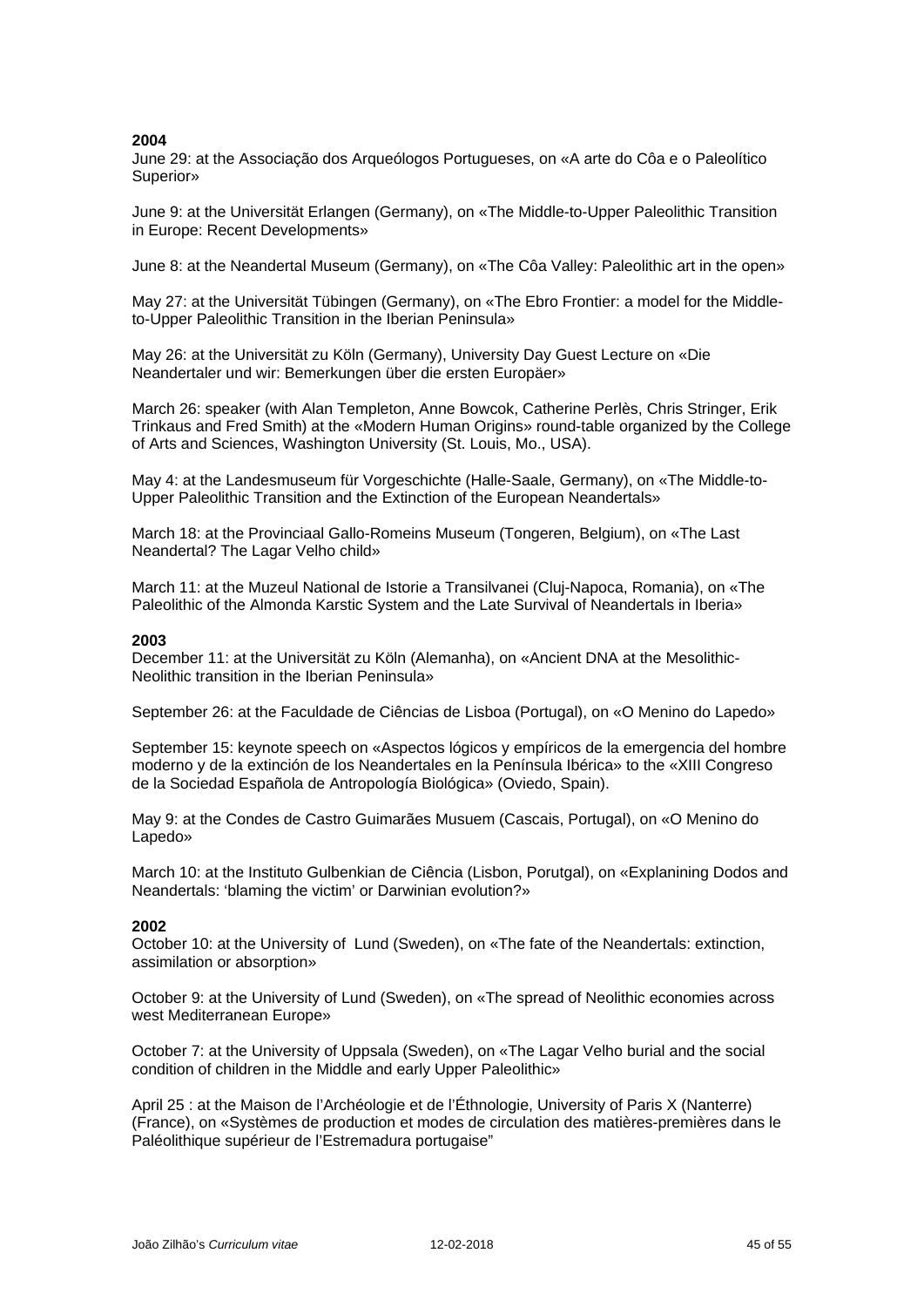**2004**

June 29: at the Associação dos Arqueólogos Portugueses, on «A arte do Côa e o Paleolítico Superior»

June 9: at the Universität Erlangen (Germany), on «The Middle-to-Upper Paleolithic Transition in Europe: Recent Developments»

June 8: at the Neandertal Museum (Germany), on «The Côa Valley: Paleolithic art in the open»

May 27: at the Universität Tübingen (Germany), on «The Ebro Frontier: a model for the Middle-to-Upper Paleolithic Transition in the Iberian Peninsula»

May 26: at the Universität zu Köln (Germany), University Day Guest Lecture on «Die Neandertaler und wir: Bemerkungen über die ersten Europäer»

March 26: speaker (with Alan Templeton, Anne Bowcok, Catherine Perlès, Chris Stringer, Erik Trinkaus and Fred Smith) at the «Modern Human Origins» round-table organized by the College of Arts and Sciences, Washington University (St. Louis, Mo., USA).

May 4: at the Landesmuseum für Vorgeschichte (Halle-Saale, Germany), on «The Middle-to-Upper Paleolithic Transition and the Extinction of the European Neandertals»

March 18: at the Provinciaal Gallo-Romeins Museum (Tongeren, Belgium), on «The Last Neandertal? The Lagar Velho child»

March 11: at the Muzeul National de Istorie a Transilvanei (Cluj-Napoca, Romania), on «The Paleolithic of the Almonda Karstic System and the Late Survival of Neandertals in Iberia»

**2003**

December 11: at the Universität zu Köln (Alemanha), on «Ancient DNA at the Mesolithic-Neolithic transition in the Iberian Peninsula»

September 26: at the Faculdade de Ciências de Lisboa (Portugal), on «O Menino do Lapedo»

September 15: keynote speech on «Aspectos lógicos y empíricos de la emergencia del hombre moderno y de la extinción de los Neandertales en la Península Ibérica» to the «XIII Congreso de la Sociedad Española de Antropología Biológica» (Oviedo, Spain).

May 9: at the Condes de Castro Guimarães Musuem (Cascais, Portugal), on «O Menino do Lapedo»

March 10: at the Instituto Gulbenkian de Ciência (Lisbon, Porutgal), on «Explanining Dodos and Neandertals: 'blaming the victim' or Darwinian evolution?»

**2002**

October 10: at the University of Lund (Sweden), on «The fate of the Neandertals: extinction, assimilation or absorption»

October 9: at the University of Lund (Sweden), on «The spread of Neolithic economies across west Mediterranean Europe»

October 7: at the University of Uppsala (Sweden), on «The Lagar Velho burial and the social condition of children in the Middle and early Upper Paleolithic»

April 25 : at the Maison de l'Archéologie et de l'Éthnologie, University of Paris X (Nanterre) (France), on «Systèmes de production et modes de circulation des matières-premières dans le Paléolithique supérieur de l'Estremadura portugaise"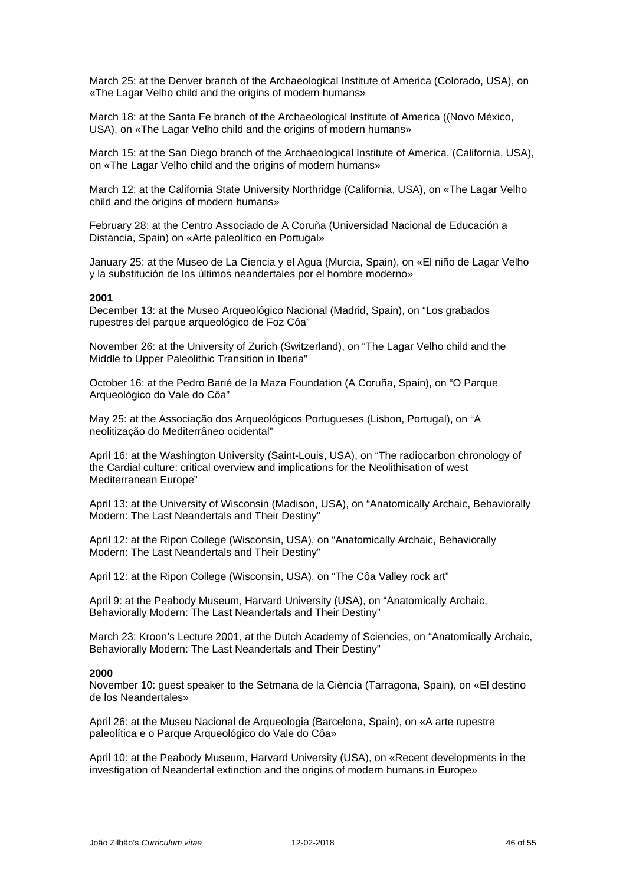March 25: at the Denver branch of the Archaeological Institute of America (Colorado, USA), on «The Lagar Velho child and the origins of modern humans»

March 18: at the Santa Fe branch of the Archaeological Institute of America ((Novo México, USA), on «The Lagar Velho child and the origins of modern humans»

March 15: at the San Diego branch of the Archaeological Institute of America, (California, USA), on «The Lagar Velho child and the origins of modern humans»

March 12: at the California State University Northridge (California, USA), on «The Lagar Velho child and the origins of modern humans»

February 28: at the Centro Associado de A Coruña (Universidad Nacional de Educación a Distancia, Spain) on «Arte paleolítico en Portugal»

January 25: at the Museo de La Ciencia y el Agua (Murcia, Spain), on «El niño de Lagar Velho y la substitución de los últimos neandertales por el hombre moderno»

**2001**

December 13: at the Museo Arqueológico Nacional (Madrid, Spain), on "Los grabados rupestres del parque arqueológico de Foz Côa"

November 26: at the University of Zurich (Switzerland), on "The Lagar Velho child and the Middle to Upper Paleolithic Transition in Iberia"

October 16: at the Pedro Barié de la Maza Foundation (A Coruña, Spain), on "O Parque Arqueológico do Vale do Côa"

May 25: at the Associação dos Arqueológicos Portugueses (Lisbon, Portugal), on "A neolitização do Mediterrâneo ocidental"

April 16: at the Washington University (Saint-Louis, USA), on "The radiocarbon chronology of the Cardial culture: critical overview and implications for the Neolithisation of west Mediterranean Europe"

April 13: at the University of Wisconsin (Madison, USA), on "Anatomically Archaic, Behaviorally Modern: The Last Neandertals and Their Destiny"

April 12: at the Ripon College (Wisconsin, USA), on "Anatomically Archaic, Behaviorally Modern: The Last Neandertals and Their Destiny"

April 12: at the Ripon College (Wisconsin, USA), on "The Côa Valley rock art"

April 9: at the Peabody Museum, Harvard University (USA), on "Anatomically Archaic, Behaviorally Modern: The Last Neandertals and Their Destiny"

March 23: Kroon's Lecture 2001, at the Dutch Academy of Sciencies, on "Anatomically Archaic, Behaviorally Modern: The Last Neandertals and Their Destiny"

**2000**

November 10: guest speaker to the Setmana de la Ciència (Tarragona, Spain), on «El destino de los Neandertales»

April 26: at the Museu Nacional de Arqueologia (Barcelona, Spain), on «A arte rupestre paleolítica e o Parque Arqueológico do Vale do Côa»

April 10: at the Peabody Museum, Harvard University (USA), on «Recent developments in the investigation of Neandertal extinction and the origins of modern humans in Europe»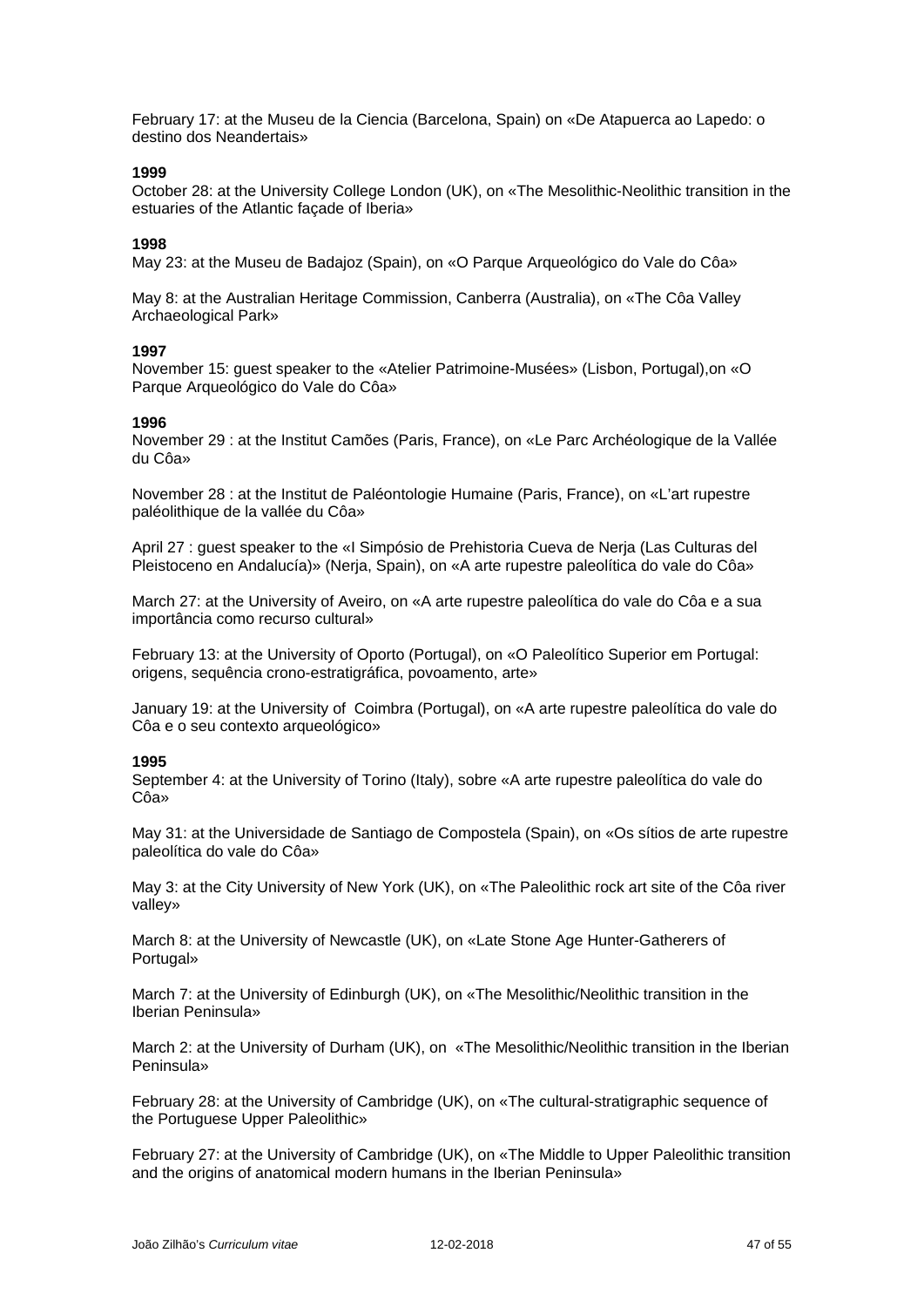February 17: at the Museu de la Ciencia (Barcelona, Spain) on «De Atapuerca ao Lapedo: o destino dos Neandertais»

**1999**

October 28: at the University College London (UK), on «The Mesolithic-Neolithic transition in the estuaries of the Atlantic façade of Iberia»

**1998**

May 23: at the Museu de Badajoz (Spain), on «O Parque Arqueológico do Vale do Côa»

May 8: at the Australian Heritage Commission, Canberra (Australia), on «The Côa Valley Archaeological Park»

**1997**

November 15: guest speaker to the «Atelier Patrimoine-Musées» (Lisbon, Portugal),on «O Parque Arqueológico do Vale do Côa»

**1996**

November 29 : at the Institut Camões (Paris, France), on «Le Parc Archéologique de la Vallée du Côa»

November 28 : at the Institut de Paléontologie Humaine (Paris, France), on «L'art rupestre paléolithique de la vallée du Côa»

April 27 : guest speaker to the «I Simpósio de Prehistoria Cueva de Nerja (Las Culturas del Pleistoceno en Andalucía)» (Nerja, Spain), on «A arte rupestre paleolítica do vale do Côa»

March 27: at the University of Aveiro, on «A arte rupestre paleolítica do vale do Côa e a sua importância como recurso cultural»

February 13: at the University of Oporto (Portugal), on «O Paleolítico Superior em Portugal: origens, sequência crono-estratigráfica, povoamento, arte»

January 19: at the University of Coimbra (Portugal), on «A arte rupestre paleolítica do vale do Côa e o seu contexto arqueológico»

**1995**

September 4: at the University of Torino (Italy), sobre «A arte rupestre paleolítica do vale do Côa»

May 31: at the Universidade de Santiago de Compostela (Spain), on «Os sítios de arte rupestre paleolítica do vale do Côa»

May 3: at the City University of New York (UK), on «The Paleolithic rock art site of the Côa river valley»

March 8: at the University of Newcastle (UK), on «Late Stone Age Hunter-Gatherers of Portugal»

March 7: at the University of Edinburgh (UK), on «The Mesolithic/Neolithic transition in the Iberian Peninsula»

March 2: at the University of Durham (UK), on «The Mesolithic/Neolithic transition in the Iberian Peninsula»

February 28: at the University of Cambridge (UK), on «The cultural-stratigraphic sequence of the Portuguese Upper Paleolithic»

February 27: at the University of Cambridge (UK), on «The Middle to Upper Paleolithic transition and the origins of anatomical modern humans in the Iberian Peninsula»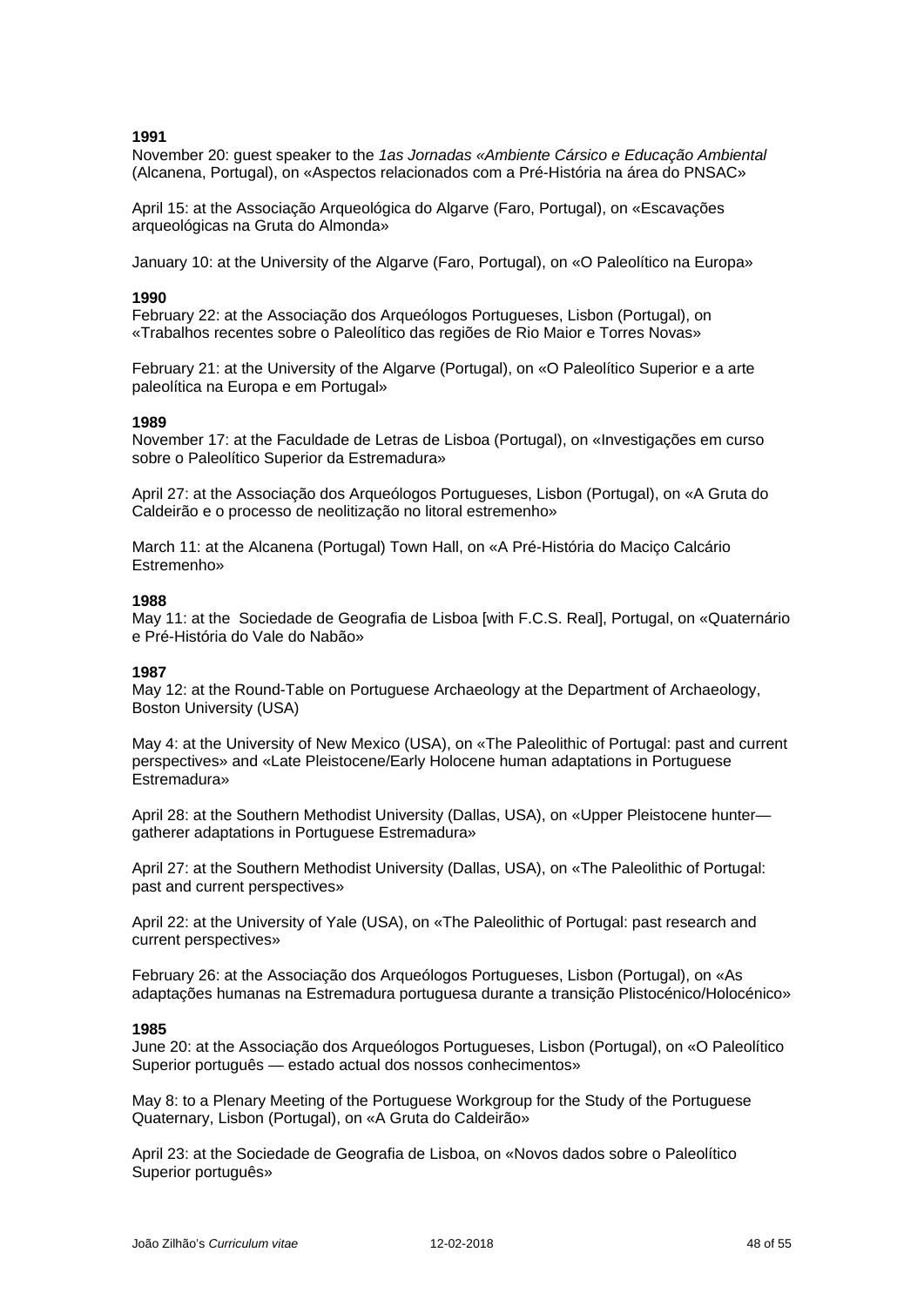**1991**

November 20: guest speaker to the *1as Jornadas «Ambiente Cársico e Educação Ambiental* (Alcanena, Portugal), on «Aspectos relacionados com a Pré-História na área do PNSAC»

April 15: at the Associação Arqueológica do Algarve (Faro, Portugal), on «Escavações arqueológicas na Gruta do Almonda»

January 10: at the University of the Algarve (Faro, Portugal), on «O Paleolítico na Europa»

**1990**

February 22: at the Associação dos Arqueólogos Portugueses, Lisbon (Portugal), on «Trabalhos recentes sobre o Paleolítico das regiões de Rio Maior e Torres Novas»

February 21: at the University of the Algarve (Portugal), on «O Paleolítico Superior e a arte paleolítica na Europa e em Portugal»

**1989**

November 17: at the Faculdade de Letras de Lisboa (Portugal), on «Investigações em curso sobre o Paleolítico Superior da Estremadura»

April 27: at the Associação dos Arqueólogos Portugueses, Lisbon (Portugal), on «A Gruta do Caldeirão e o processo de neolitização no litoral estremenho»

March 11: at the Alcanena (Portugal) Town Hall, on «A Pré-História do Maciço Calcário Estremenho»

**1988**

May 11: at the Sociedade de Geografia de Lisboa [with F.C.S. Real], Portugal, on «Quaternário e Pré-História do Vale do Nabão»

**1987**

May 12: at the Round-Table on Portuguese Archaeology at the Department of Archaeology, Boston University (USA)

May 4: at the University of New Mexico (USA), on «The Paleolithic of Portugal: past and current perspectives» and «Late Pleistocene/Early Holocene human adaptations in Portuguese Estremadura»

April 28: at the Southern Methodist University (Dallas, USA), on «Upper Pleistocene hunter—gatherer adaptations in Portuguese Estremadura»

April 27: at the Southern Methodist University (Dallas, USA), on «The Paleolithic of Portugal: past and current perspectives»

April 22: at the University of Yale (USA), on «The Paleolithic of Portugal: past research and current perspectives»

February 26: at the Associação dos Arqueólogos Portugueses, Lisbon (Portugal), on «As adaptações humanas na Estremadura portuguesa durante a transição Plistocénico/Holocénico»

**1985**

June 20: at the Associação dos Arqueólogos Portugueses, Lisbon (Portugal), on «O Paleolítico Superior português — estado actual dos nossos conhecimentos»

May 8: to a Plenary Meeting of the Portuguese Workgroup for the Study of the Portuguese Quaternary, Lisbon (Portugal), on «A Gruta do Caldeirão»

April 23: at the Sociedade de Geografia de Lisboa, on «Novos dados sobre o Paleolítico Superior português»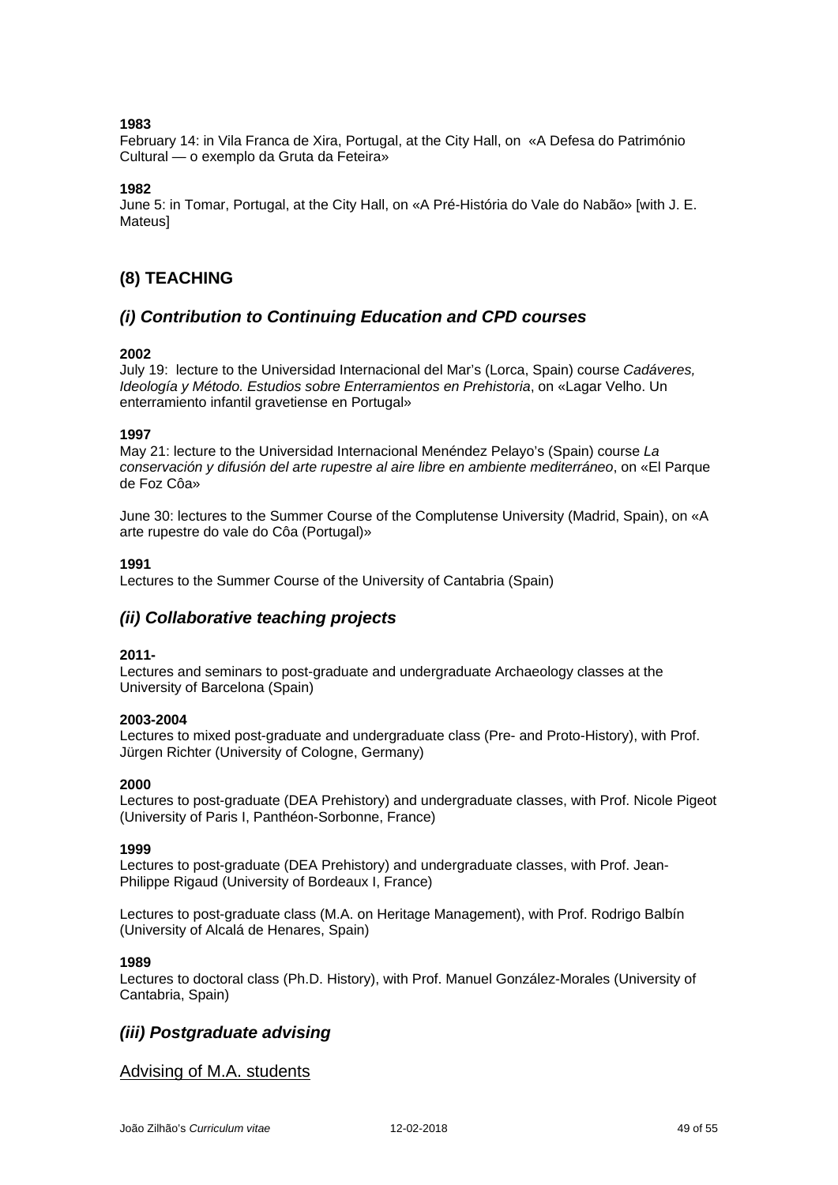**1983**
February 14: in Vila Franca de Xira, Portugal, at the City Hall, on «A Defesa do Património Cultural — o exemplo da Gruta da Feteira»

**1982**
June 5: in Tomar, Portugal, at the City Hall, on «A Pré-História do Vale do Nabão» [with J. E. Mateus]

## (8) TEACHING

### *(i) Contribution to Continuing Education and CPD courses*

**2002**
July 19: lecture to the Universidad Internacional del Mar's (Lorca, Spain) course *Cadáveres, Ideología y Método. Estudios sobre Enterramientos en Prehistoria*, on «Lagar Velho. Un enterramiento infantil gravetiense en Portugal»

**1997**
May 21: lecture to the Universidad Internacional Menéndez Pelayo's (Spain) course *La conservación y difusión del arte rupestre al aire libre en ambiente mediterráneo*, on «El Parque de Foz Côa»

June 30: lectures to the Summer Course of the Complutense University (Madrid, Spain), on «A arte rupestre do vale do Côa (Portugal)»

**1991**
Lectures to the Summer Course of the University of Cantabria (Spain)

### *(ii) Collaborative teaching projects*

**2011-**
Lectures and seminars to post-graduate and undergraduate Archaeology classes at the University of Barcelona (Spain)

**2003-2004**
Lectures to mixed post-graduate and undergraduate class (Pre- and Proto-History), with Prof. Jürgen Richter (University of Cologne, Germany)

**2000**
Lectures to post-graduate (DEA Prehistory) and undergraduate classes, with Prof. Nicole Pigeot (University of Paris I, Panthéon-Sorbonne, France)

**1999**
Lectures to post-graduate (DEA Prehistory) and undergraduate classes, with Prof. Jean-Philippe Rigaud (University of Bordeaux I, France)

Lectures to post-graduate class (M.A. on Heritage Management), with Prof. Rodrigo Balbín (University of Alcalá de Henares, Spain)

**1989**
Lectures to doctoral class (Ph.D. History), with Prof. Manuel González-Morales (University of Cantabria, Spain)

### *(iii) Postgraduate advising*

Advising of M.A. students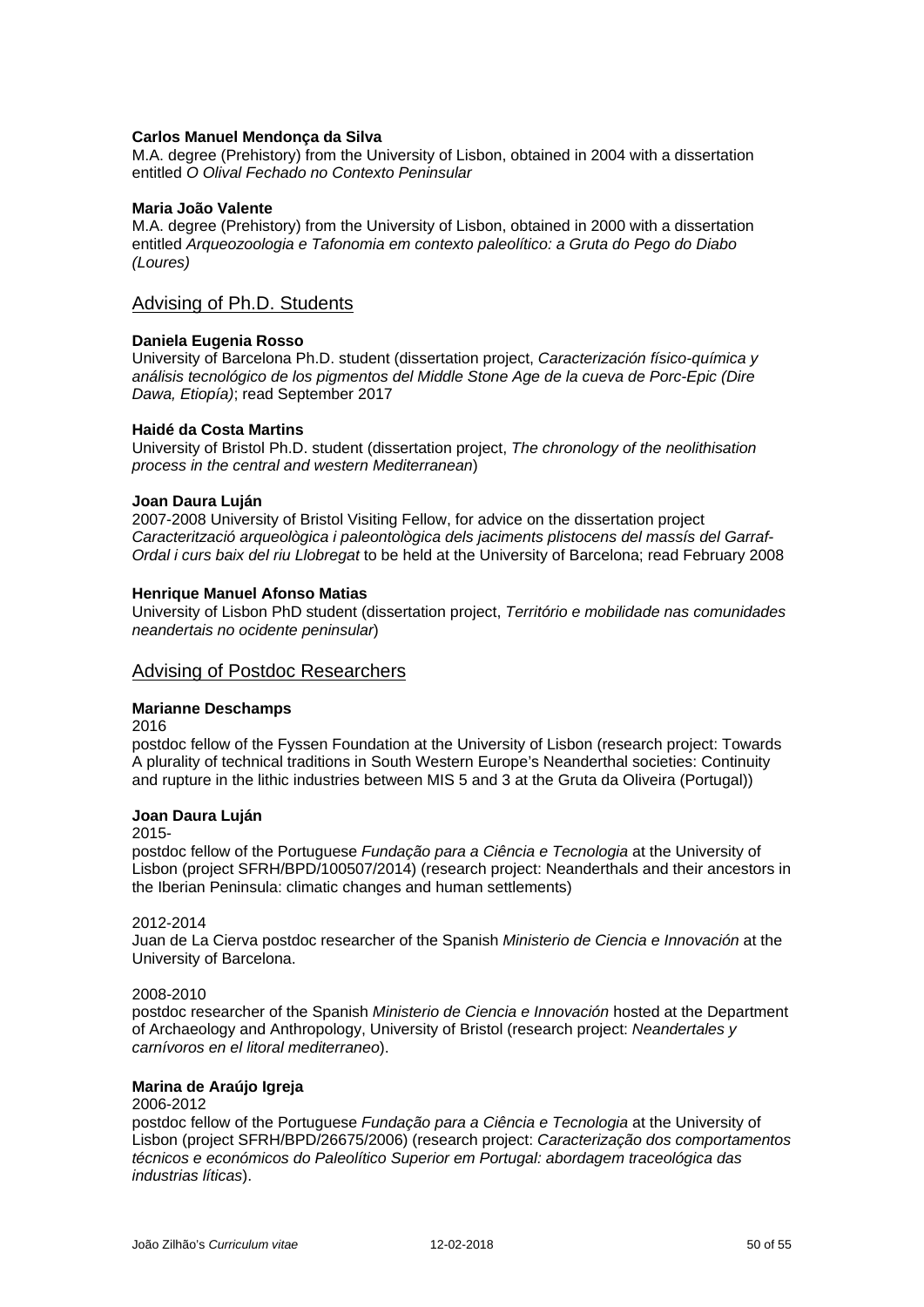**Carlos Manuel Mendonça da Silva**
M.A. degree (Prehistory) from the University of Lisbon, obtained in 2004 with a dissertation entitled *O Olival Fechado no Contexto Peninsular*

**Maria João Valente**
M.A. degree (Prehistory) from the University of Lisbon, obtained in 2000 with a dissertation entitled *Arqueozoologia e Tafonomia em contexto paleolítico: a Gruta do Pego do Diabo (Loures)*

## Advising of Ph.D. Students

**Daniela Eugenia Rosso**
University of Barcelona Ph.D. student (dissertation project, *Caracterización físico-química y análisis tecnológico de los pigmentos del Middle Stone Age de la cueva de Porc-Epic (Dire Dawa, Etiopía)*; read September 2017

**Haidé da Costa Martins**
University of Bristol Ph.D. student (dissertation project, *The chronology of the neolithisation process in the central and western Mediterranean*)

**Joan Daura Luján**
2007-2008 University of Bristol Visiting Fellow, for advice on the dissertation project *Caracterització arqueològica i paleontològica dels jaciments plistocens del massís del Garraf-Ordal i curs baix del riu Llobregat* to be held at the University of Barcelona; read February 2008

**Henrique Manuel Afonso Matias**
University of Lisbon PhD student (dissertation project, *Território e mobilidade nas comunidades neandertais no ocidente peninsular*)

## Advising of Postdoc Researchers

**Marianne Deschamps**
2016
postdoc fellow of the Fyssen Foundation at the University of Lisbon (research project: Towards A plurality of technical traditions in South Western Europe's Neanderthal societies: Continuity and rupture in the lithic industries between MIS 5 and 3 at the Gruta da Oliveira (Portugal))

**Joan Daura Luján**
2015-
postdoc fellow of the Portuguese *Fundação para a Ciência e Tecnologia* at the University of Lisbon (project SFRH/BPD/100507/2014) (research project: Neanderthals and their ancestors in the Iberian Peninsula: climatic changes and human settlements)

2012-2014
Juan de La Cierva postdoc researcher of the Spanish *Ministerio de Ciencia e Innovación* at the University of Barcelona.

2008-2010
postdoc researcher of the Spanish *Ministerio de Ciencia e Innovación* hosted at the Department of Archaeology and Anthropology, University of Bristol (research project: *Neandertales y carnívoros en el litoral mediterraneo*).

**Marina de Araújo Igreja**
2006-2012
postdoc fellow of the Portuguese *Fundação para a Ciência e Tecnologia* at the University of Lisbon (project SFRH/BPD/26675/2006) (research project: *Caracterização dos comportamentos técnicos e económicos do Paleolítico Superior em Portugal: abordagem traceológica das industrias líticas*).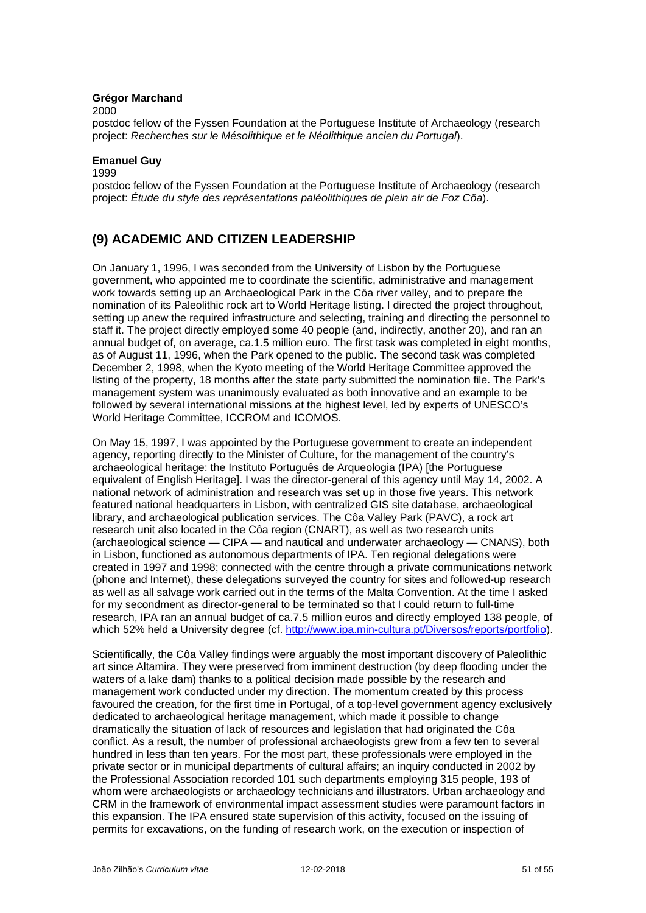**Grégor Marchand**

2000

postdoc fellow of the Fyssen Foundation at the Portuguese Institute of Archaeology (research project: *Recherches sur le Mésolithique et le Néolithique ancien du Portugal*).

**Emanuel Guy**

1999

postdoc fellow of the Fyssen Foundation at the Portuguese Institute of Archaeology (research project: *Étude du style des représentations paléolithiques de plein air de Foz Côa*).

## (9) ACADEMIC AND CITIZEN LEADERSHIP

On January 1, 1996, I was seconded from the University of Lisbon by the Portuguese government, who appointed me to coordinate the scientific, administrative and management work towards setting up an Archaeological Park in the Côa river valley, and to prepare the nomination of its Paleolithic rock art to World Heritage listing. I directed the project throughout, setting up anew the required infrastructure and selecting, training and directing the personnel to staff it. The project directly employed some 40 people (and, indirectly, another 20), and ran an annual budget of, on average, ca.1.5 million euro. The first task was completed in eight months, as of August 11, 1996, when the Park opened to the public. The second task was completed December 2, 1998, when the Kyoto meeting of the World Heritage Committee approved the listing of the property, 18 months after the state party submitted the nomination file. The Park's management system was unanimously evaluated as both innovative and an example to be followed by several international missions at the highest level, led by experts of UNESCO's World Heritage Committee, ICCROM and ICOMOS.

On May 15, 1997, I was appointed by the Portuguese government to create an independent agency, reporting directly to the Minister of Culture, for the management of the country's archaeological heritage: the Instituto Português de Arqueologia (IPA) [the Portuguese equivalent of English Heritage]. I was the director-general of this agency until May 14, 2002. A national network of administration and research was set up in those five years. This network featured national headquarters in Lisbon, with centralized GIS site database, archaeological library, and archaeological publication services. The Côa Valley Park (PAVC), a rock art research unit also located in the Côa region (CNART), as well as two research units (archaeological science — CIPA — and nautical and underwater archaeology — CNANS), both in Lisbon, functioned as autonomous departments of IPA. Ten regional delegations were created in 1997 and 1998; connected with the centre through a private communications network (phone and Internet), these delegations surveyed the country for sites and followed-up research as well as all salvage work carried out in the terms of the Malta Convention. At the time I asked for my secondment as director-general to be terminated so that I could return to full-time research, IPA ran an annual budget of ca.7.5 million euros and directly employed 138 people, of which 52% held a University degree (cf. http://www.ipa.min-cultura.pt/Diversos/reports/portfolio).

Scientifically, the Côa Valley findings were arguably the most important discovery of Paleolithic art since Altamira. They were preserved from imminent destruction (by deep flooding under the waters of a lake dam) thanks to a political decision made possible by the research and management work conducted under my direction. The momentum created by this process favoured the creation, for the first time in Portugal, of a top-level government agency exclusively dedicated to archaeological heritage management, which made it possible to change dramatically the situation of lack of resources and legislation that had originated the Côa conflict. As a result, the number of professional archaeologists grew from a few ten to several hundred in less than ten years. For the most part, these professionals were employed in the private sector or in municipal departments of cultural affairs; an inquiry conducted in 2002 by the Professional Association recorded 101 such departments employing 315 people, 193 of whom were archaeologists or archaeology technicians and illustrators. Urban archaeology and CRM in the framework of environmental impact assessment studies were paramount factors in this expansion. The IPA ensured state supervision of this activity, focused on the issuing of permits for excavations, on the funding of research work, on the execution or inspection of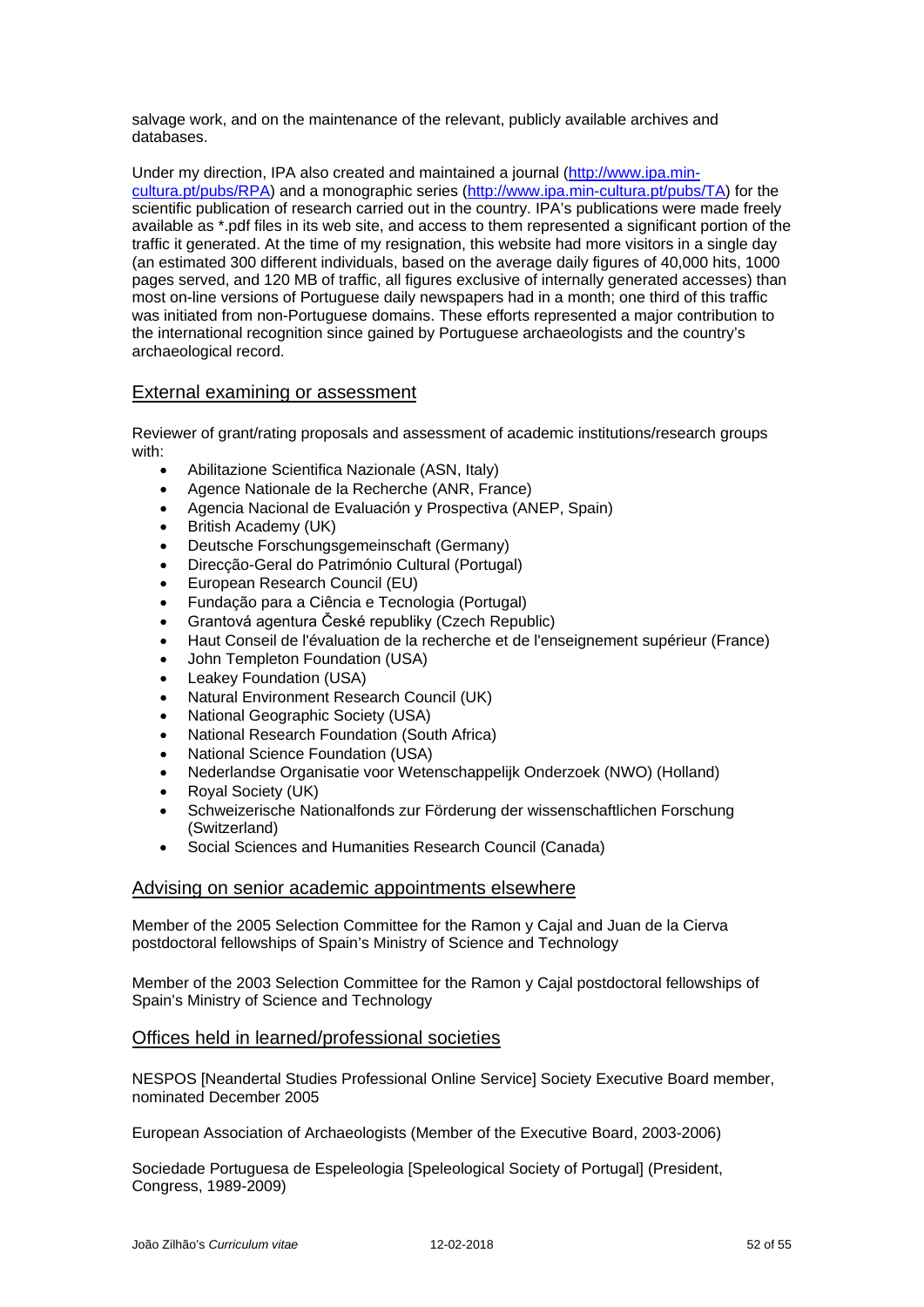salvage work, and on the maintenance of the relevant, publicly available archives and databases.

Under my direction, IPA also created and maintained a journal (http://www.ipa.min-cultura.pt/pubs/RPA) and a monographic series (http://www.ipa.min-cultura.pt/pubs/TA) for the scientific publication of research carried out in the country. IPA's publications were made freely available as *.pdf files in its web site, and access to them represented a significant portion of the traffic it generated. At the time of my resignation, this website had more visitors in a single day (an estimated 300 different individuals, based on the average daily figures of 40,000 hits, 1000 pages served, and 120 MB of traffic, all figures exclusive of internally generated accesses) than most on-line versions of Portuguese daily newspapers had in a month; one third of this traffic was initiated from non-Portuguese domains. These efforts represented a major contribution to the international recognition since gained by Portuguese archaeologists and the country's archaeological record.

## External examining or assessment

Reviewer of grant/rating proposals and assessment of academic institutions/research groups with:

- Abilitazione Scientifica Nazionale (ASN, Italy)
- Agence Nationale de la Recherche (ANR, France)
- Agencia Nacional de Evaluación y Prospectiva (ANEP, Spain)
- British Academy (UK)
- Deutsche Forschungsgemeinschaft (Germany)
- Direcção-Geral do Património Cultural (Portugal)
- European Research Council (EU)
- Fundação para a Ciência e Tecnologia (Portugal)
- Grantová agentura České republiky (Czech Republic)
- Haut Conseil de l'évaluation de la recherche et de l'enseignement supérieur (France)
- John Templeton Foundation (USA)
- Leakey Foundation (USA)
- Natural Environment Research Council (UK)
- National Geographic Society (USA)
- National Research Foundation (South Africa)
- National Science Foundation (USA)
- Nederlandse Organisatie voor Wetenschappelijk Onderzoek (NWO) (Holland)
- Royal Society (UK)
- Schweizerische Nationalfonds zur Förderung der wissenschaftlichen Forschung (Switzerland)
- Social Sciences and Humanities Research Council (Canada)

## Advising on senior academic appointments elsewhere

Member of the 2005 Selection Committee for the Ramon y Cajal and Juan de la Cierva postdoctoral fellowships of Spain's Ministry of Science and Technology

Member of the 2003 Selection Committee for the Ramon y Cajal postdoctoral fellowships of Spain's Ministry of Science and Technology

## Offices held in learned/professional societies

NESPOS [Neandertal Studies Professional Online Service] Society Executive Board member, nominated December 2005

European Association of Archaeologists (Member of the Executive Board, 2003-2006)

Sociedade Portuguesa de Espeleologia [Speleological Society of Portugal] (President, Congress, 1989-2009)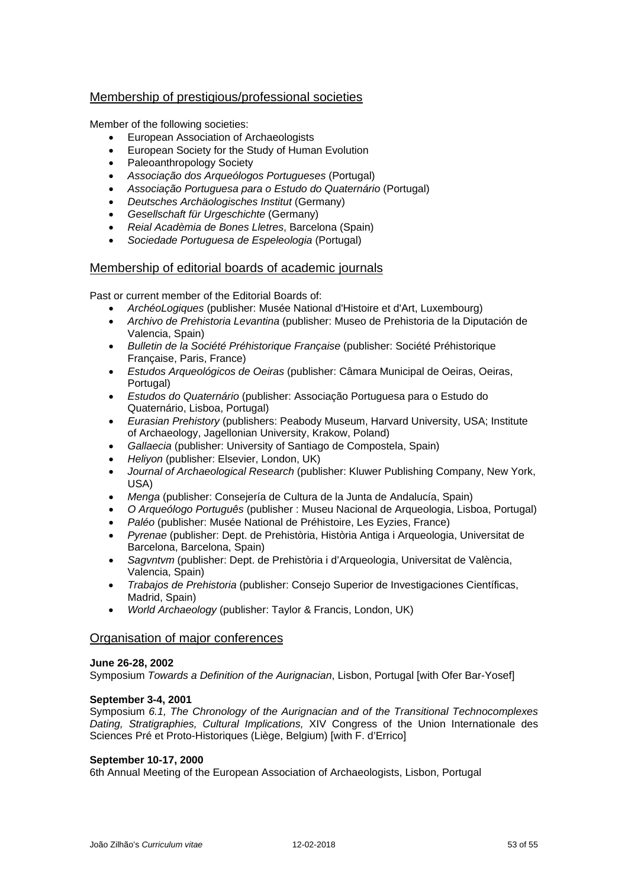## Membership of prestigious/professional societies

Member of the following societies:

- European Association of Archaeologists
- European Society for the Study of Human Evolution
- Paleoanthropology Society
- *Associação dos Arqueólogos Portugueses* (Portugal)
- *Associação Portuguesa para o Estudo do Quaternário* (Portugal)
- *Deutsches Archäologisches Institut* (Germany)
- *Gesellschaft für Urgeschichte* (Germany)
- *Reial Acadèmia de Bones Lletres*, Barcelona (Spain)
- *Sociedade Portuguesa de Espeleologia* (Portugal)

## Membership of editorial boards of academic journals

Past or current member of the Editorial Boards of:

- *ArchéoLogiques* (publisher: Musée National d'Histoire et d'Art, Luxembourg)
- *Archivo de Prehistoria Levantina* (publisher: Museo de Prehistoria de la Diputación de Valencia, Spain)
- *Bulletin de la Société Préhistorique Française* (publisher: Société Préhistorique Française, Paris, France)
- *Estudos Arqueológicos de Oeiras* (publisher: Câmara Municipal de Oeiras, Oeiras, Portugal)
- *Estudos do Quaternário* (publisher: Associação Portuguesa para o Estudo do Quaternário, Lisboa, Portugal)
- *Eurasian Prehistory* (publishers: Peabody Museum, Harvard University, USA; Institute of Archaeology, Jagellonian University, Krakow, Poland)
- *Gallaecia* (publisher: University of Santiago de Compostela, Spain)
- *Heliyon* (publisher: Elsevier, London, UK)
- *Journal of Archaeological Research* (publisher: Kluwer Publishing Company, New York, USA)
- *Menga* (publisher: Consejería de Cultura de la Junta de Andalucía, Spain)
- *O Arqueólogo Português* (publisher : Museu Nacional de Arqueologia, Lisboa, Portugal)
- *Paléo* (publisher: Musée National de Préhistoire, Les Eyzies, France)
- *Pyrenae* (publisher: Dept. de Prehistòria, Història Antiga i Arqueologia, Universitat de Barcelona, Barcelona, Spain)
- *Sagvntvm* (publisher: Dept. de Prehistòria i d'Arqueologia, Universitat de València, Valencia, Spain)
- *Trabajos de Prehistoria* (publisher: Consejo Superior de Investigaciones Científicas, Madrid, Spain)
- *World Archaeology* (publisher: Taylor & Francis, London, UK)

## Organisation of major conferences

**June 26-28, 2002**
Symposium *Towards a Definition of the Aurignacian*, Lisbon, Portugal [with Ofer Bar-Yosef]

**September 3-4, 2001**
Symposium *6.1, The Chronology of the Aurignacian and of the Transitional Technocomplexes Dating, Stratigraphies, Cultural Implications,* XIV Congress of the Union Internationale des Sciences Pré et Proto-Historiques (Liège, Belgium) [with F. d'Errico]

**September 10-17, 2000**
6th Annual Meeting of the European Association of Archaeologists, Lisbon, Portugal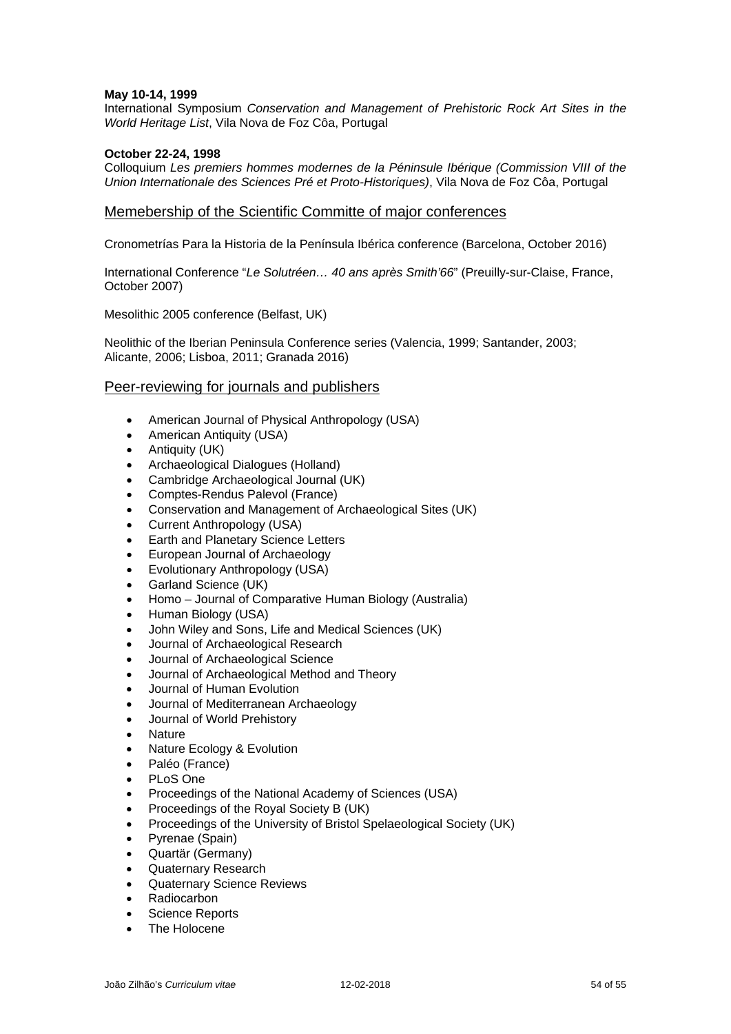**May 10-14, 1999**
International Symposium *Conservation and Management of Prehistoric Rock Art Sites in the World Heritage List*, Vila Nova de Foz Côa, Portugal

**October 22-24, 1998**
Colloquium *Les premiers hommes modernes de la Péninsule Ibérique (Commission VIII of the Union Internationale des Sciences Pré et Proto-Historiques)*, Vila Nova de Foz Côa, Portugal

## Memebership of the Scientific Committe of major conferences

Cronometrías Para la Historia de la Península Ibérica conference (Barcelona, October 2016)

International Conference "*Le Solutréen… 40 ans après Smith'66*" (Preuilly-sur-Claise, France, October 2007)

Mesolithic 2005 conference (Belfast, UK)

Neolithic of the Iberian Peninsula Conference series (Valencia, 1999; Santander, 2003; Alicante, 2006; Lisboa, 2011; Granada 2016)

## Peer-reviewing for journals and publishers

- American Journal of Physical Anthropology (USA)
- American Antiquity (USA)
- Antiquity (UK)
- Archaeological Dialogues (Holland)
- Cambridge Archaeological Journal (UK)
- Comptes-Rendus Palevol (France)
- Conservation and Management of Archaeological Sites (UK)
- Current Anthropology (USA)
- Earth and Planetary Science Letters
- European Journal of Archaeology
- Evolutionary Anthropology (USA)
- Garland Science (UK)
- Homo – Journal of Comparative Human Biology (Australia)
- Human Biology (USA)
- John Wiley and Sons, Life and Medical Sciences (UK)
- Journal of Archaeological Research
- Journal of Archaeological Science
- Journal of Archaeological Method and Theory
- Journal of Human Evolution
- Journal of Mediterranean Archaeology
- Journal of World Prehistory
- Nature
- Nature Ecology & Evolution
- Paléo (France)
- PLoS One
- Proceedings of the National Academy of Sciences (USA)
- Proceedings of the Royal Society B (UK)
- Proceedings of the University of Bristol Spelaeological Society (UK)
- Pyrenae (Spain)
- Quartär (Germany)
- Quaternary Research
- Quaternary Science Reviews
- Radiocarbon
- Science Reports
- The Holocene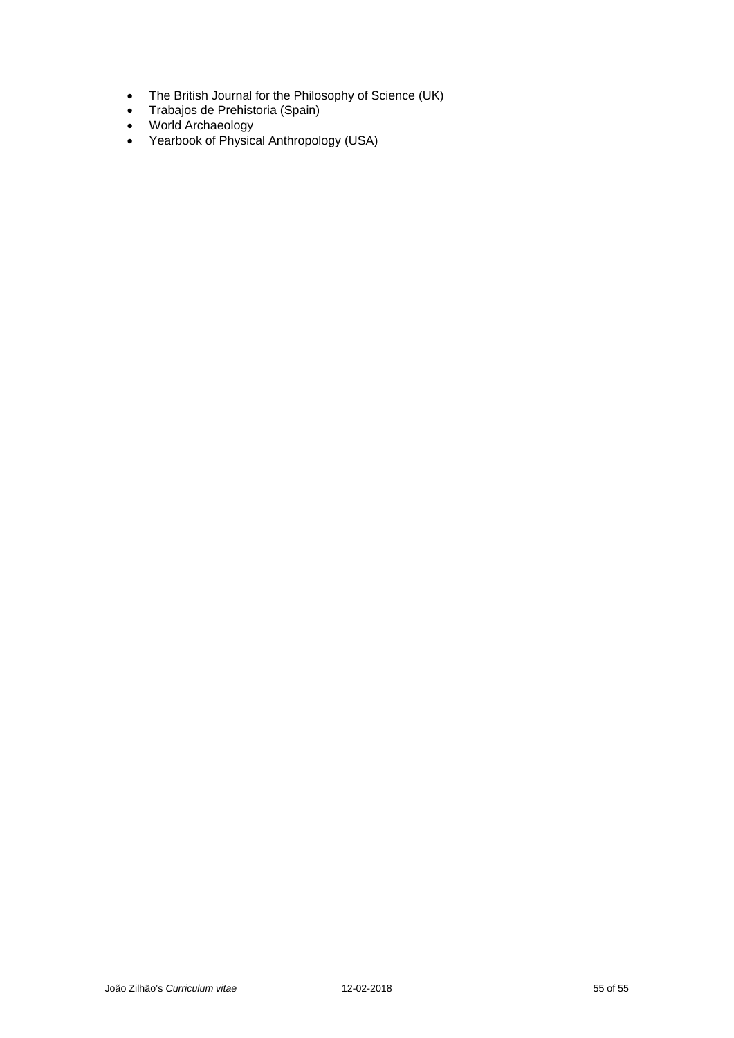- The British Journal for the Philosophy of Science (UK)
- Trabajos de Prehistoria (Spain)
- World Archaeology
- Yearbook of Physical Anthropology (USA)